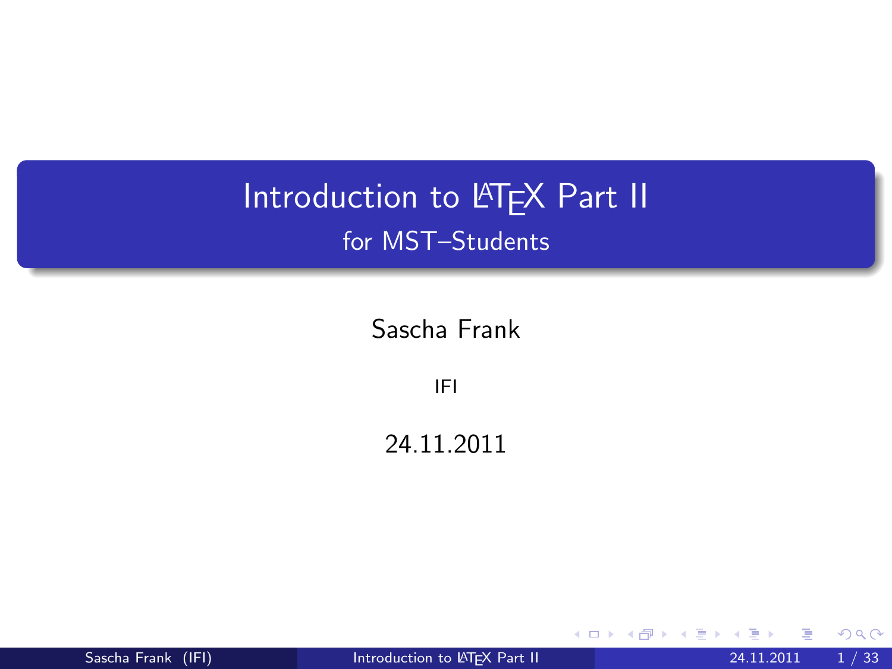# Introduction to LaTeX Part II

## for MST–Students

Sascha Frank

IFI

24.11.2011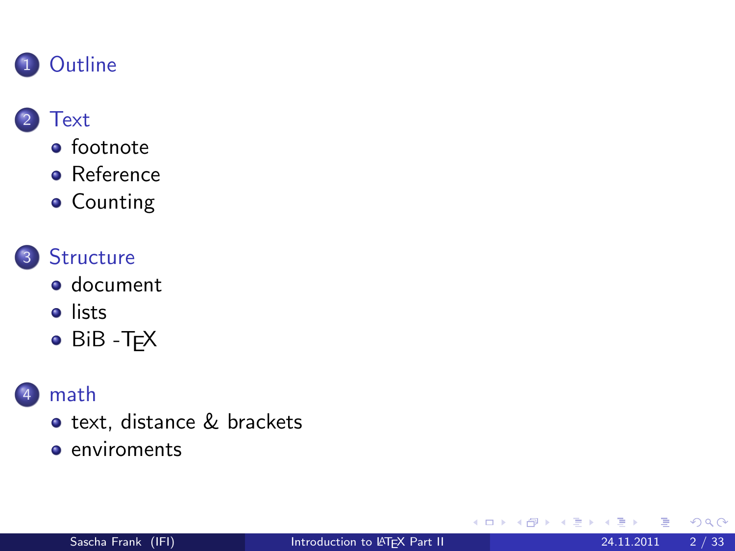1. Outline
2. Text
   - footnote
   - Reference
   - Counting
3. Structure
   - document
   - lists
   - BiB -TEX
4. math
   - text, distance & brackets
   - enviroments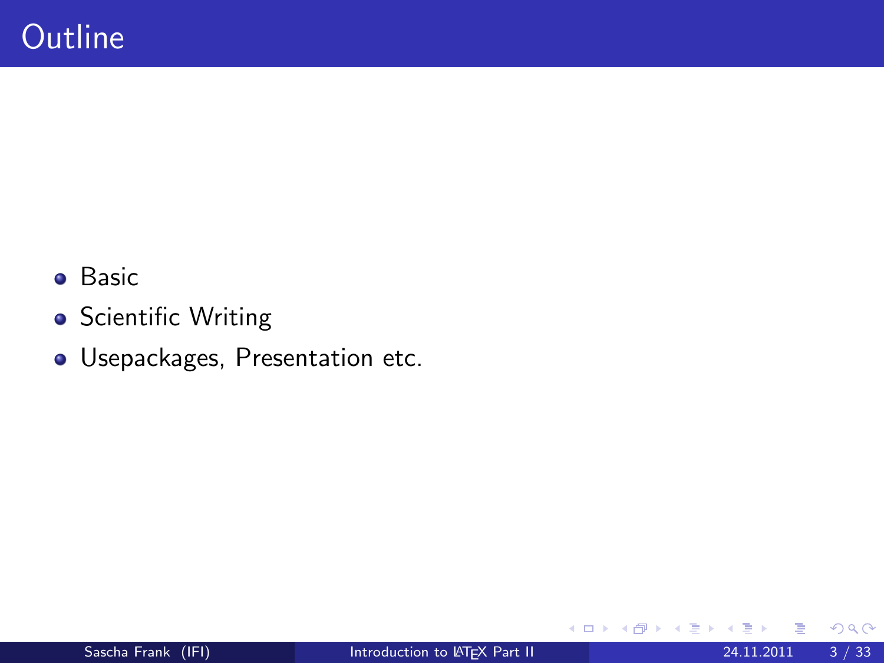# Outline

- Basic
- Scientific Writing
- Usepackages, Presentation etc.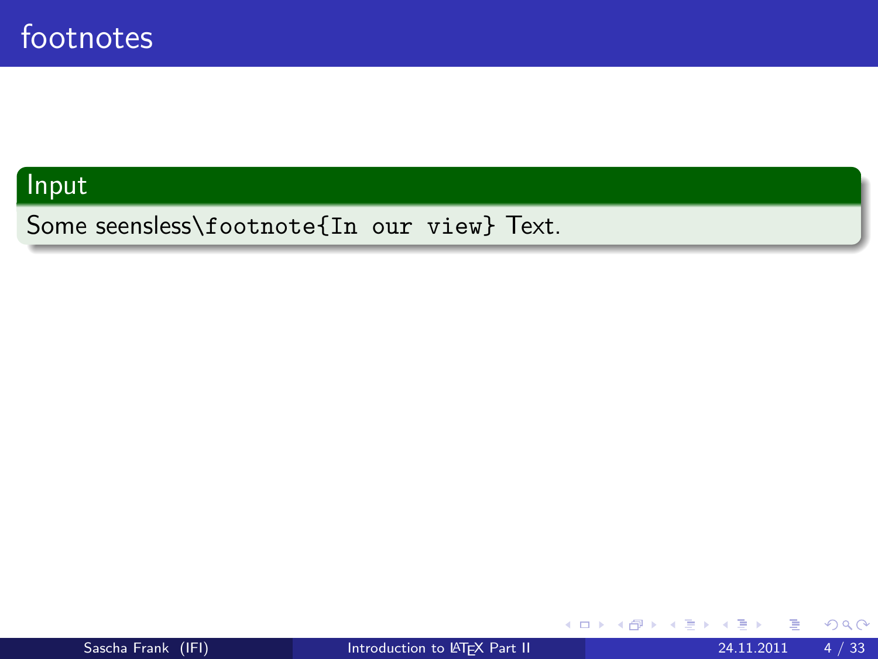# footnotes

**Input**

Some seensless`\footnote{In our view}` Text.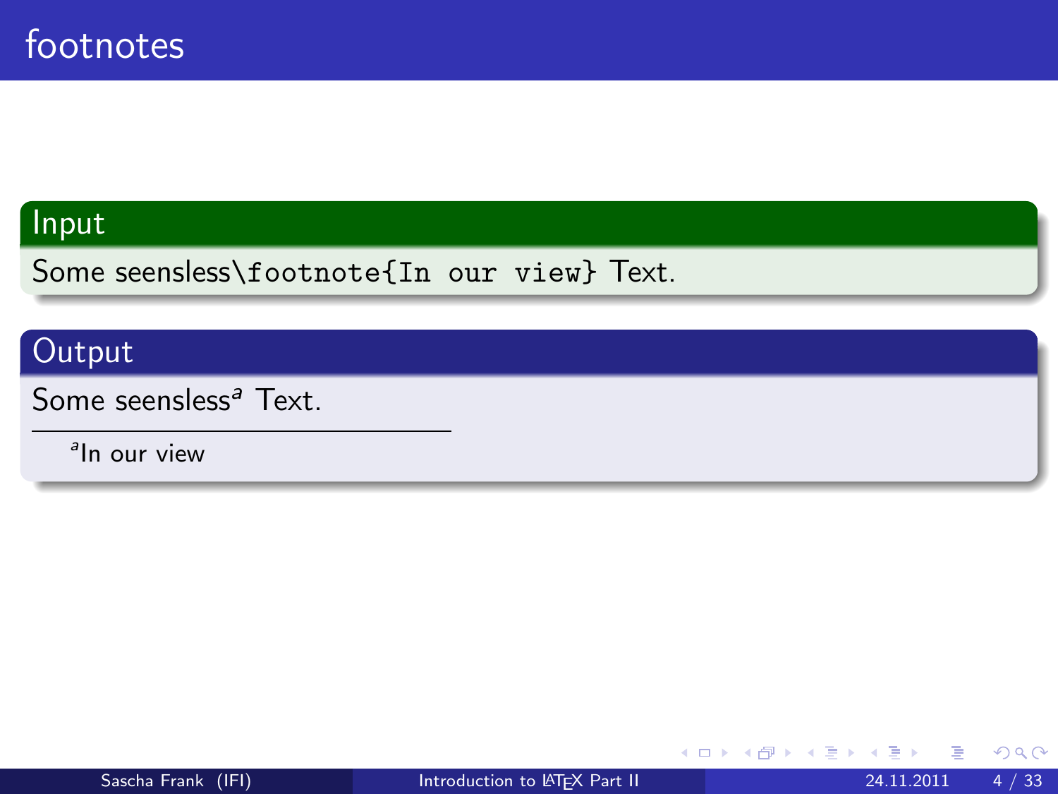# footnotes

**Input**

Some seensless\footnote{In our view} Text.

**Output**

Some seensless[a] Text.

---

[a]In our view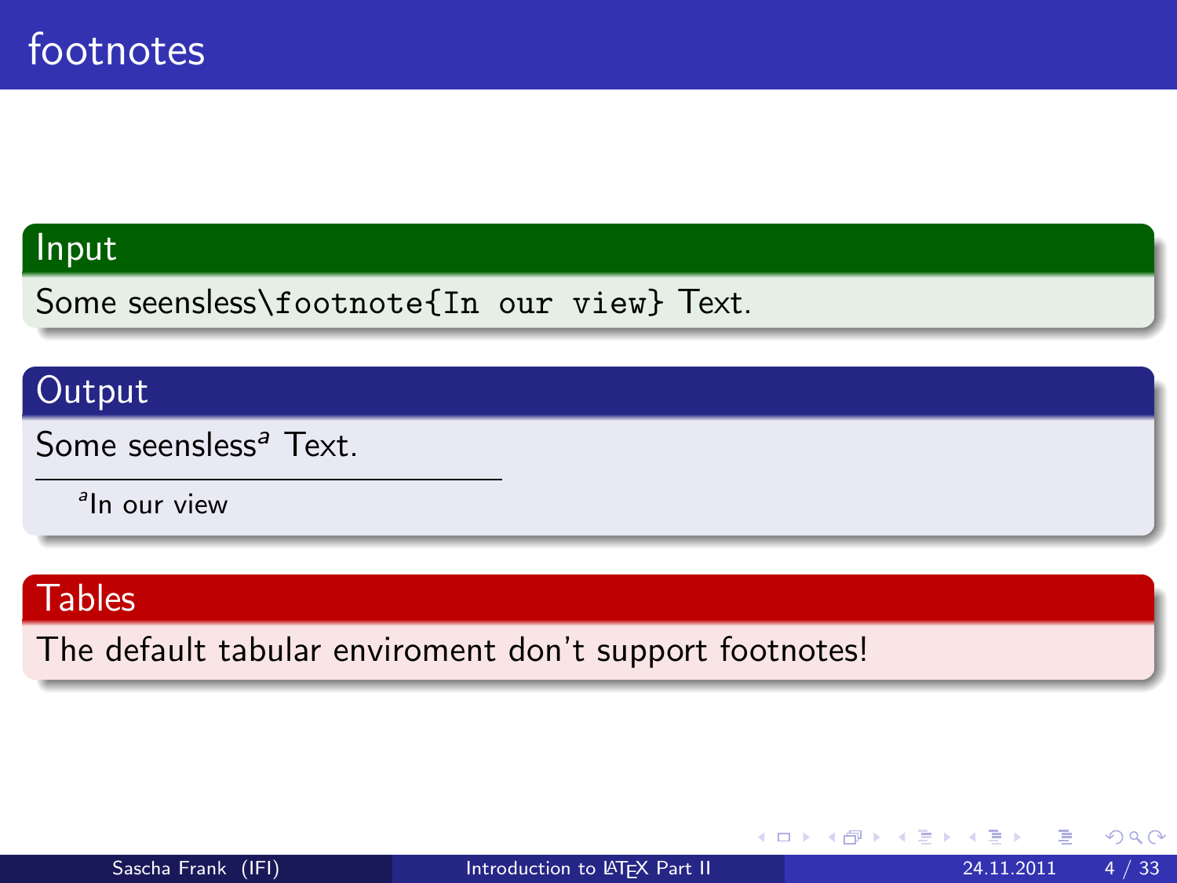# footnotes

**Input**

Some seensless`\footnote{In our view}` Text.

**Output**

Some seensless[a] Text.

---

[a]In our view

**Tables**

The default tabular enviroment don't support footnotes!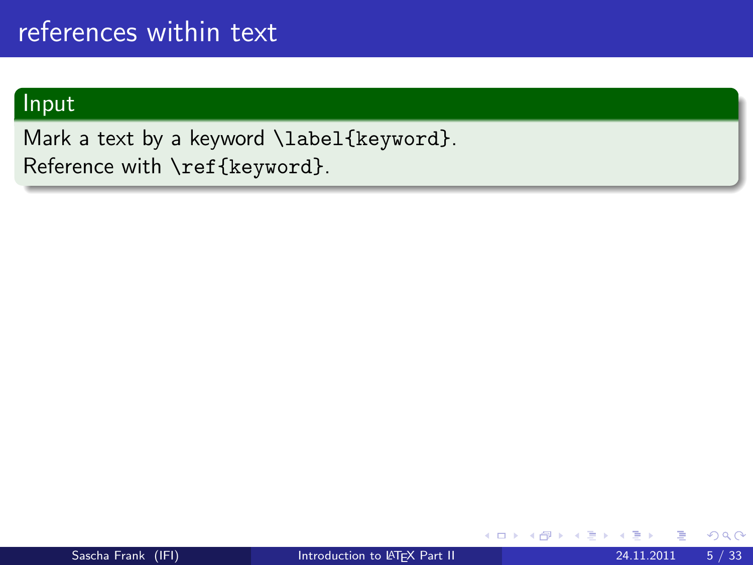# references within text

**Input**

Mark a text by a keyword `\label{keyword}`.
Reference with `\ref{keyword}`.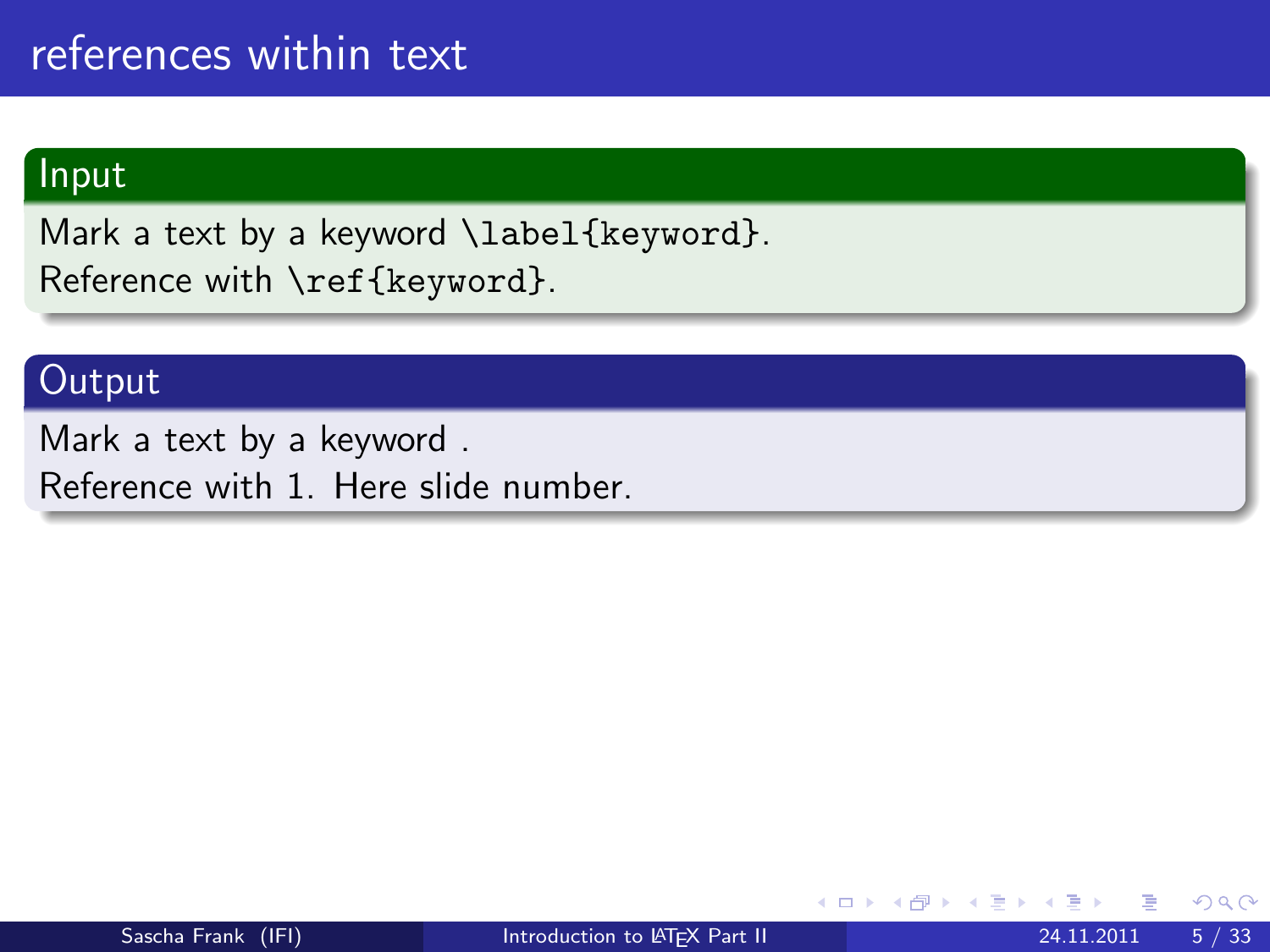# references within text

## Input

Mark a text by a keyword `\label{keyword}`.
Reference with `\ref{keyword}`.

## Output

Mark a text by a keyword .
Reference with 1. Here slide number.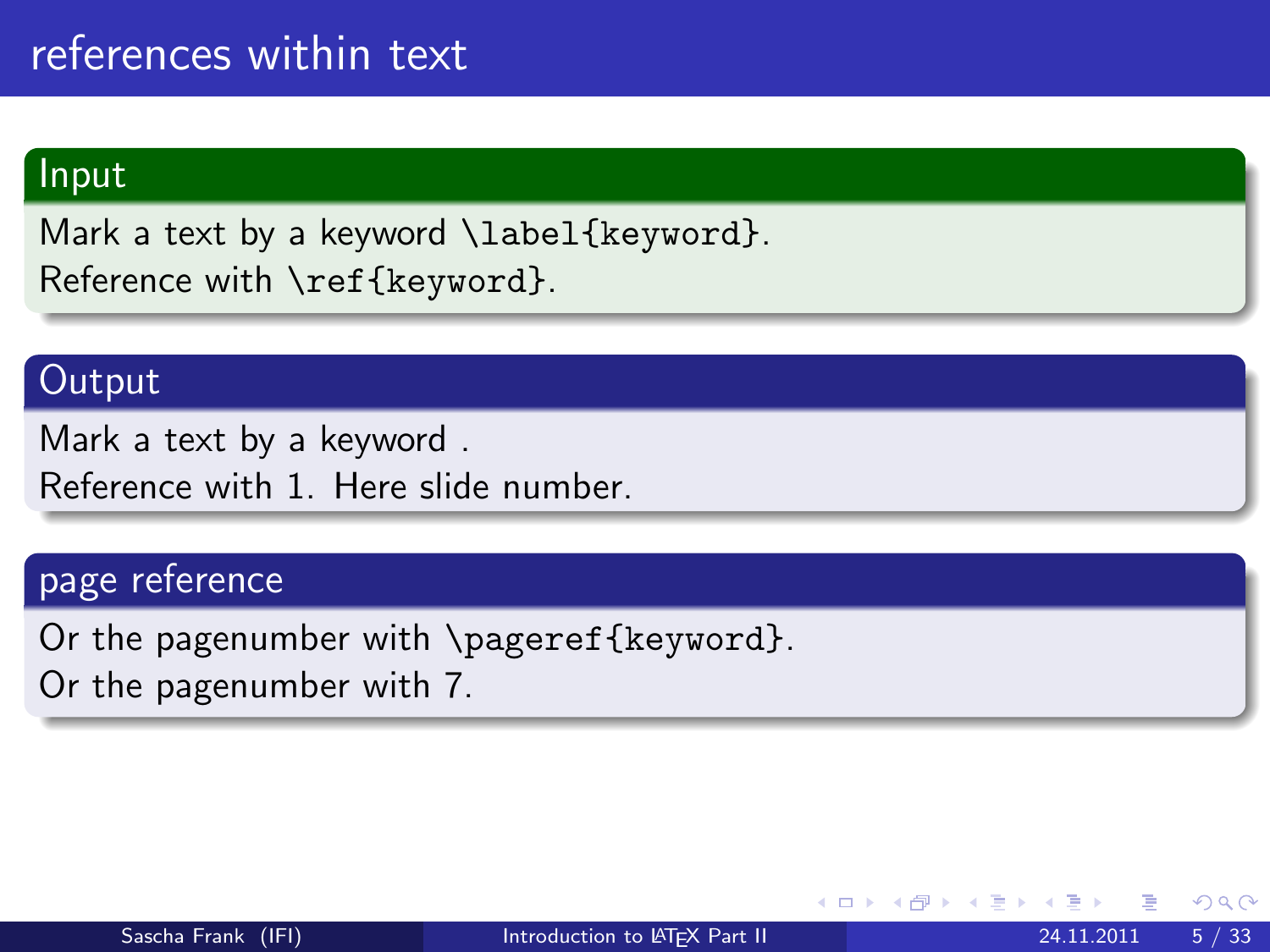# references within text

## Input

Mark a text by a keyword `\label{keyword}`.
Reference with `\ref{keyword}`.

## Output

Mark a text by a keyword .
Reference with 1. Here slide number.

## page reference

Or the pagenumber with `\pageref{keyword}`.
Or the pagenumber with 7.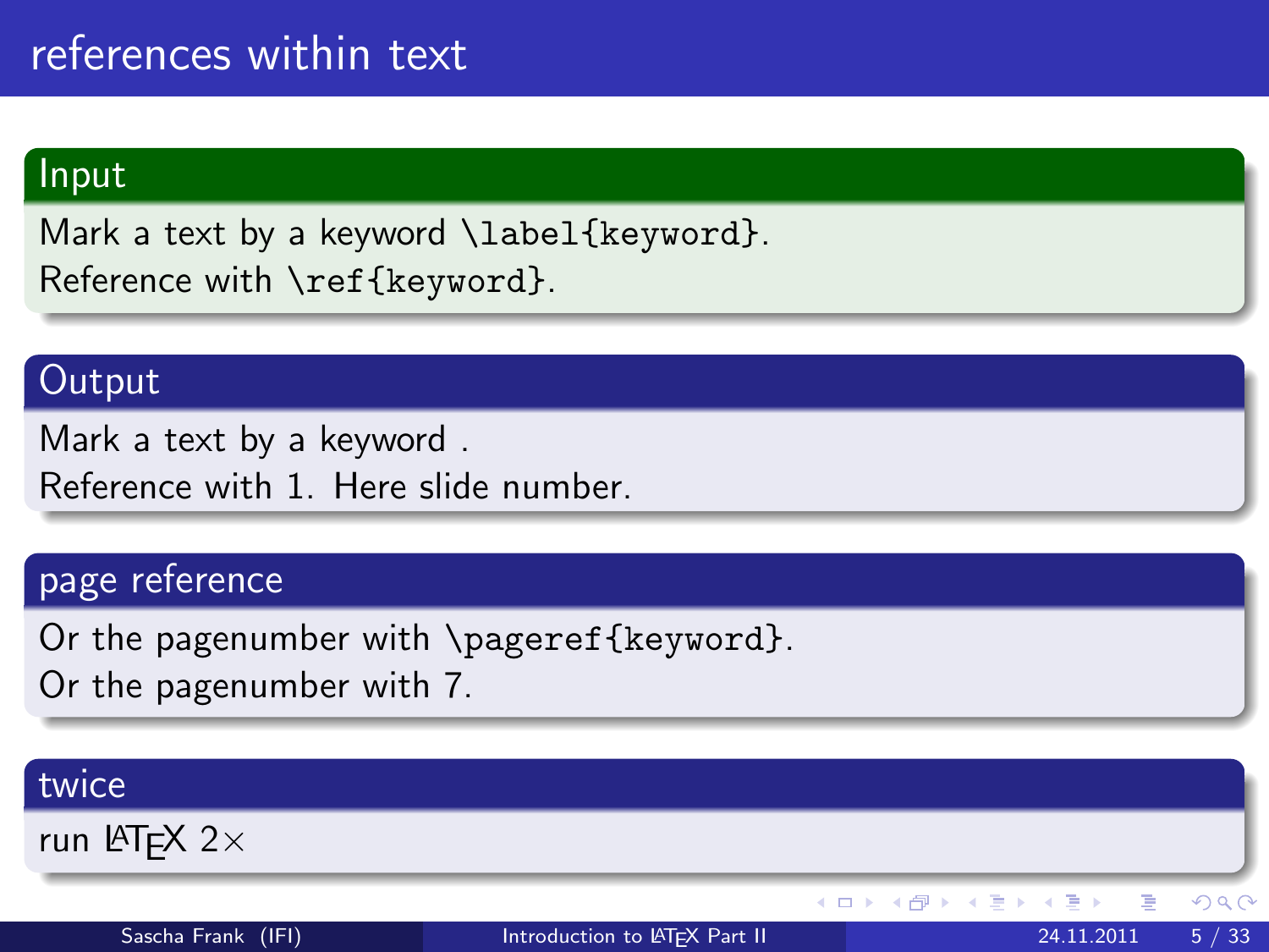# references within text

## Input

Mark a text by a keyword `\label{keyword}`.
Reference with `\ref{keyword}`.

## Output

Mark a text by a keyword .
Reference with 1. Here slide number.

## page reference

Or the pagenumber with `\pageref{keyword}`.
Or the pagenumber with 7.

## twice

run LaTeX 2×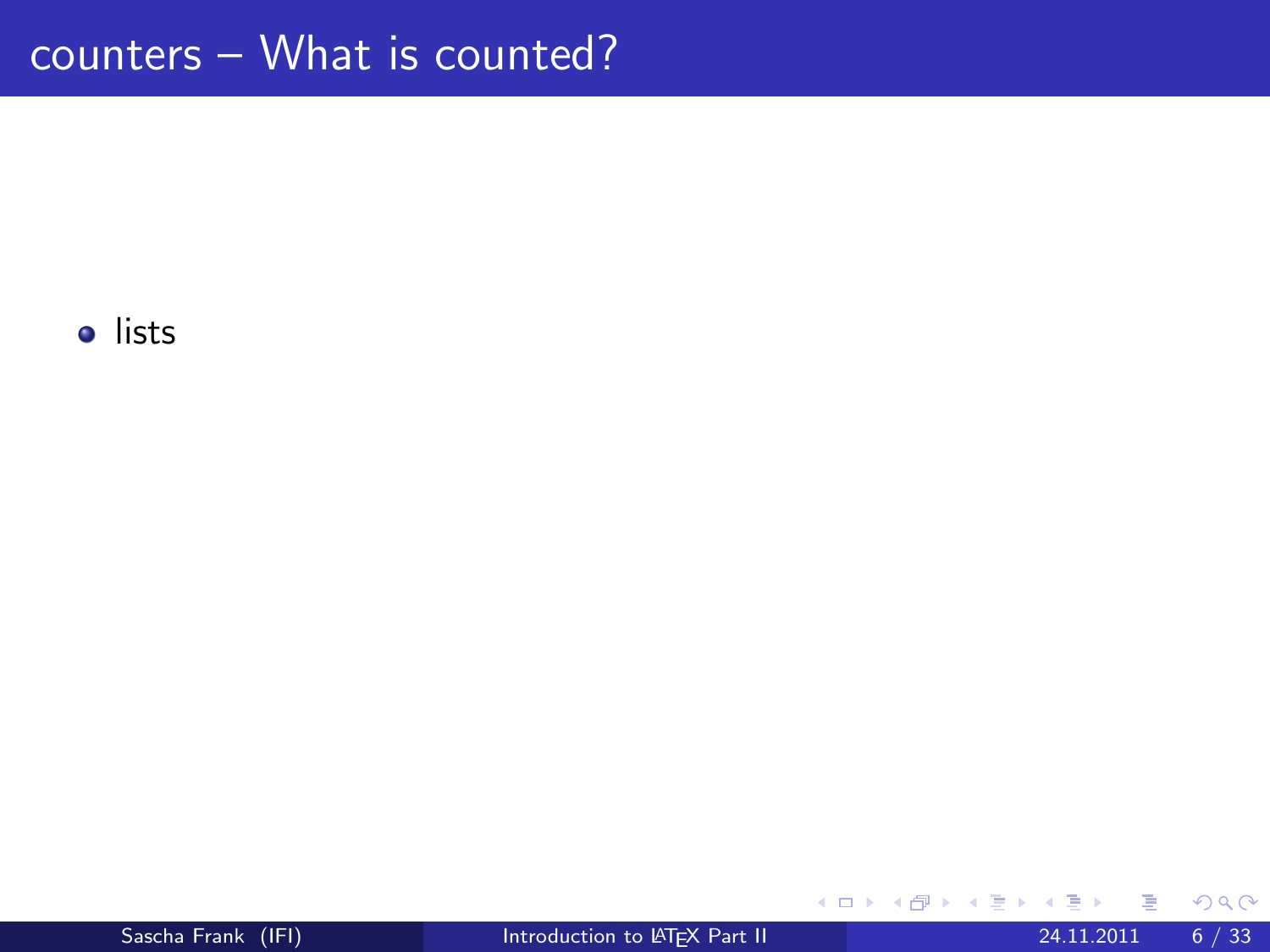# counters – What is counted?

- lists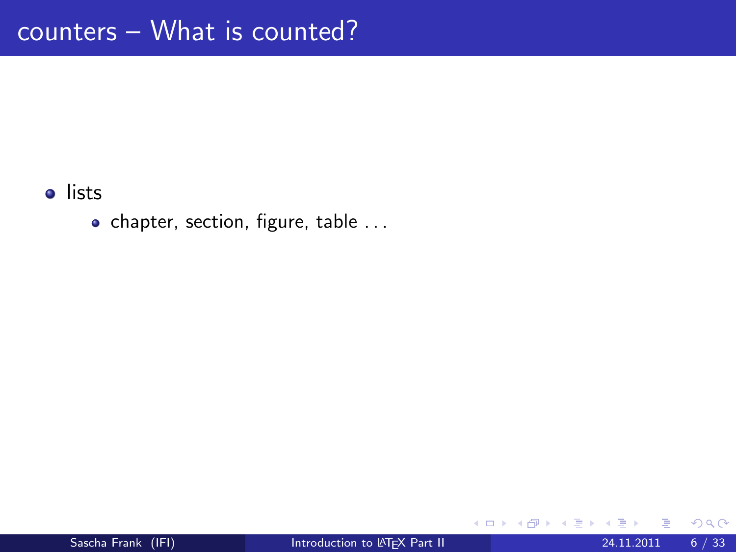# counters – What is counted?

- lists
  - chapter, section, figure, table . . .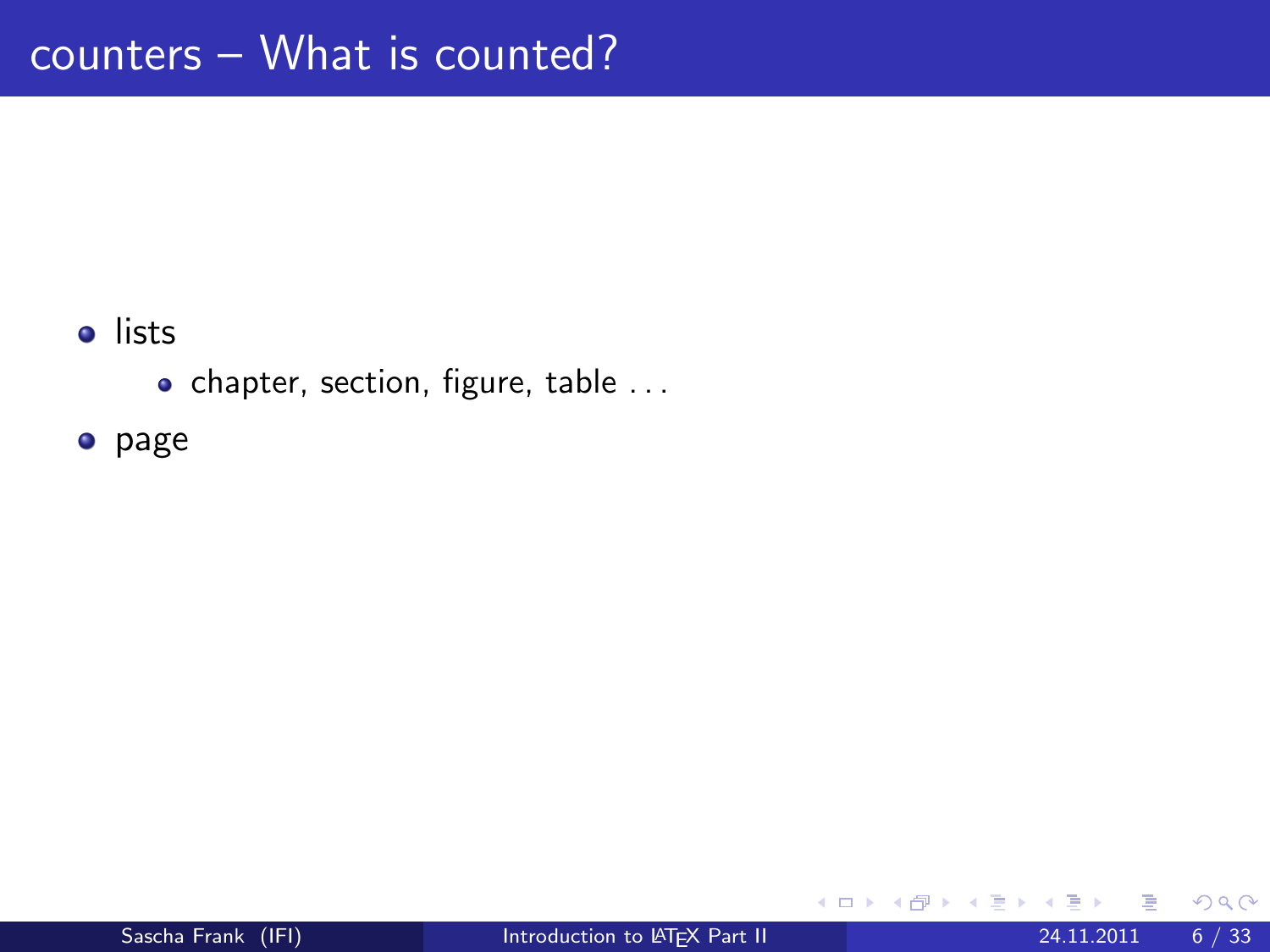# counters – What is counted?

- lists
  - chapter, section, figure, table . . .
- page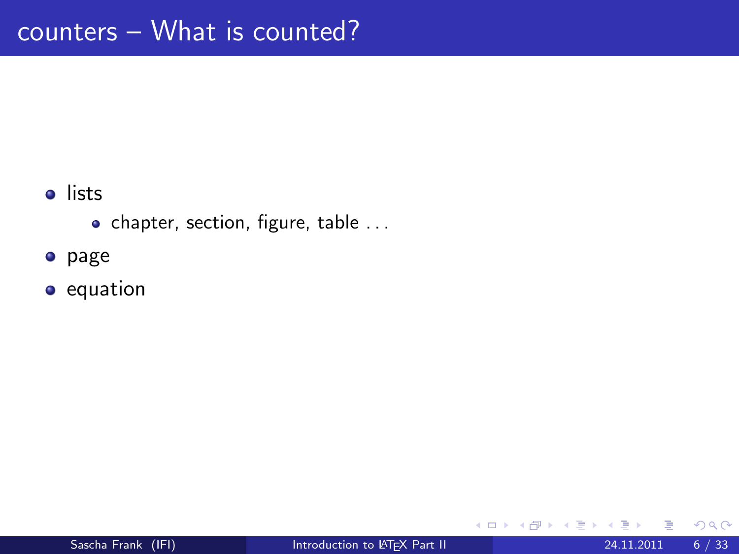# counters – What is counted?

- lists
  - chapter, section, figure, table . . .
- page
- equation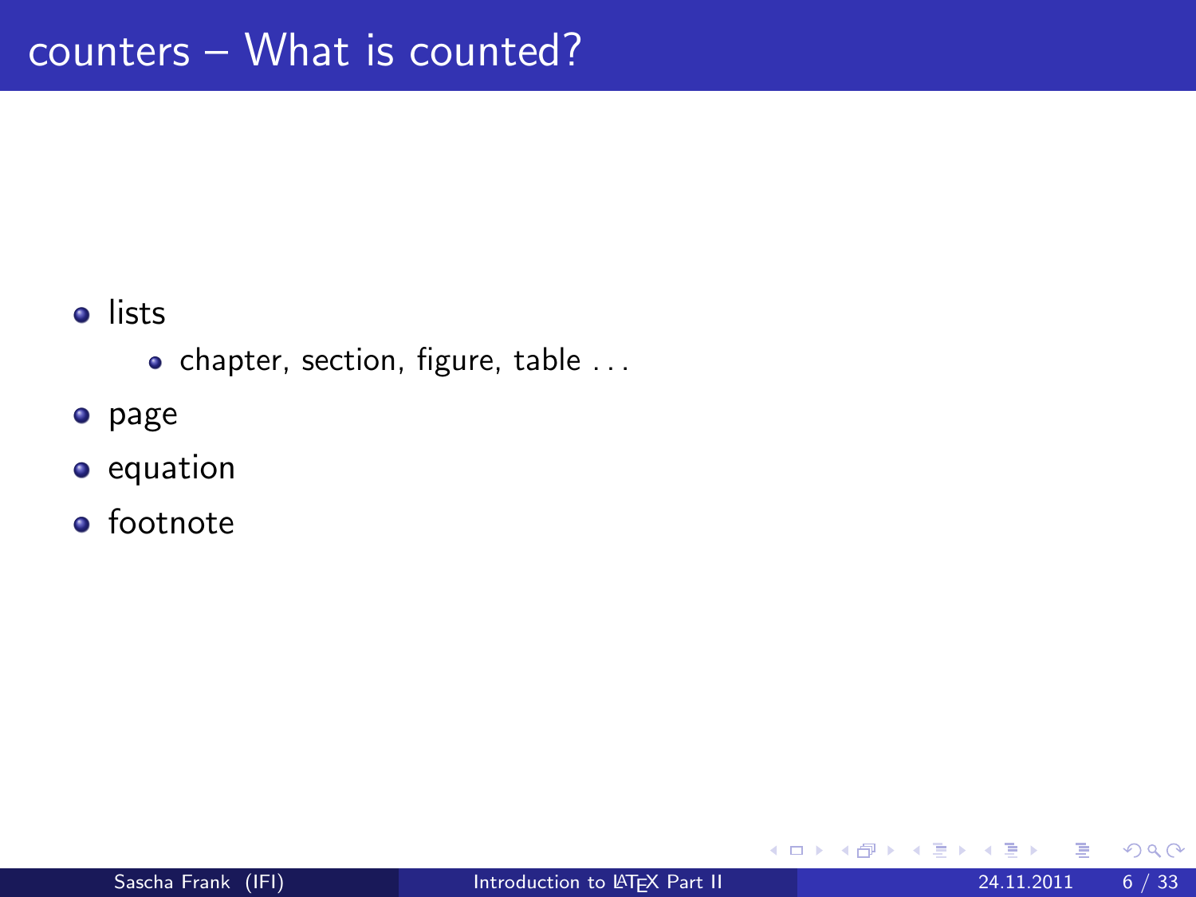# counters – What is counted?

- lists
  - chapter, section, figure, table ...
- page
- equation
- footnote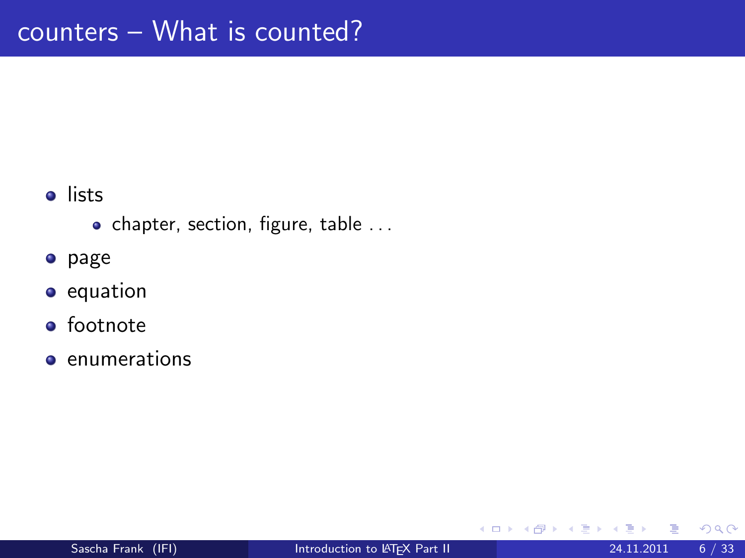# counters – What is counted?

- lists
  - chapter, section, figure, table ...
- page
- equation
- footnote
- enumerations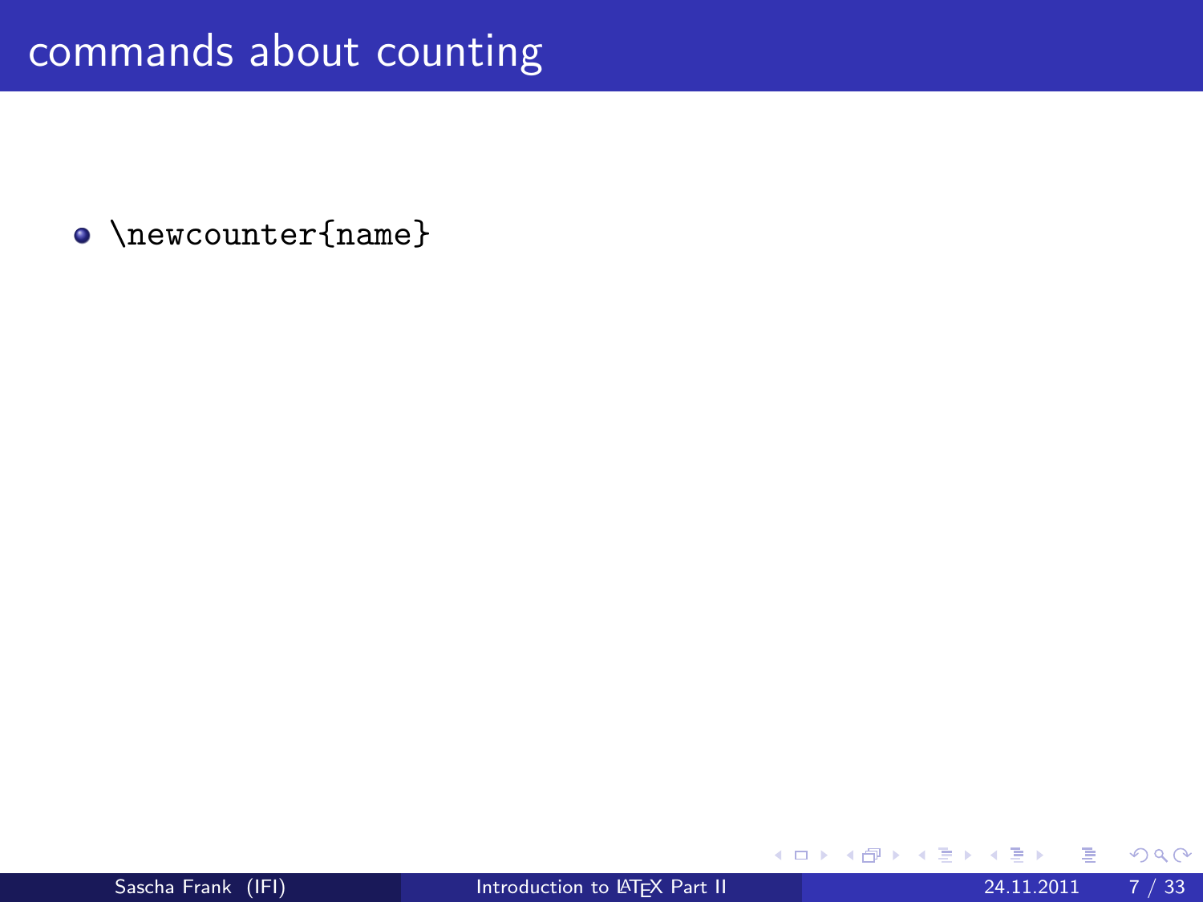# commands about counting

- `\newcounter{name}`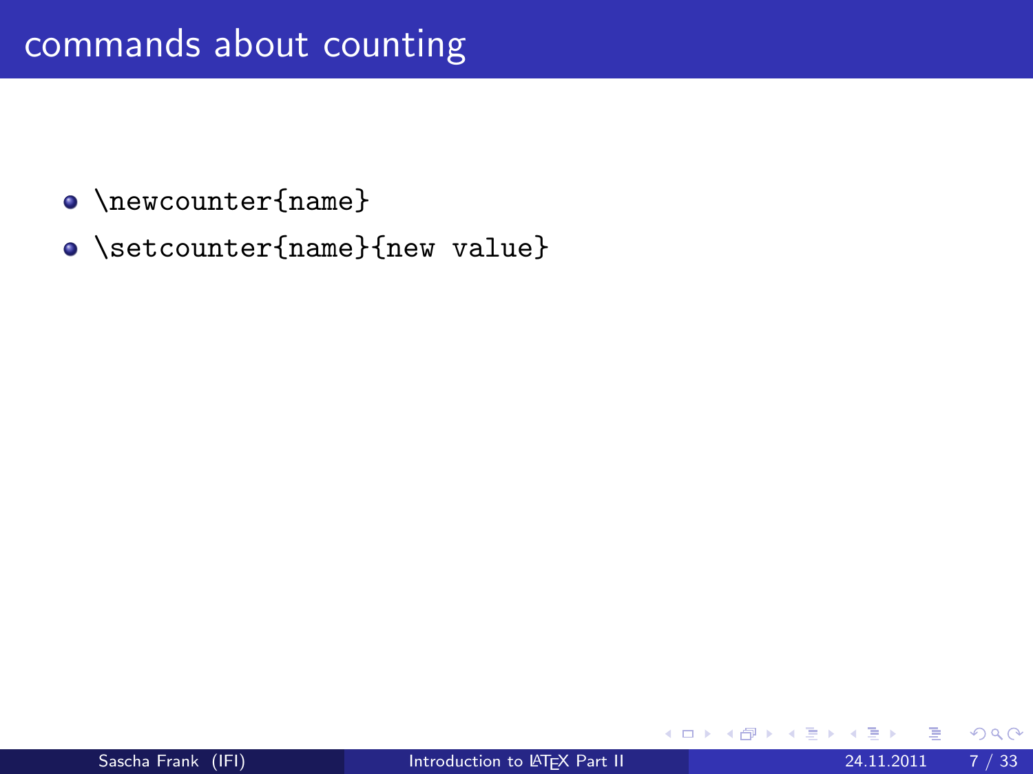# commands about counting

- `\newcounter{name}`
- `\setcounter{name}{new value}`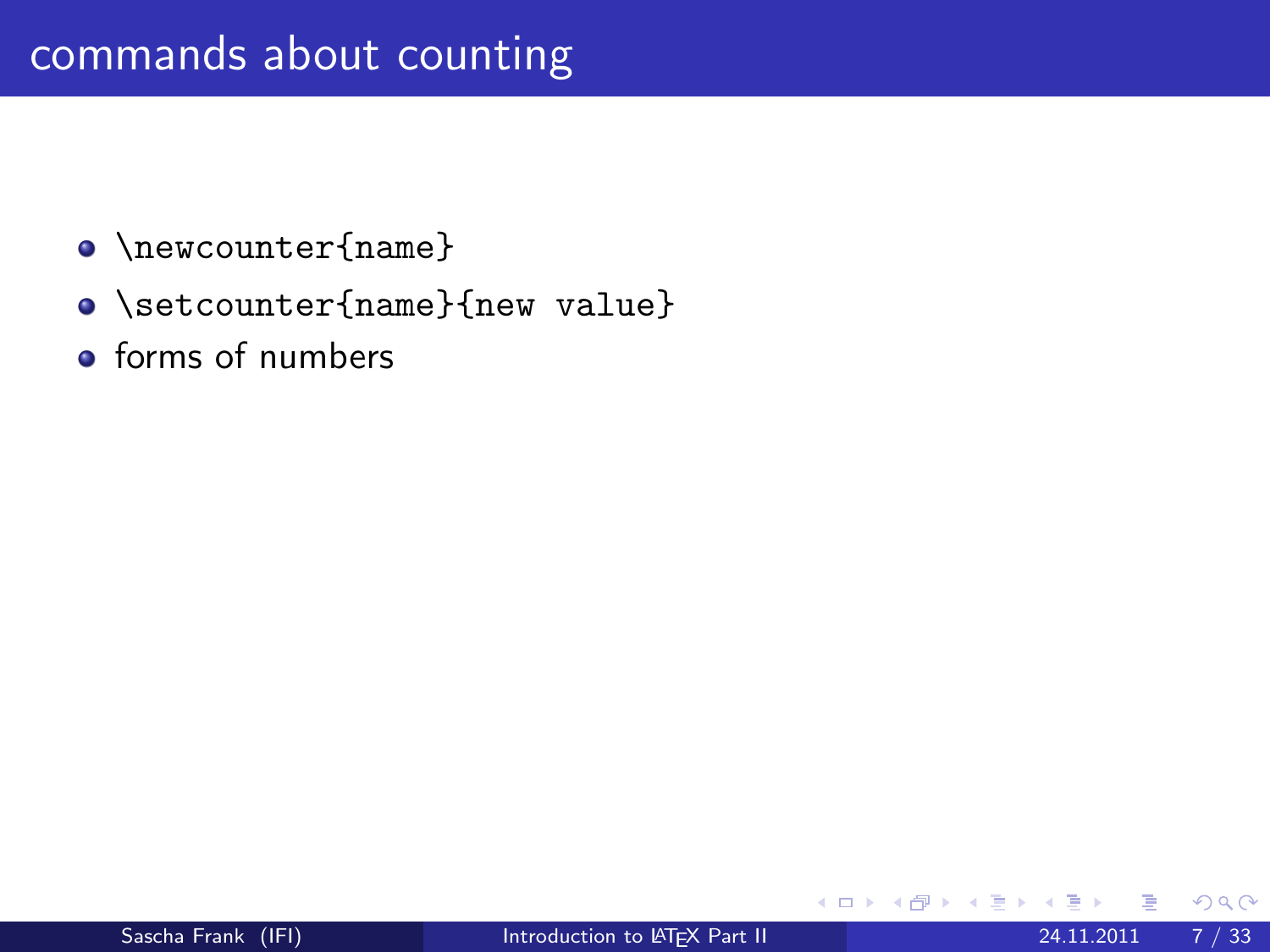# commands about counting

- `\newcounter{name}`
- `\setcounter{name}{new value}`
- forms of numbers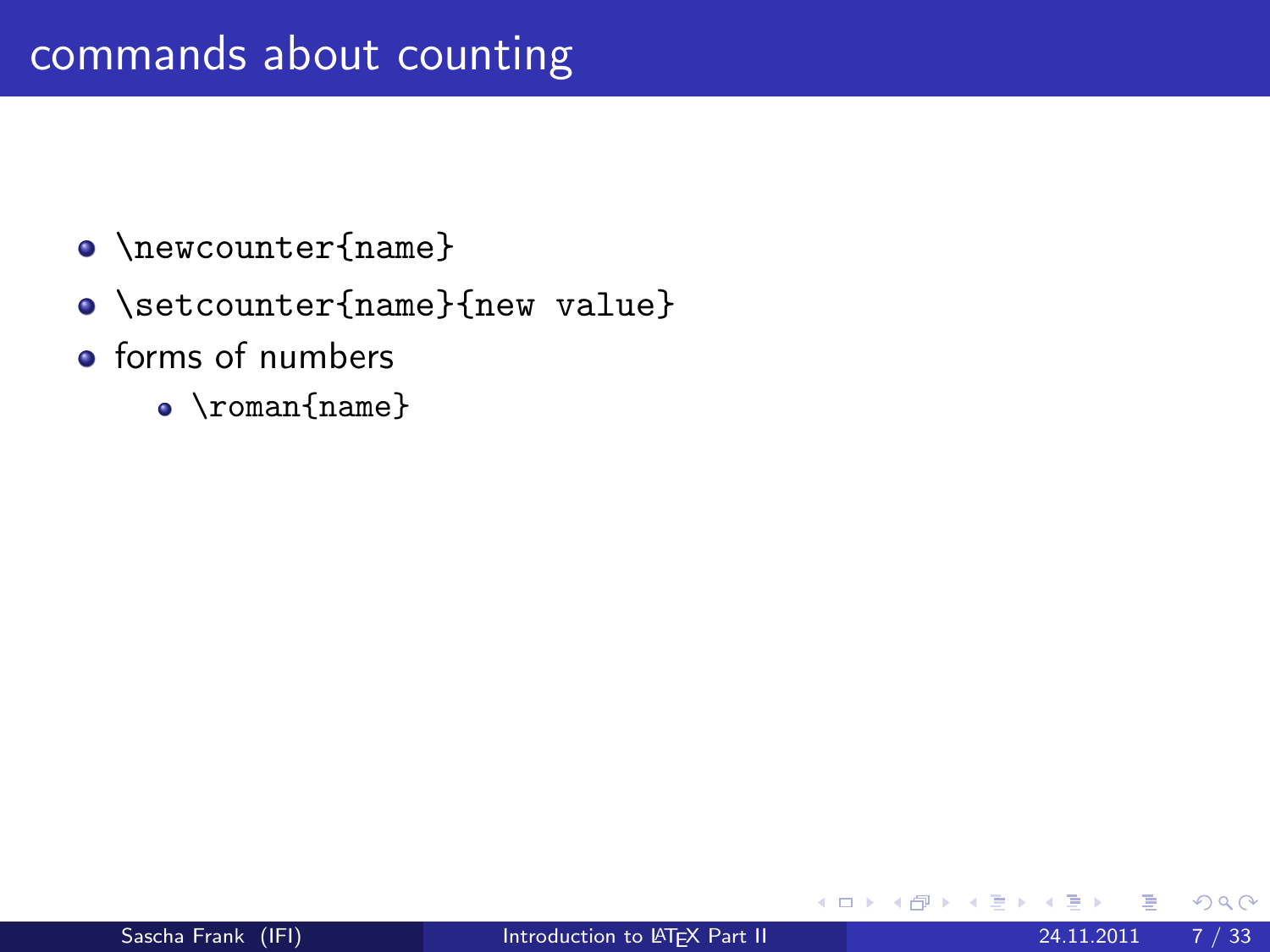# commands about counting

- `\newcounter{name}`
- `\setcounter{name}{new value}`
- forms of numbers
  - `\roman{name}`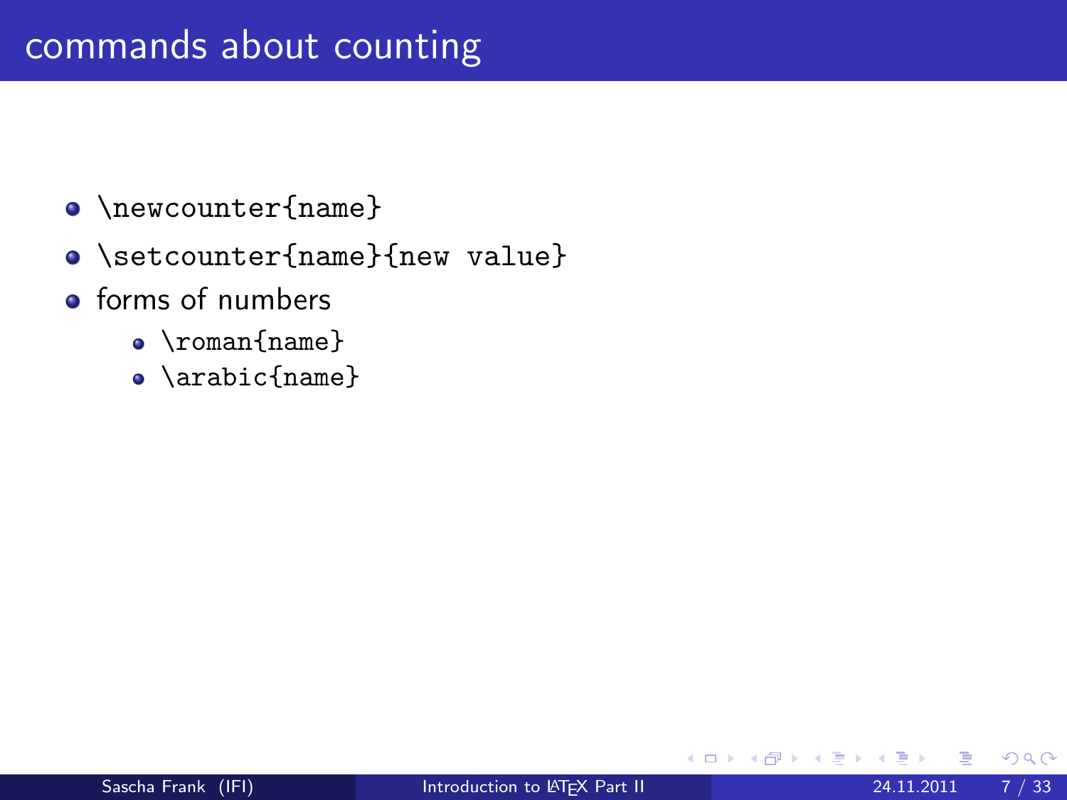# commands about counting

- `\newcounter{name}`
- `\setcounter{name}{new value}`
- forms of numbers
  - `\roman{name}`
  - `\arabic{name}`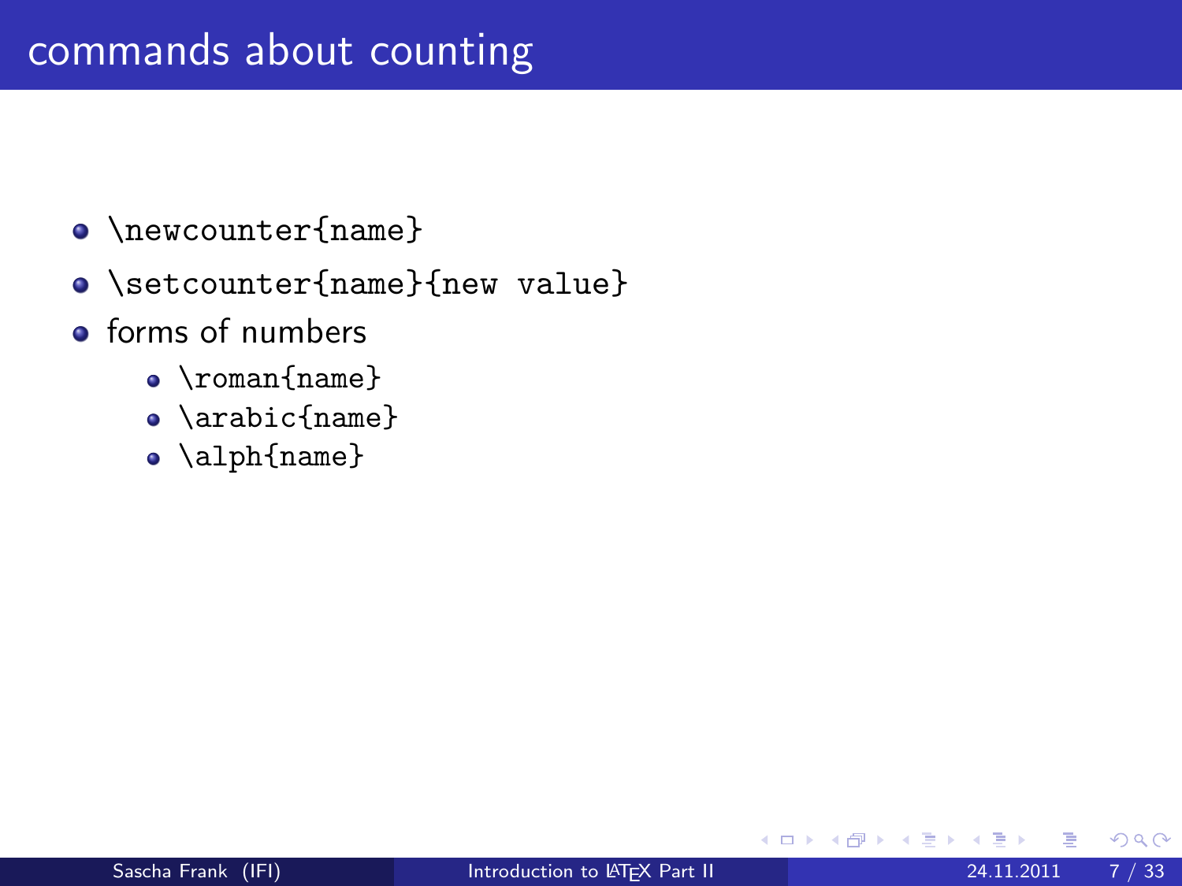# commands about counting

- `\newcounter{name}`
- `\setcounter{name}{new value}`
- forms of numbers
  - `\roman{name}`
  - `\arabic{name}`
  - `\alph{name}`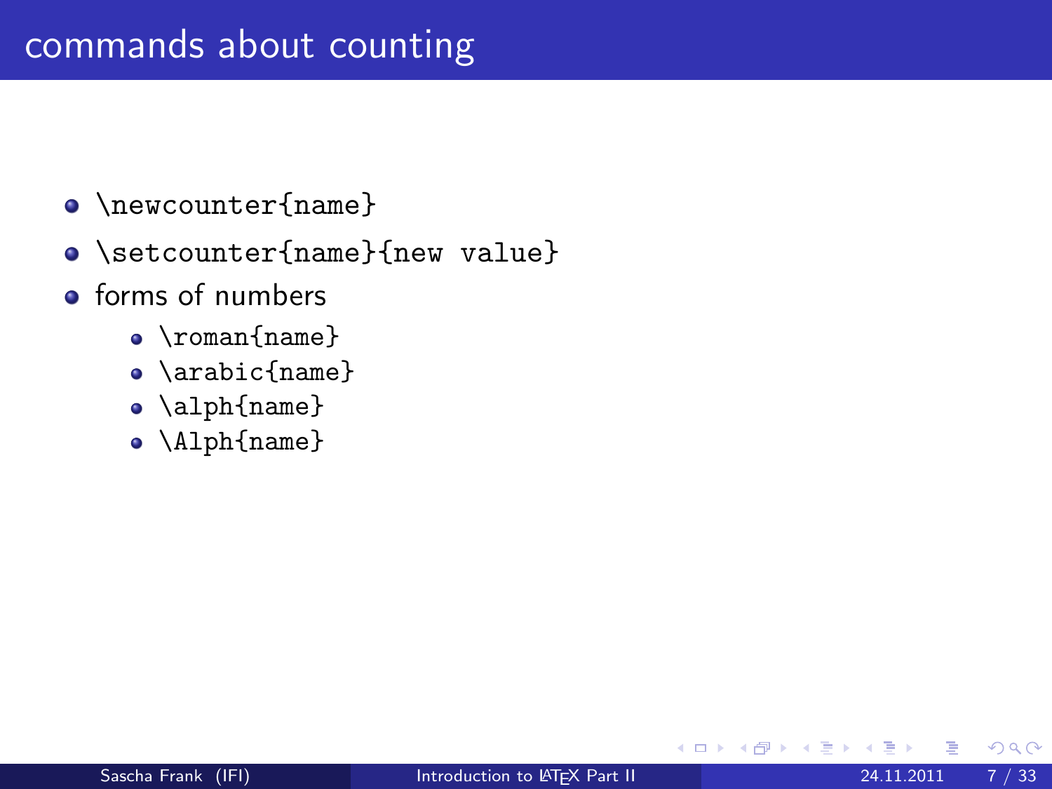## commands about counting

- `\newcounter{name}`
- `\setcounter{name}{new value}`
- forms of numbers
  - `\roman{name}`
  - `\arabic{name}`
  - `\alph{name}`
  - `\Alph{name}`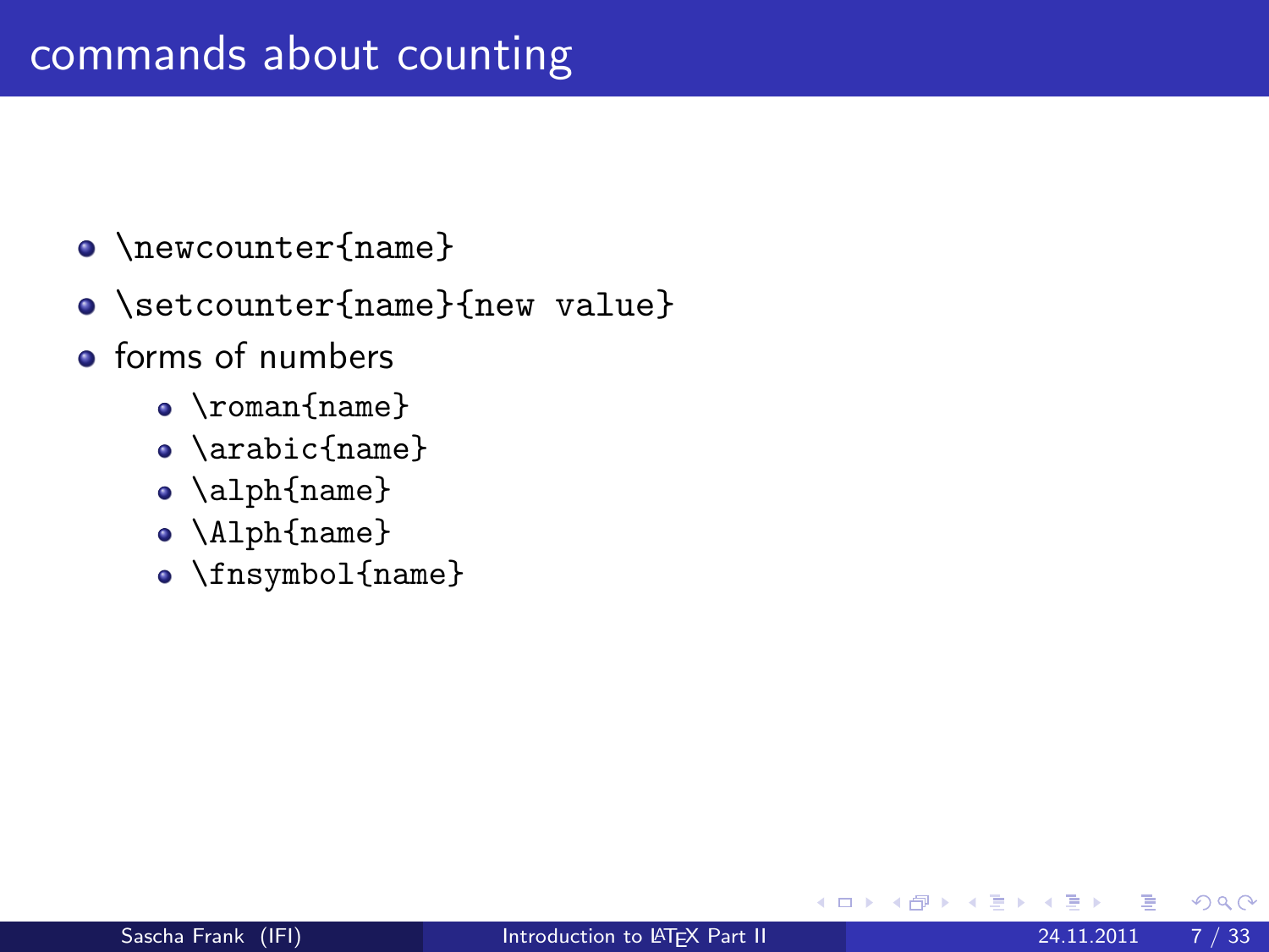# commands about counting

- `\newcounter{name}`
- `\setcounter{name}{new value}`
- forms of numbers
  - `\roman{name}`
  - `\arabic{name}`
  - `\alph{name}`
  - `\Alph{name}`
  - `\fnsymbol{name}`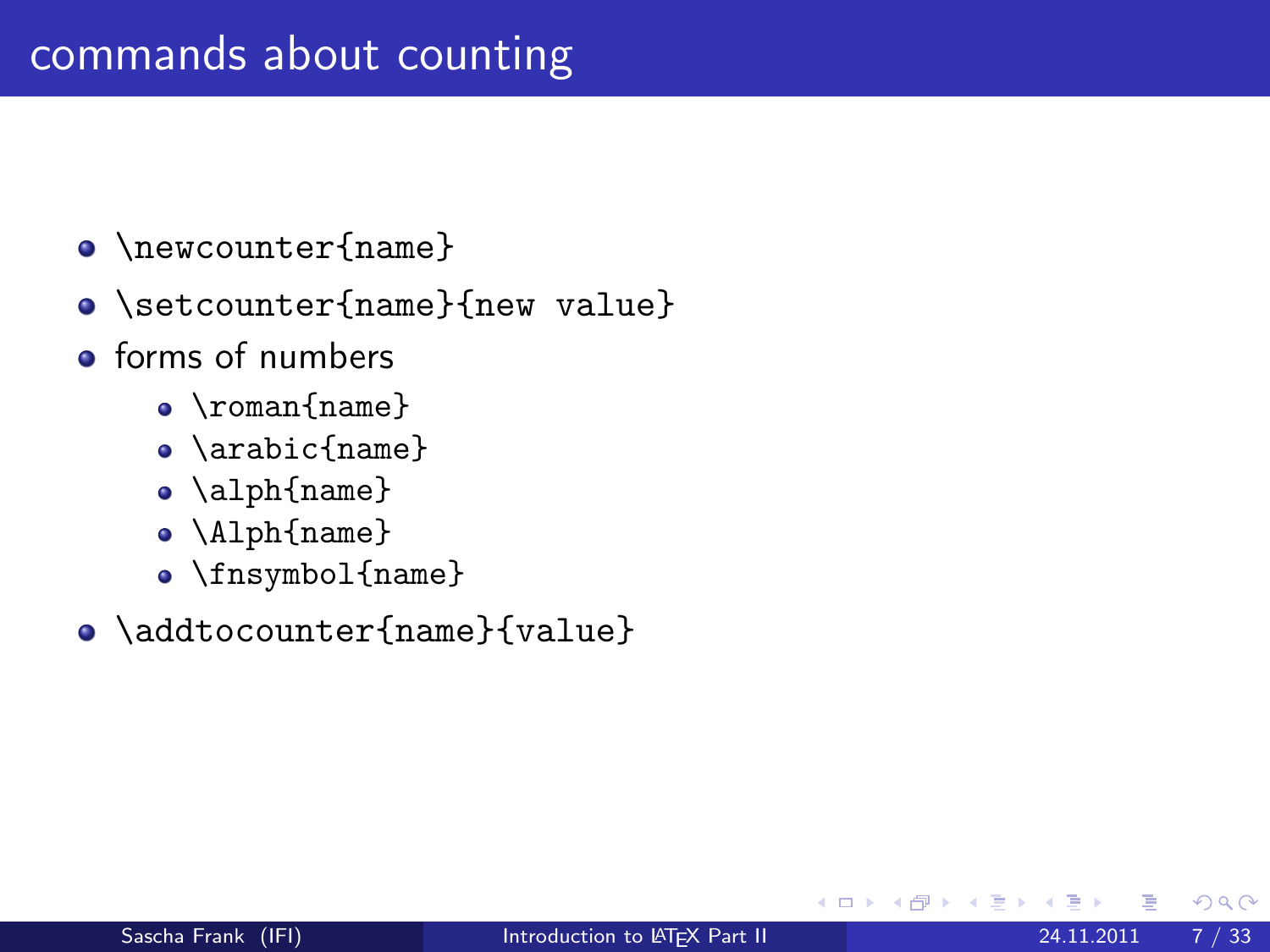# commands about counting

- `\newcounter{name}`
- `\setcounter{name}{new value}`
- forms of numbers
  - `\roman{name}`
  - `\arabic{name}`
  - `\alph{name}`
  - `\Alph{name}`
  - `\fnsymbol{name}`
- `\addtocounter{name}{value}`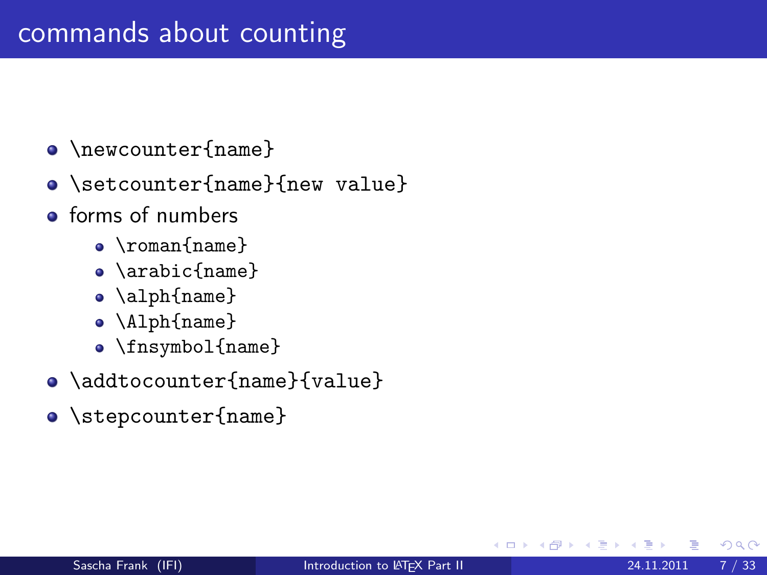# commands about counting

- `\newcounter{name}`
- `\setcounter{name}{new value}`
- forms of numbers
  - `\roman{name}`
  - `\arabic{name}`
  - `\alph{name}`
  - `\Alph{name}`
  - `\fnsymbol{name}`
- `\addtocounter{name}{value}`
- `\stepcounter{name}`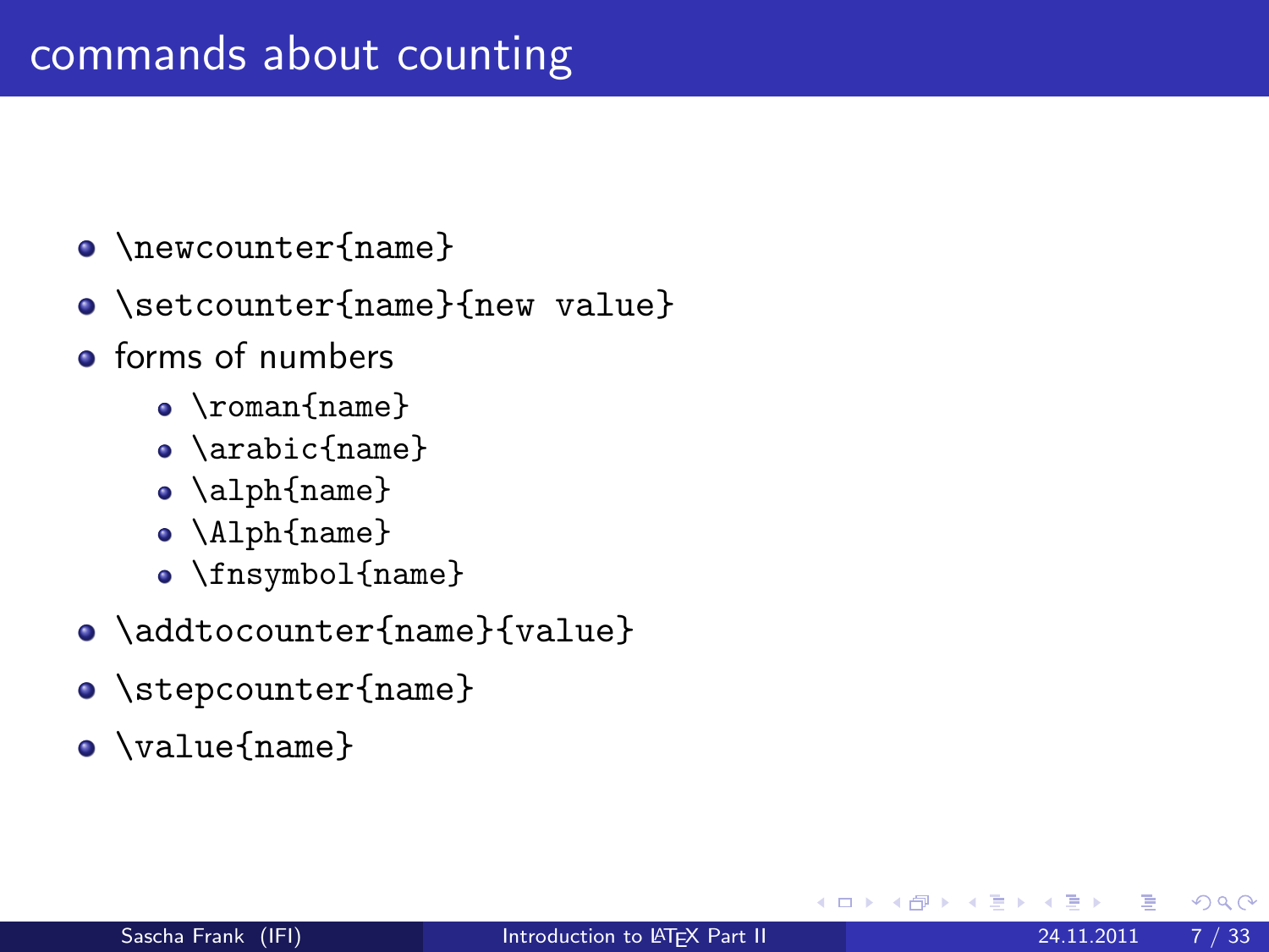# commands about counting

- `\newcounter{name}`
- `\setcounter{name}{new value}`
- forms of numbers
  - `\roman{name}`
  - `\arabic{name}`
  - `\alph{name}`
  - `\Alph{name}`
  - `\fnsymbol{name}`
- `\addtocounter{name}{value}`
- `\stepcounter{name}`
- `\value{name}`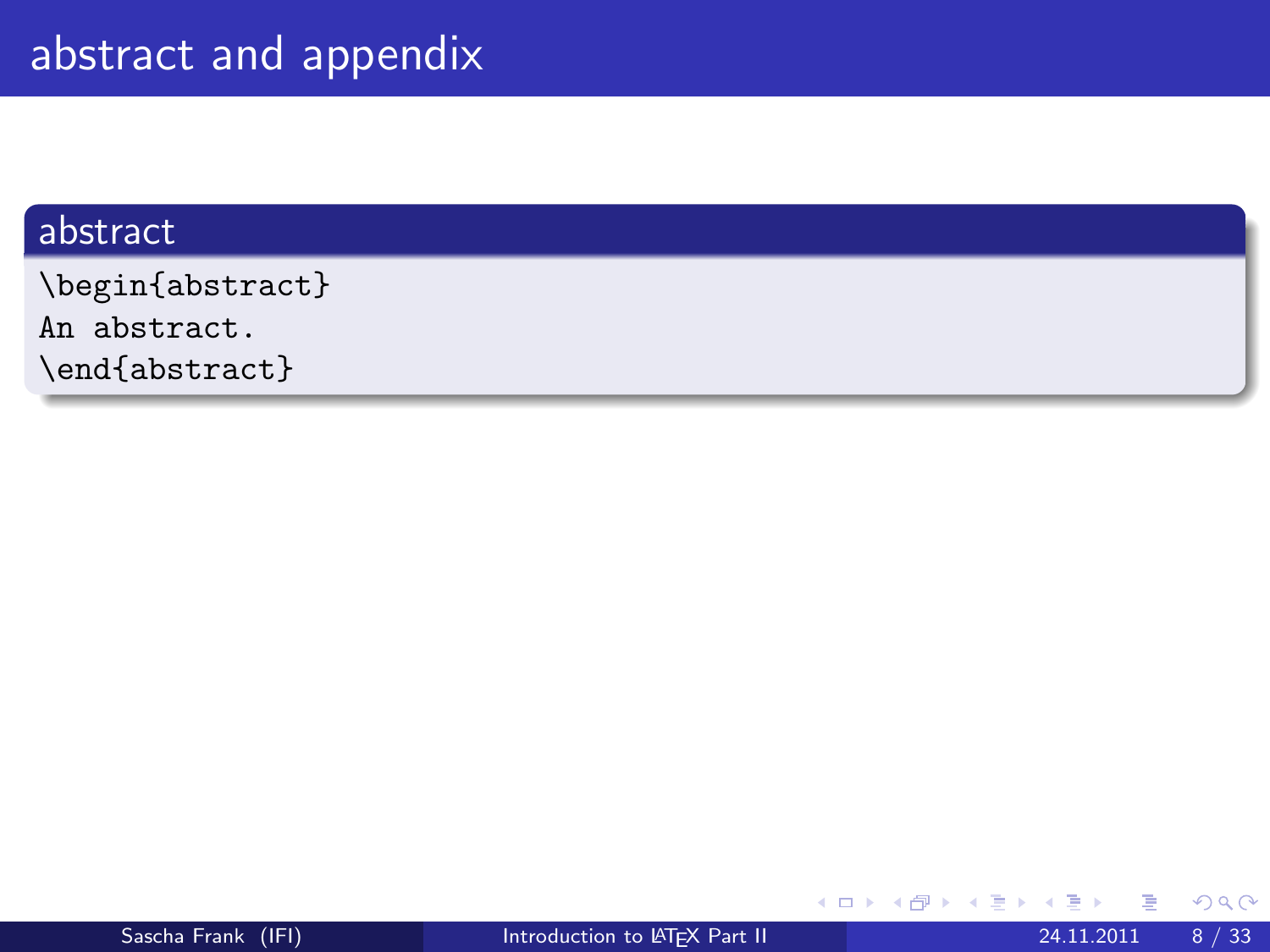# abstract and appendix

## abstract

```
\begin{abstract}
An abstract.
\end{abstract}
```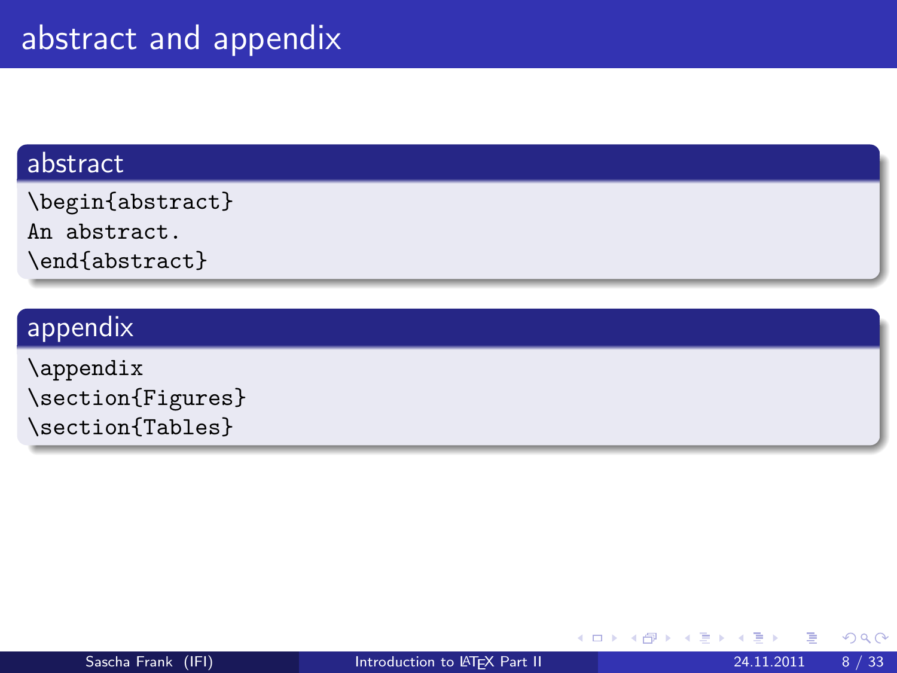# abstract and appendix

## abstract

```
\begin{abstract}
An abstract.
\end{abstract}
```

## appendix

```
\appendix
\section{Figures}
\section{Tables}
```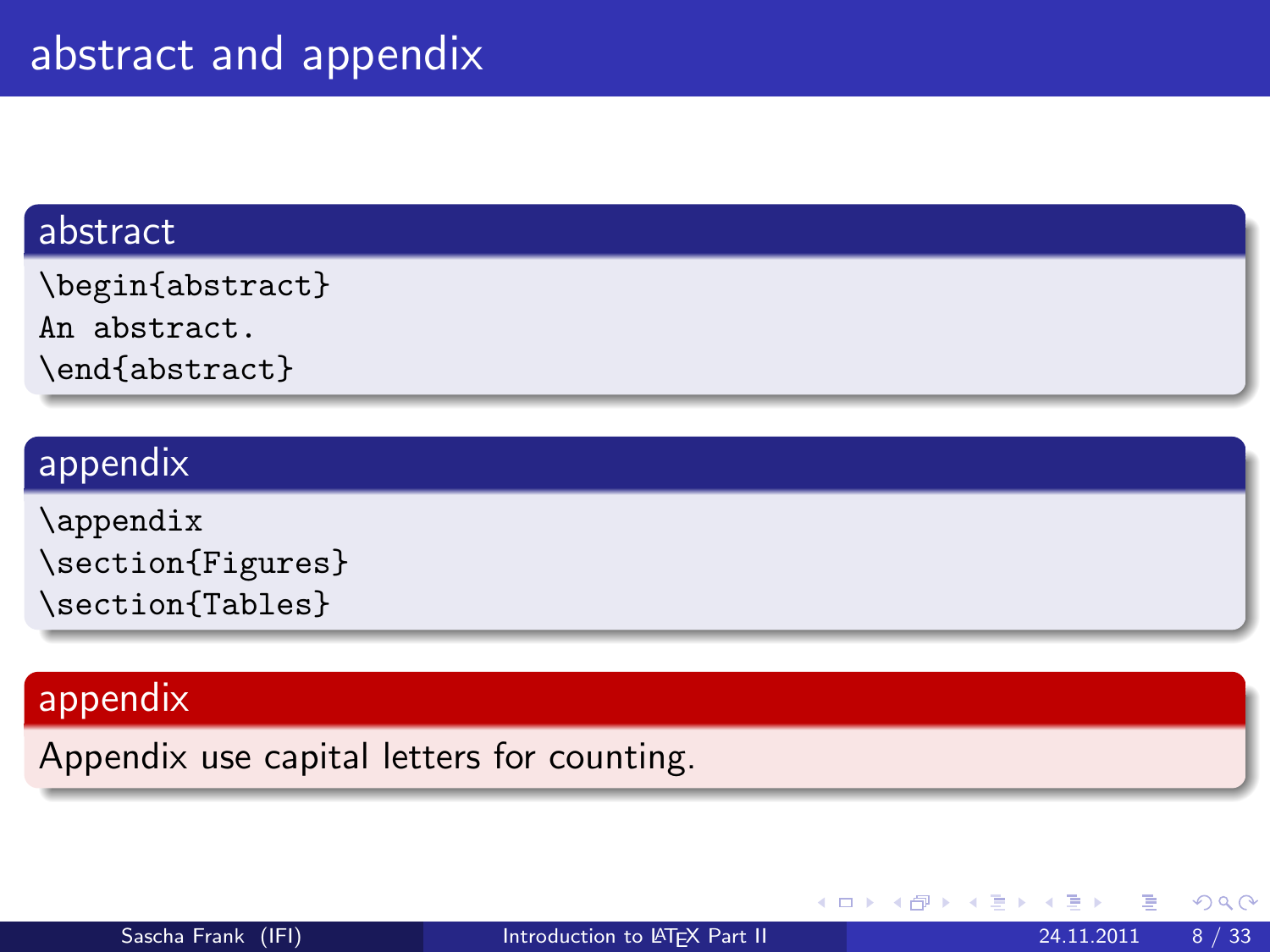# abstract and appendix

## abstract

```
\begin{abstract}
An abstract.
\end{abstract}
```

## appendix

```
\appendix
\section{Figures}
\section{Tables}
```

## appendix

Appendix use capital letters for counting.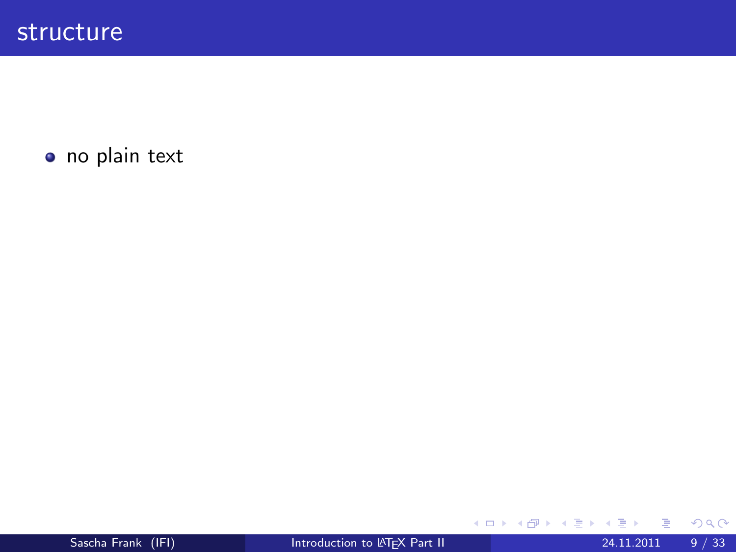# structure

- no plain text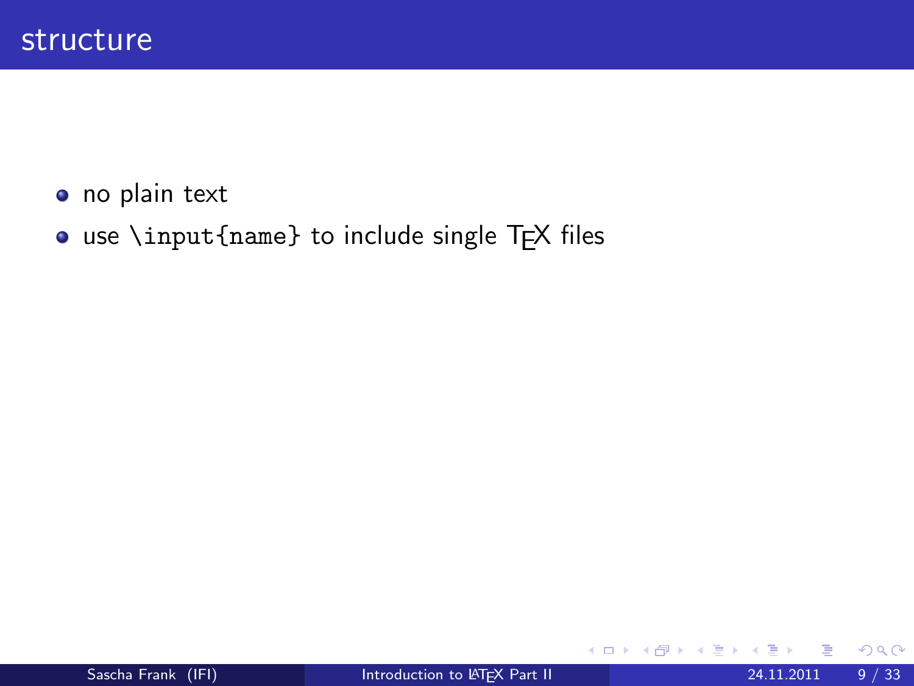# structure

- no plain text
- use `\input{name}` to include single TEX files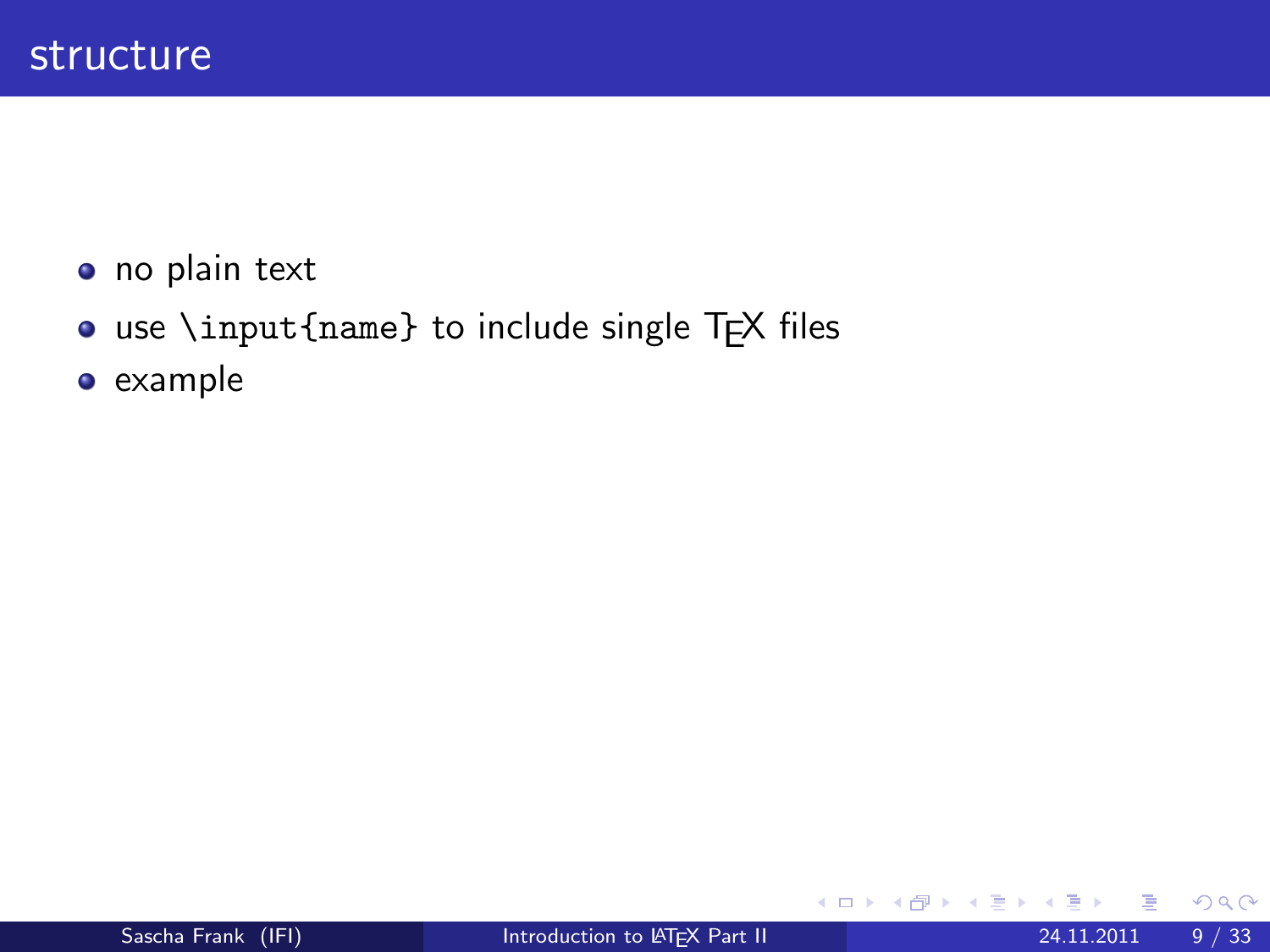# structure

- no plain text
- use `\input{name}` to include single TEX files
- example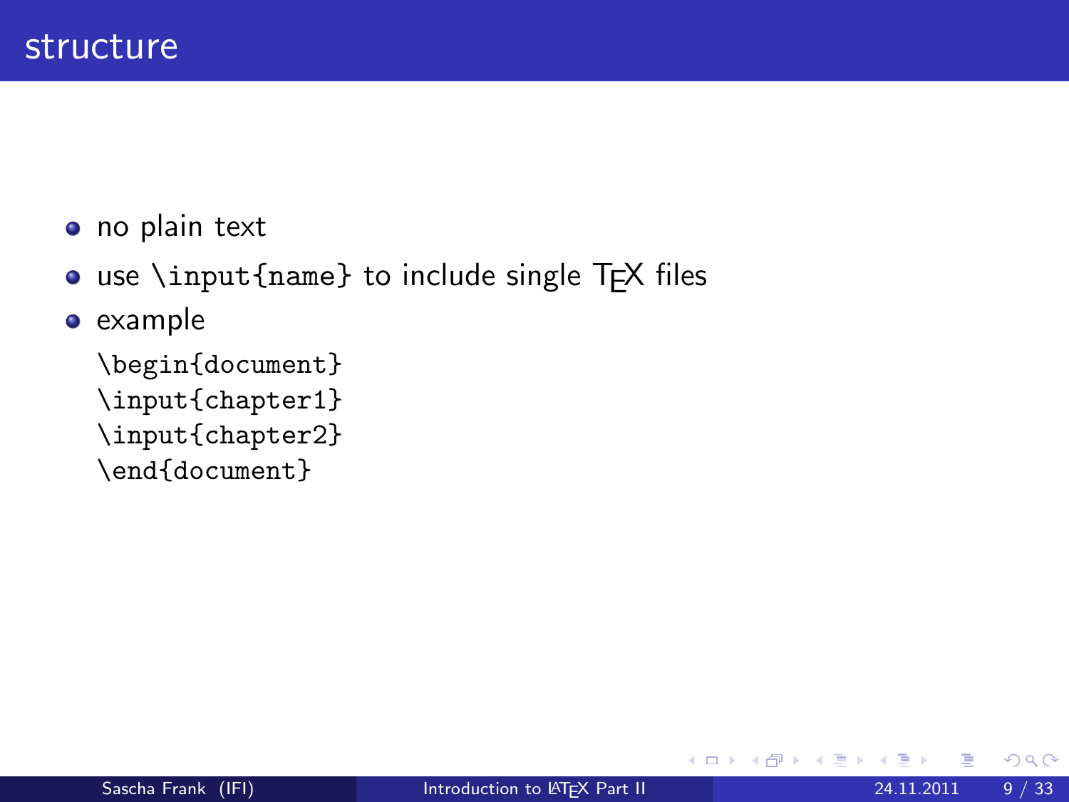# structure

- no plain text
- use `\input{name}` to include single TEX files
- example

```
\begin{document}
\input{chapter1}
\input{chapter2}
\end{document}
```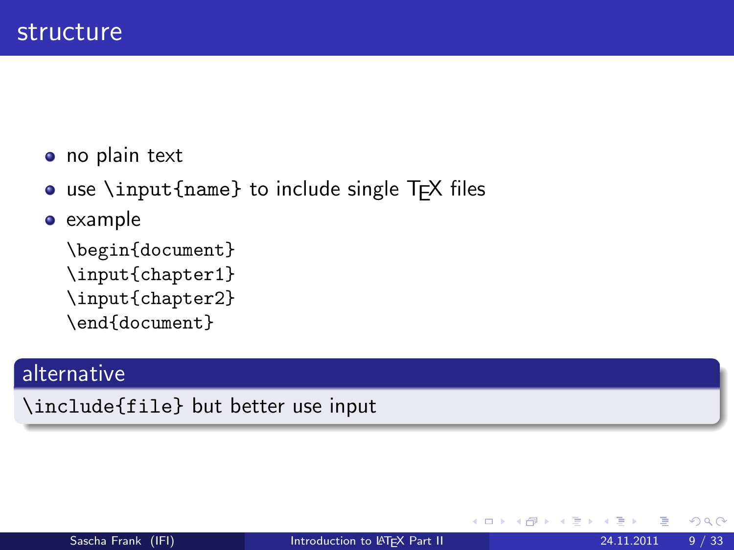# structure

- no plain text
- use `\input{name}` to include single TEX files
- example

```
\begin{document}
\input{chapter1}
\input{chapter2}
\end{document}
```

**alternative**

`\include{file}` but better use input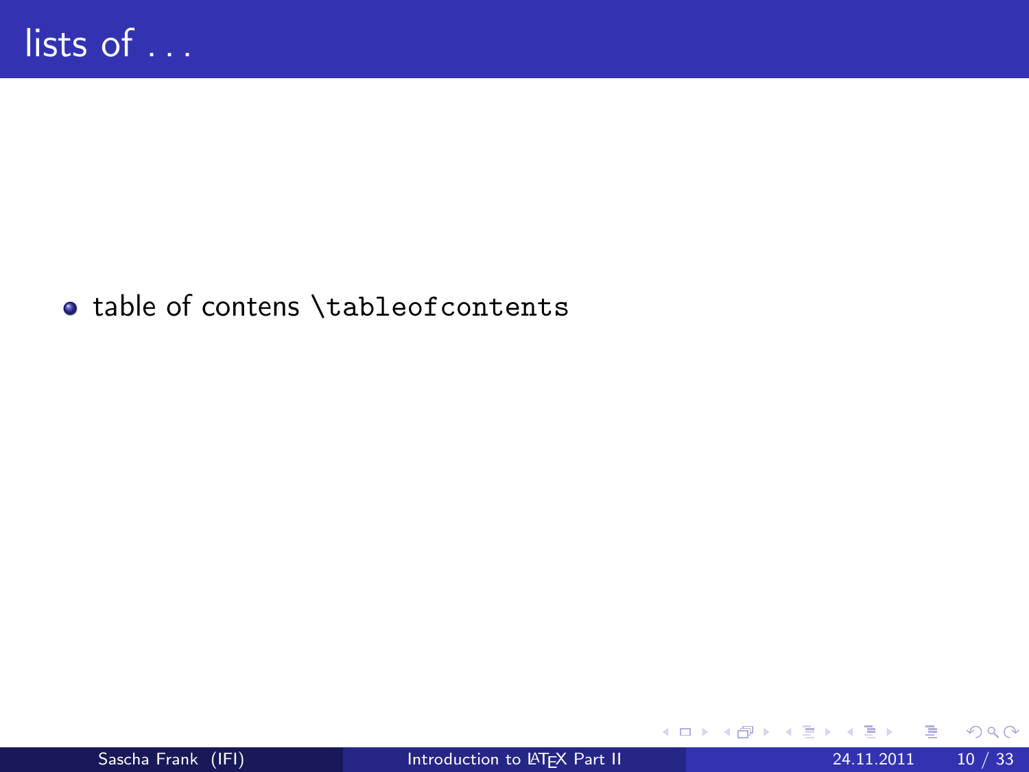# lists of . . .

- table of contens `\tableofcontents`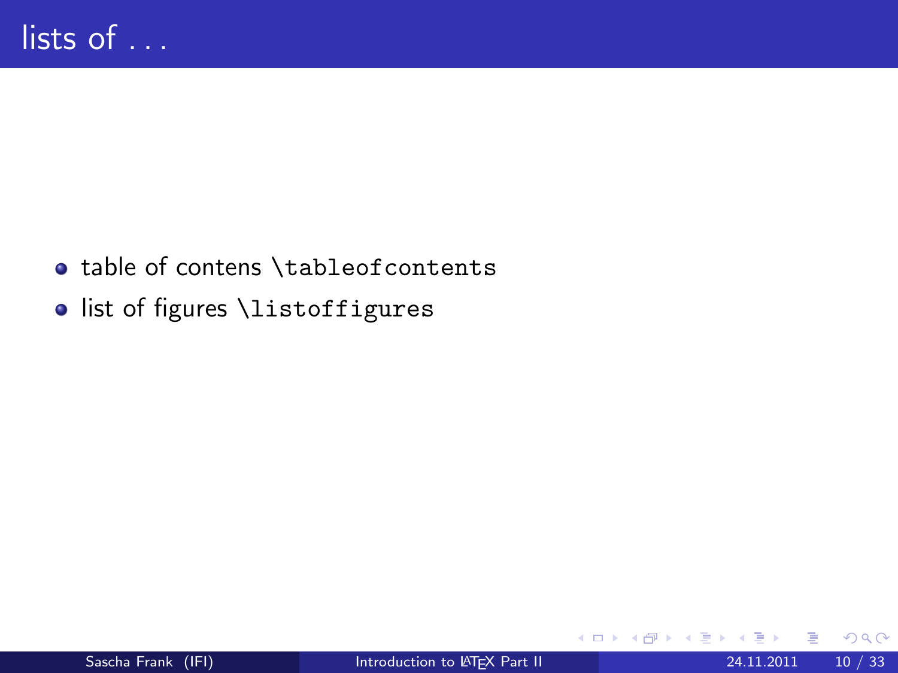# lists of . . .

- table of contens `\tableofcontents`
- list of figures `\listoffigures`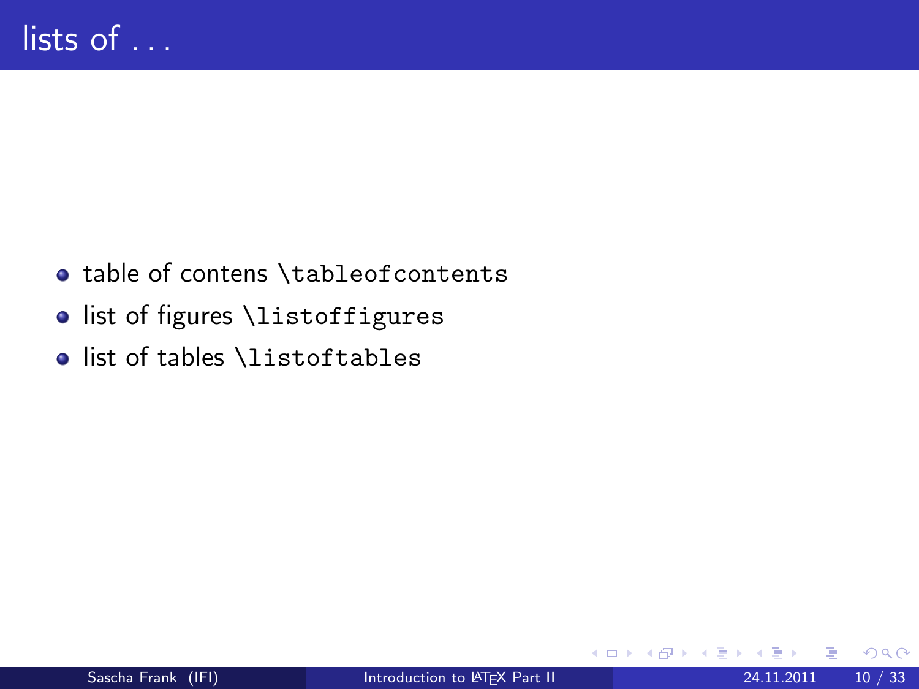# lists of . . .

- table of contens `\tableofcontents`
- list of figures `\listoffigures`
- list of tables `\listoftables`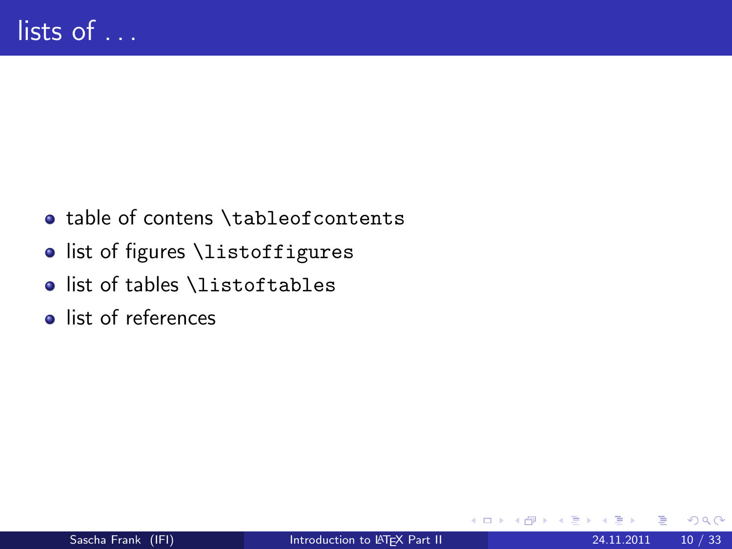# lists of . . .

- table of contens `\tableofcontents`
- list of figures `\listoffigures`
- list of tables `\listoftables`
- list of references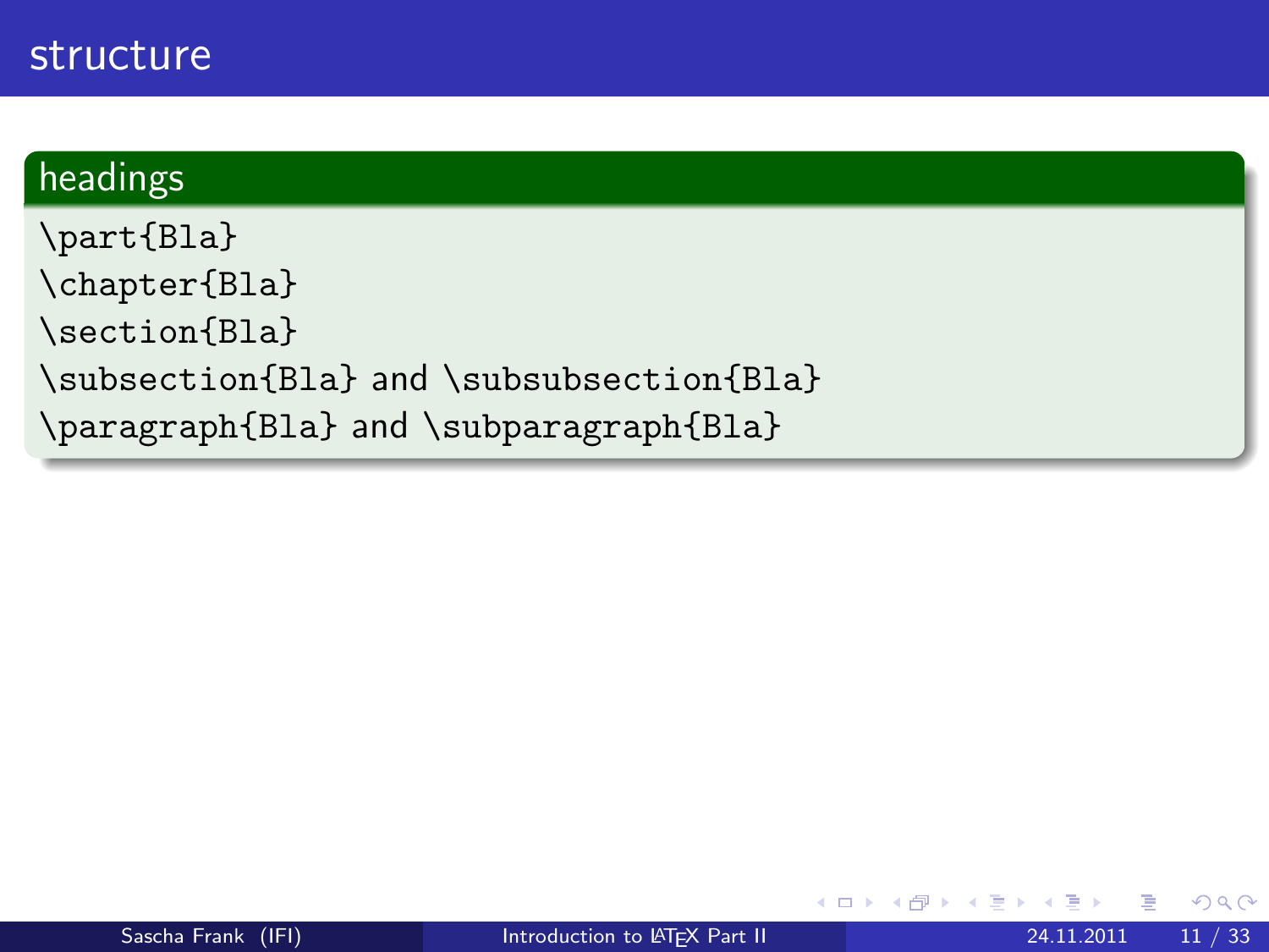# structure

## headings

`\part{Bla}`

`\chapter{Bla}`

`\section{Bla}`

`\subsection{Bla}` and `\subsubsection{Bla}`

`\paragraph{Bla}` and `\subparagraph{Bla}`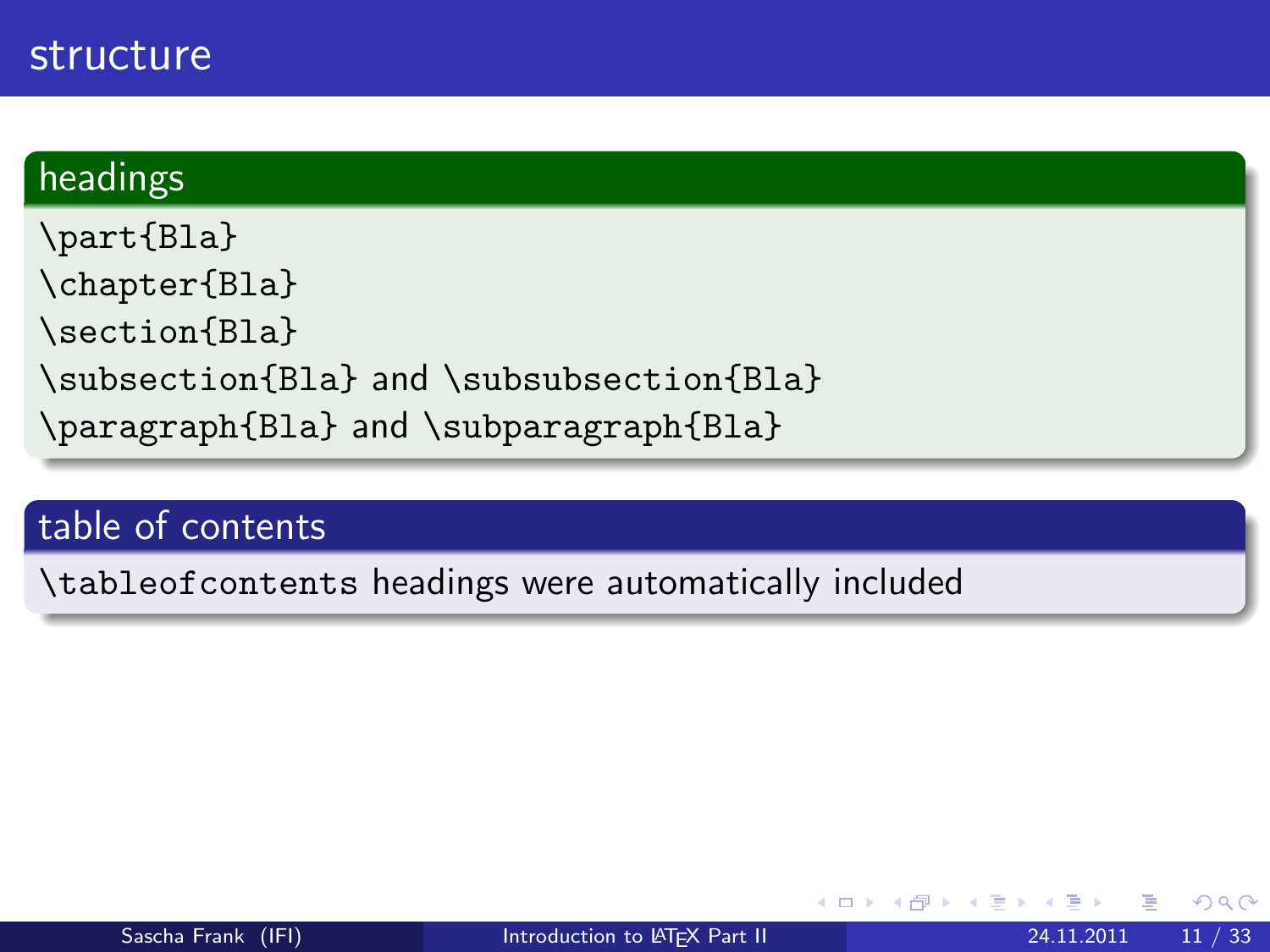# structure

## headings

`\part{Bla}`

`\chapter{Bla}`

`\section{Bla}`

`\subsection{Bla}` and `\subsubsection{Bla}`

`\paragraph{Bla}` and `\subparagraph{Bla}`

## table of contents

`\tableofcontents` headings were automatically included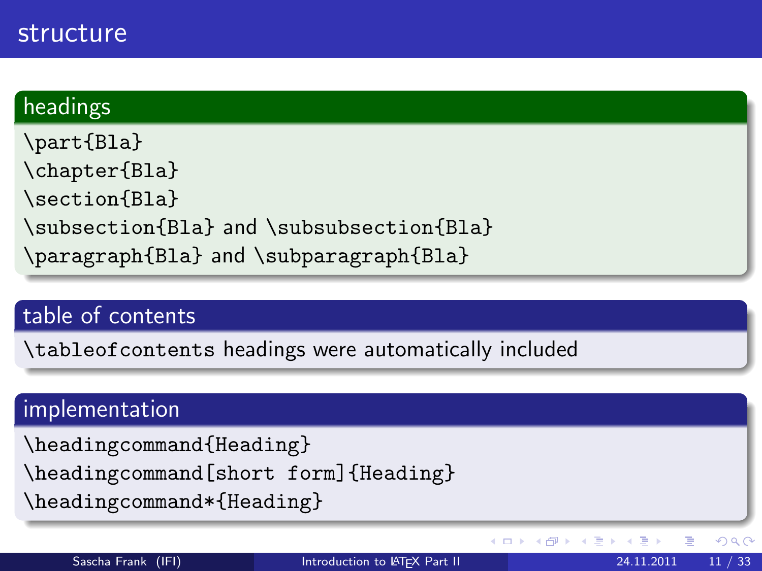# structure

## headings

`\part{Bla}`

`\chapter{Bla}`

`\section{Bla}`

`\subsection{Bla}` and `\subsubsection{Bla}`

`\paragraph{Bla}` and `\subparagraph{Bla}`

## table of contents

`\tableofcontents` headings were automatically included

## implementation

```
\headingcommand{Heading}
\headingcommand[short form]{Heading}
\headingcommand*{Heading}
```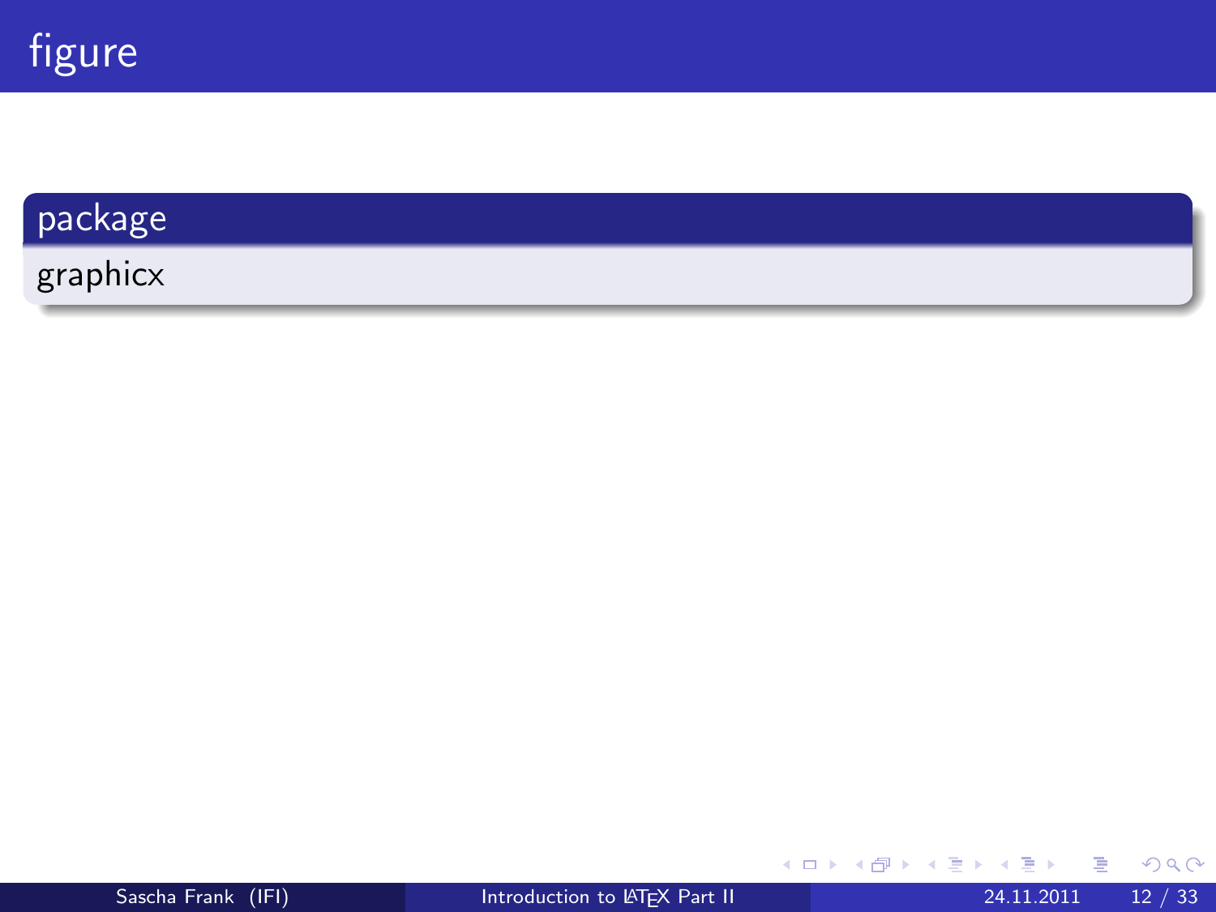# figure

**package**

graphicx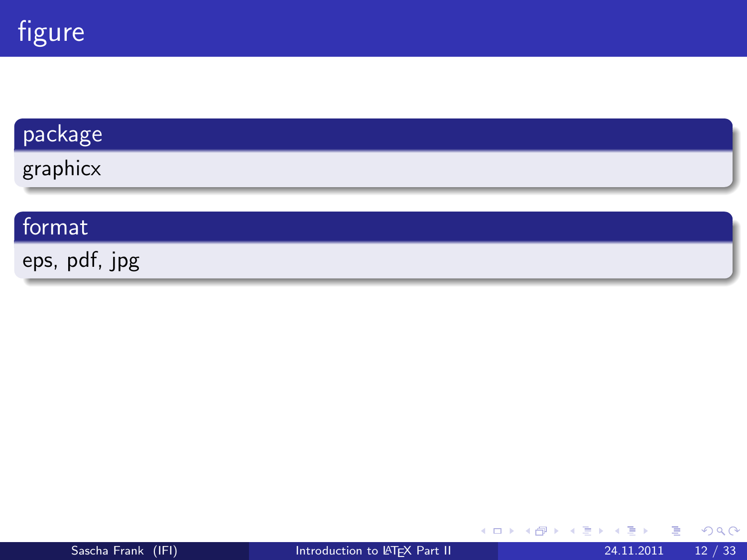# figure

## package

graphicx

## format

eps, pdf, jpg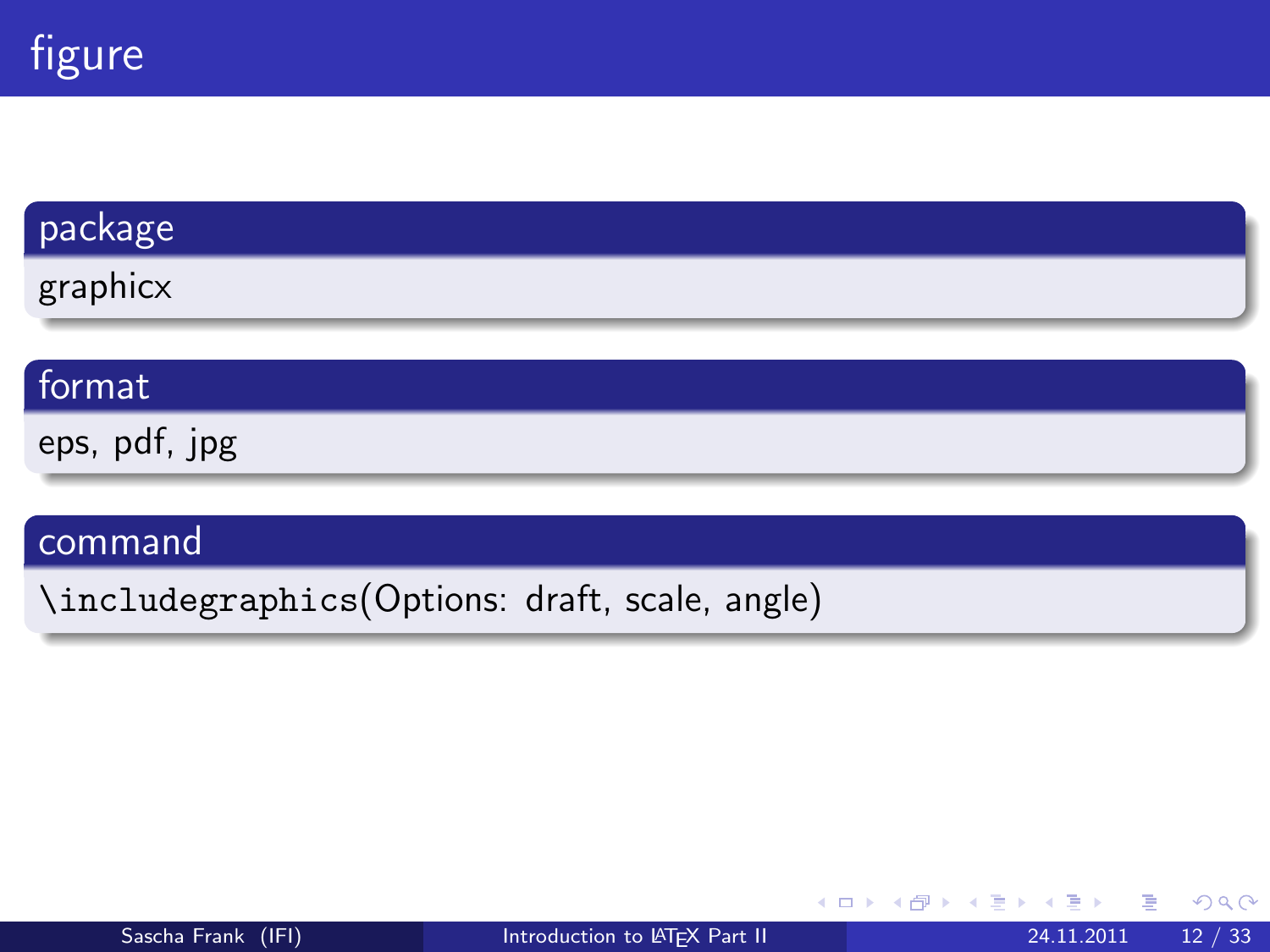# figure

## package

graphicx

## format

eps, pdf, jpg

## command

`\includegraphics`(Options: draft, scale, angle)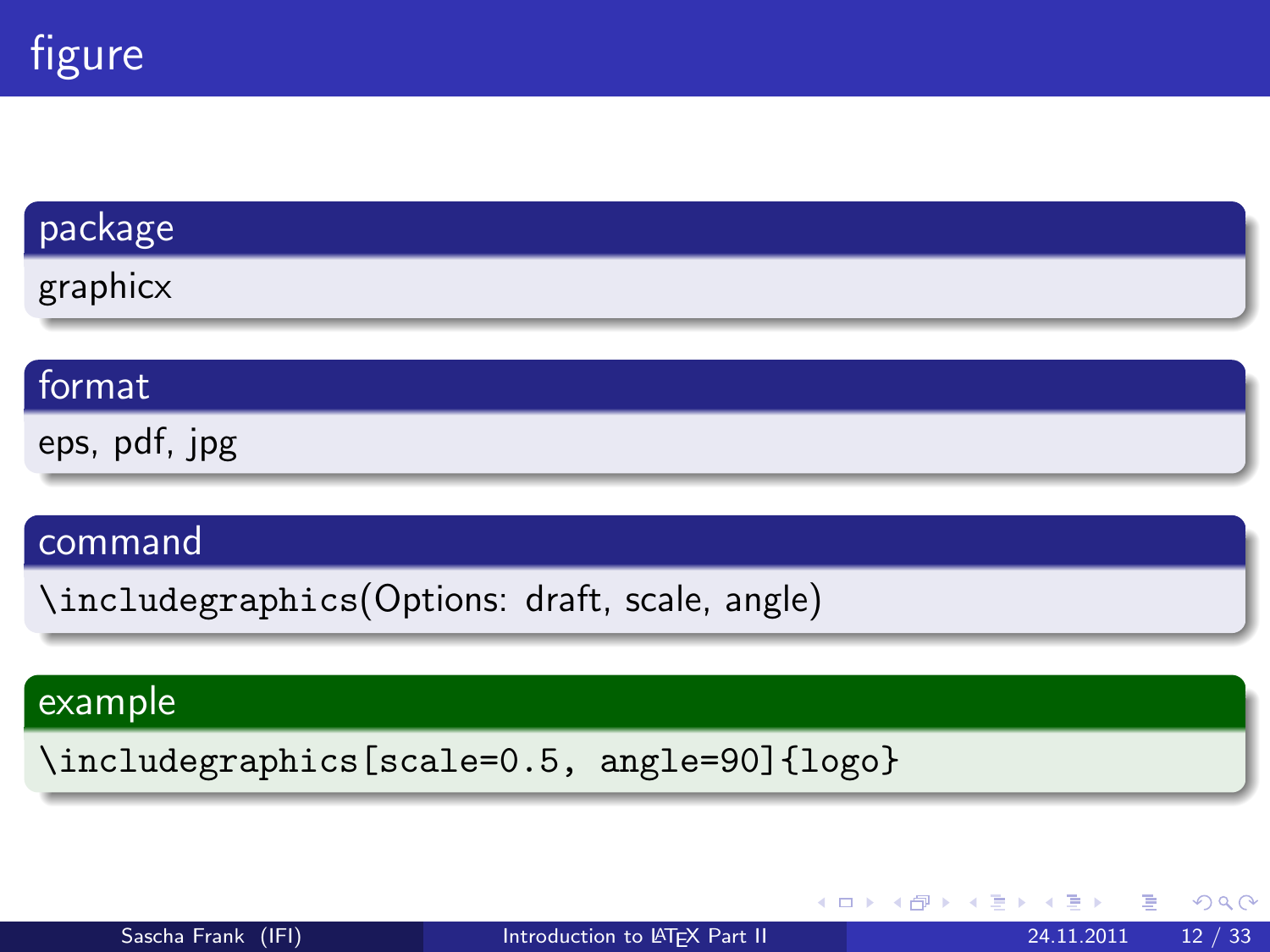# figure

**package**

graphicx

**format**

eps, pdf, jpg

**command**

`\includegraphics`(Options: draft, scale, angle)

**example**

```
\includegraphics[scale=0.5, angle=90]{logo}
```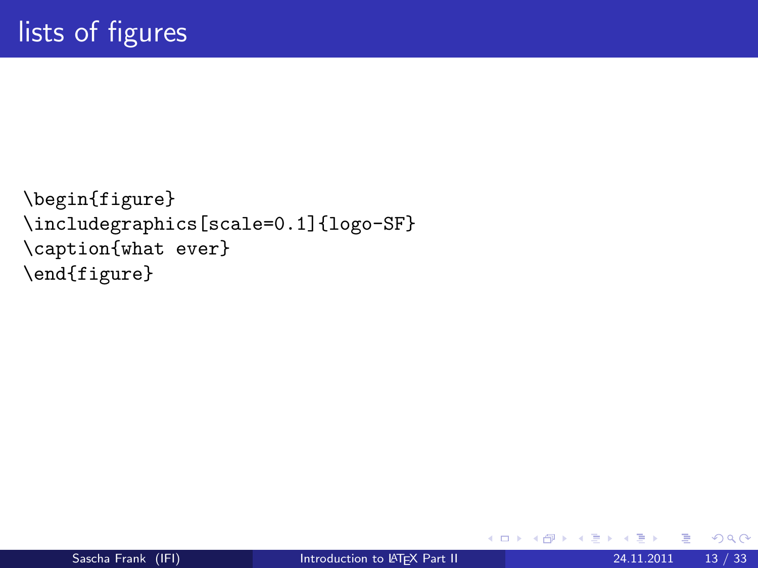# lists of figures

```
\begin{figure}
\includegraphics[scale=0.1]{logo-SF}
\caption{what ever}
\end{figure}
```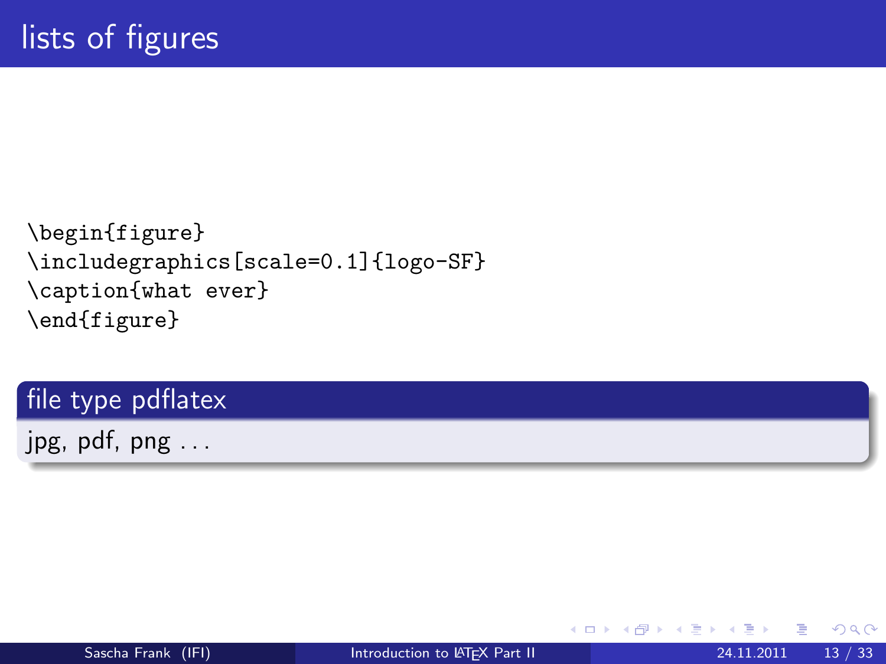# lists of figures

```
\begin{figure}
\includegraphics[scale=0.1]{logo-SF}
\caption{what ever}
\end{figure}
```

**file type pdflatex**

jpg, pdf, png . . .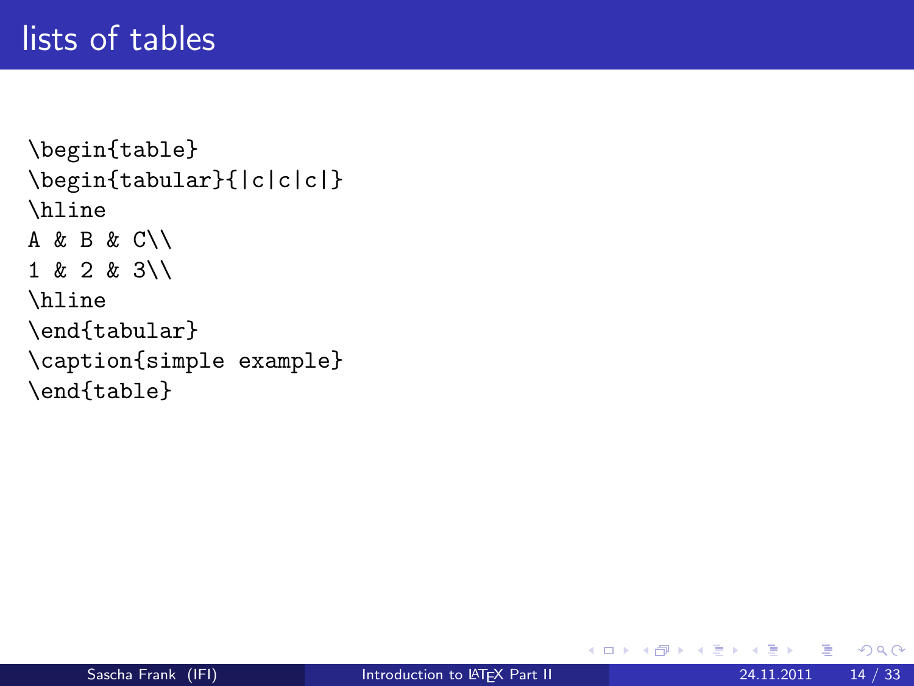# lists of tables

```
\begin{table}
\begin{tabular}{|c|c|c|}
\hline
A & B & C\\
1 & 2 & 3\\
\hline
\end{tabular}
\caption{simple example}
\end{table}
```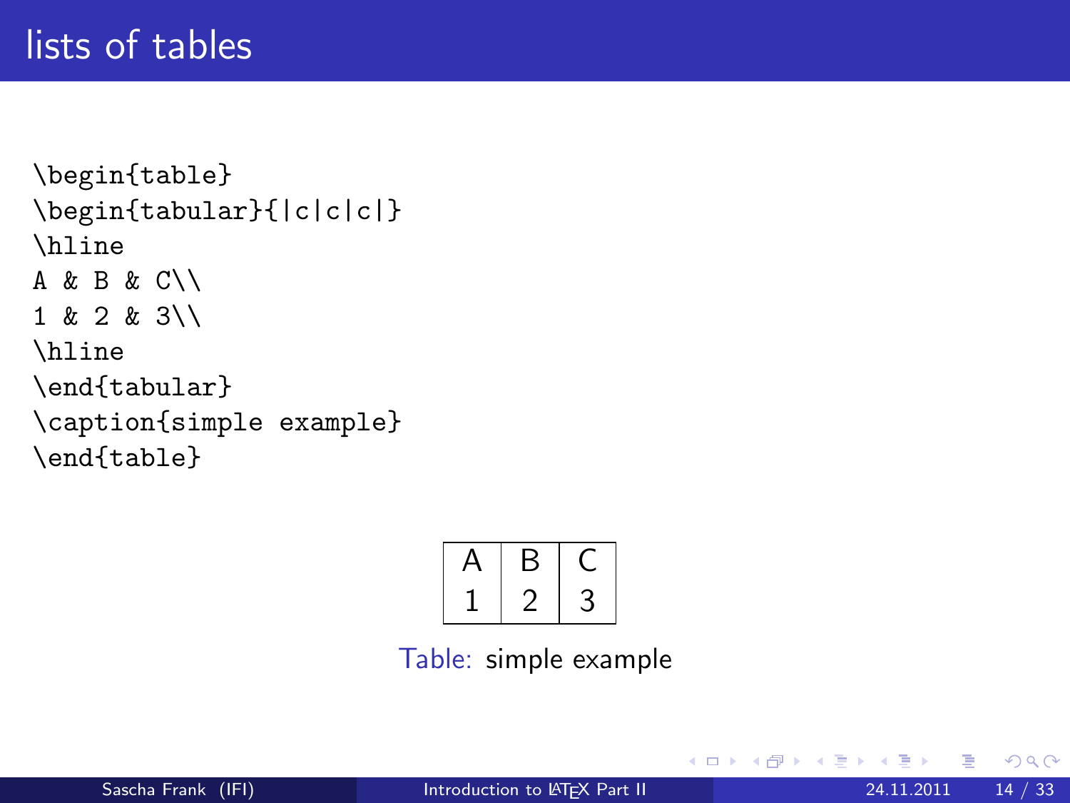# lists of tables

```
\begin{table}
\begin{tabular}{|c|c|c|}
\hline
A & B & C\\
1 & 2 & 3\\
\hline
\end{tabular}
\caption{simple example}
\end{table}
```

| A | B | C |
|---|---|---|
| 1 | 2 | 3 |

Table: simple example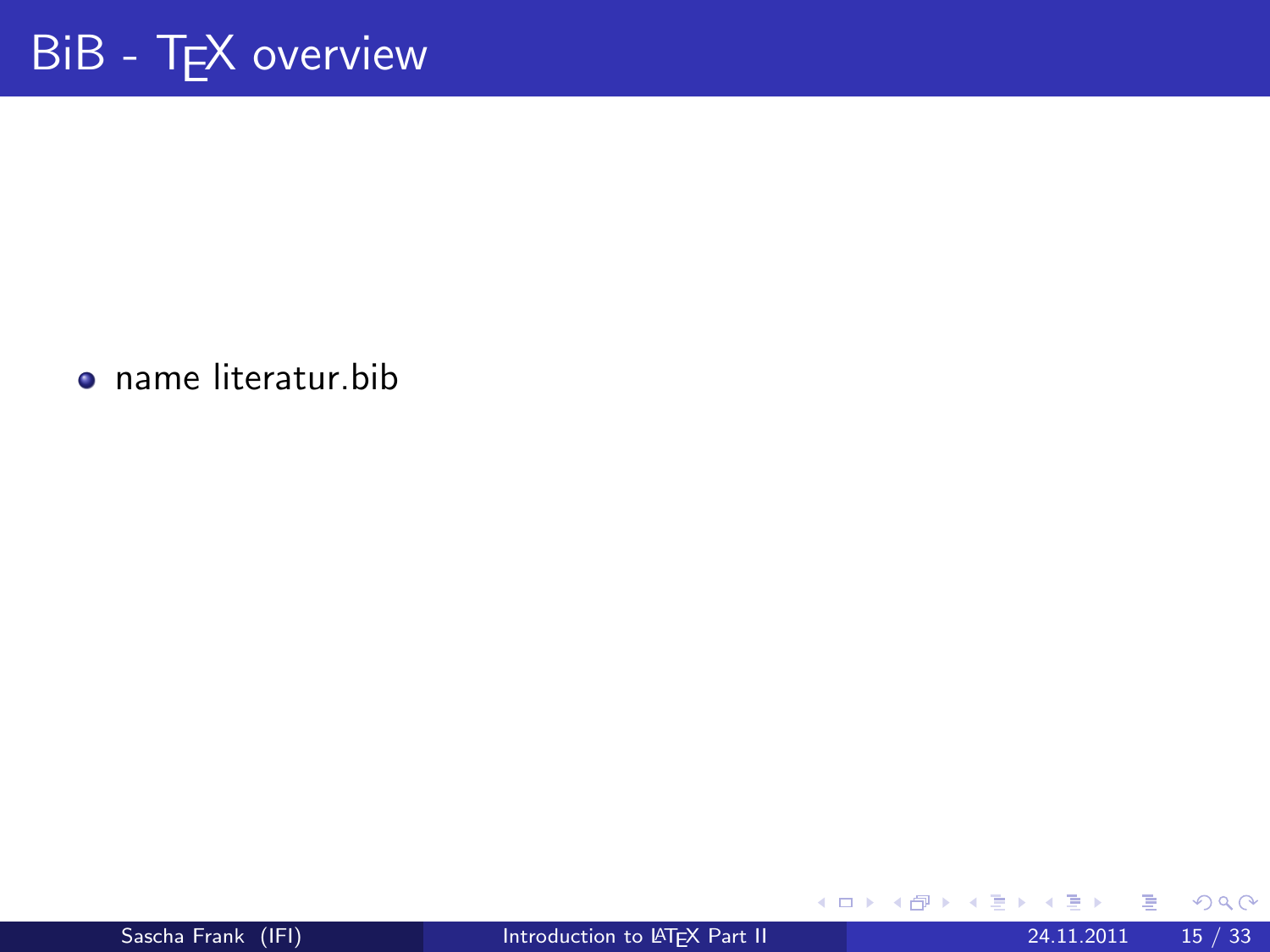# BiB - TEX overview

- name literatur.bib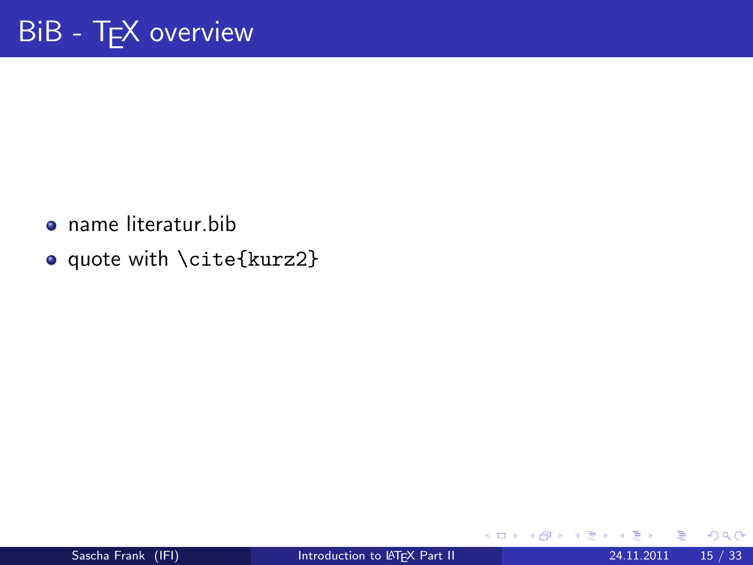# BiB - TEX overview

- name literatur.bib
- quote with `\cite{kurz2}`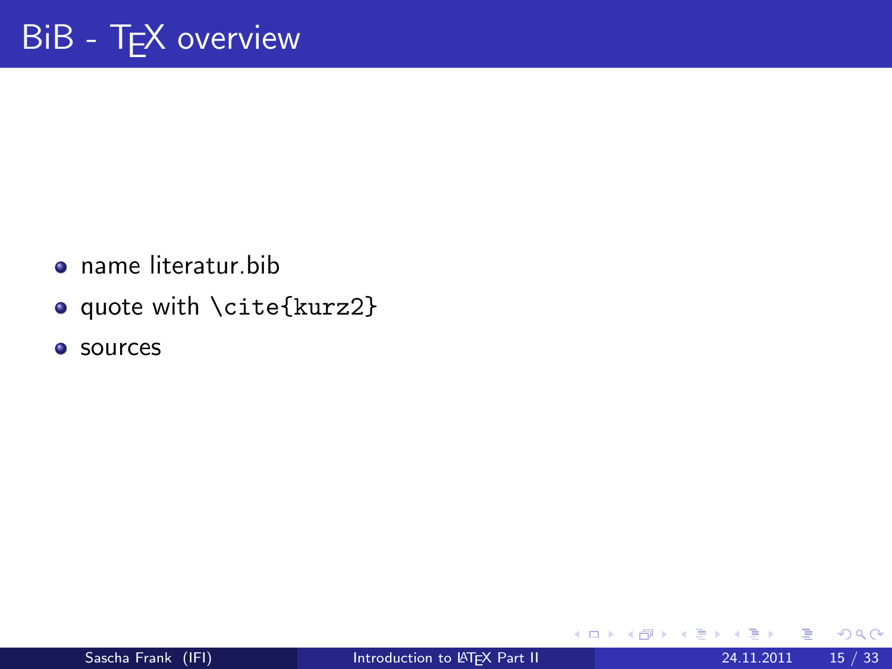# BiB - TEX overview

- name literatur.bib
- quote with `\cite{kurz2}`
- sources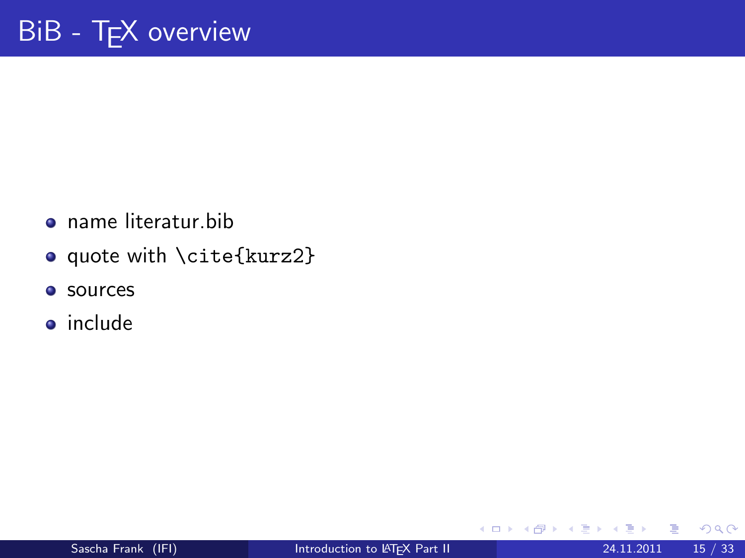# BiB - TEX overview

- name literatur.bib
- quote with `\cite{kurz2}`
- sources
- include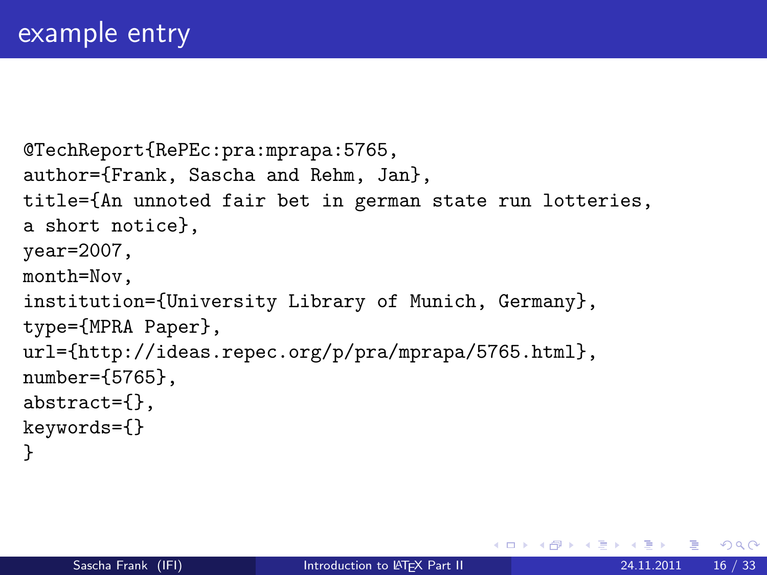# example entry

```
@TechReport{RePEc:pra:mprapa:5765,
author={Frank, Sascha and Rehm, Jan},
title={An unnoted fair bet in german state run lotteries,
a short notice},
year=2007,
month=Nov,
institution={University Library of Munich, Germany},
type={MPRA Paper},
url={http://ideas.repec.org/p/pra/mprapa/5765.html},
number={5765},
abstract={},
keywords={}
}
```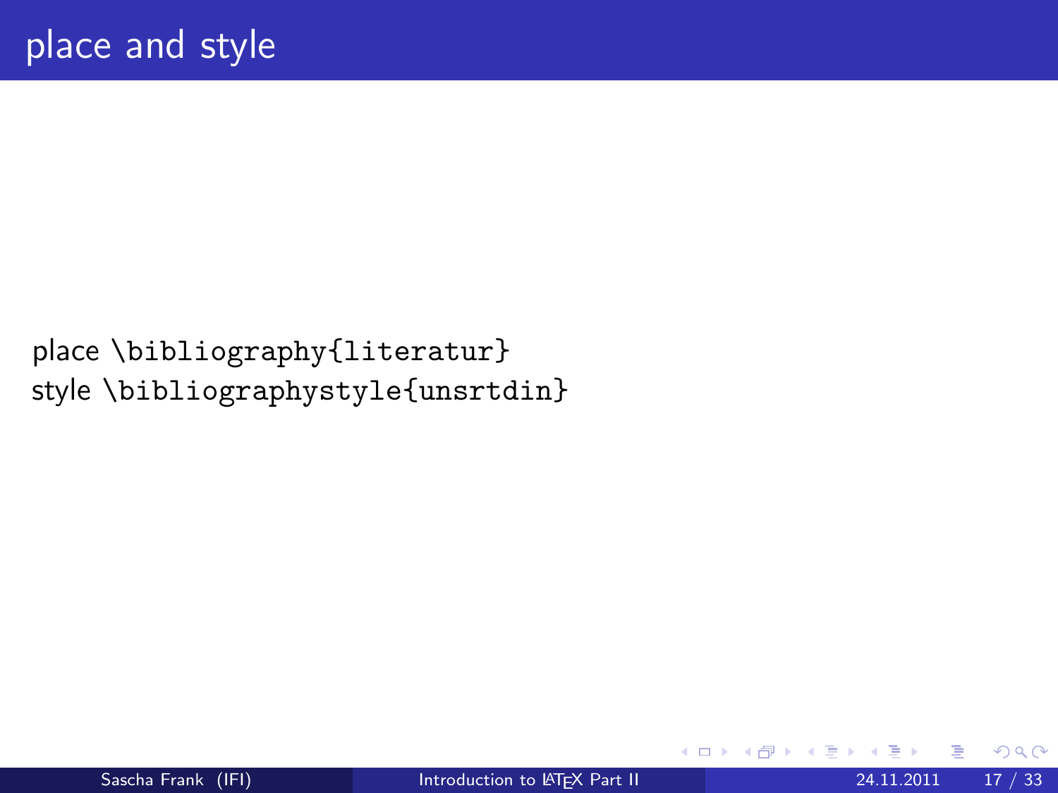# place and style

place `\bibliography{literatur}`
style `\bibliographystyle{unsrtdin}`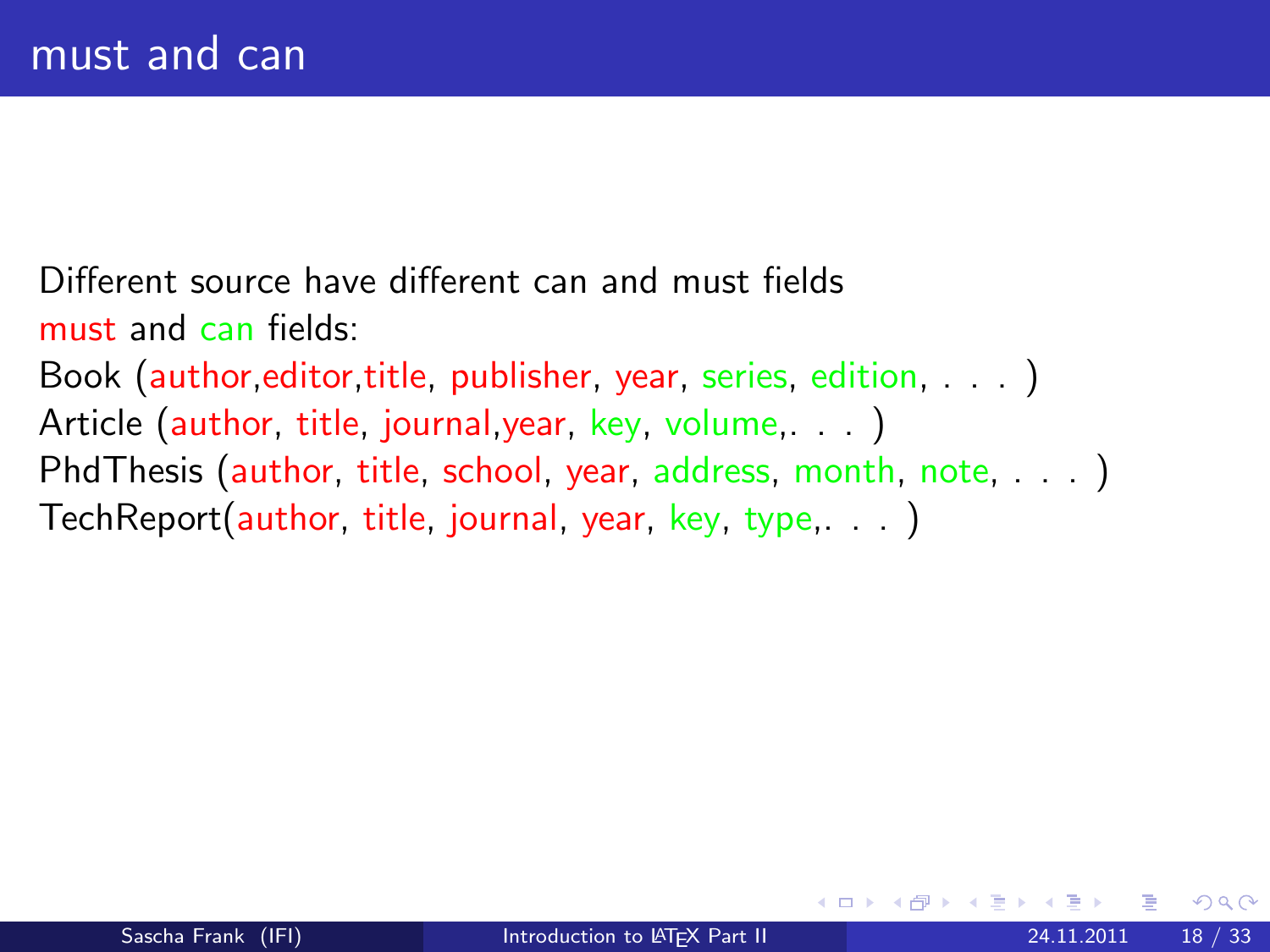# must and can

Different source have different can and must fields

must and can fields:

Book (author,editor,title, publisher, year, series, edition, . . . )

Article (author, title, journal,year, key, volume,. . . )

PhdThesis (author, title, school, year, address, month, note, . . . )

TechReport(author, title, journal, year, key, type,. . . )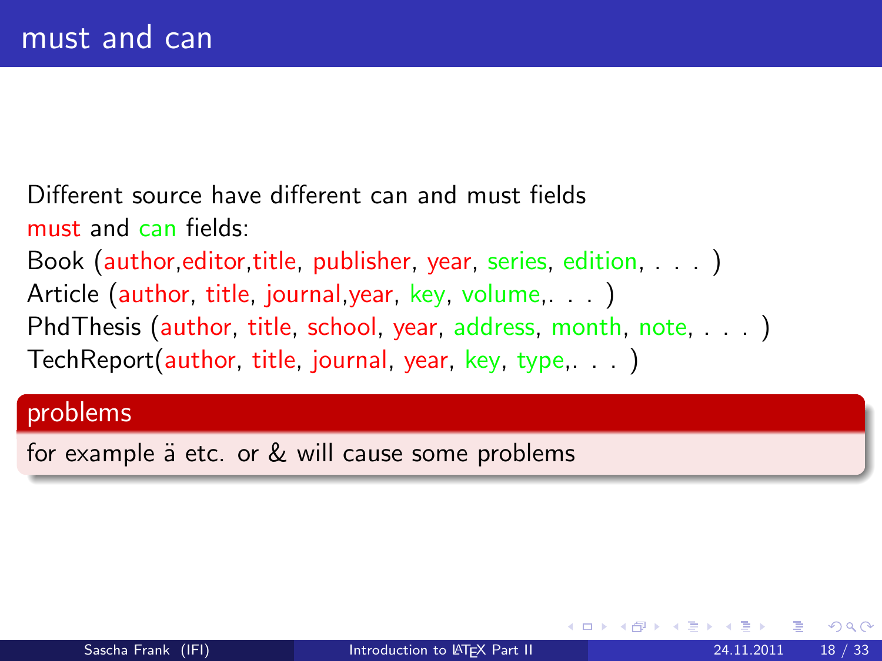## must and can

Different source have different can and must fields

must and can fields:

Book (author,editor,title, publisher, year, series, edition, . . . )

Article (author, title, journal,year, key, volume,. . . )

PhdThesis (author, title, school, year, address, month, note, . . . )

TechReport(author, title, journal, year, key, type,. . . )

**problems**

for example ä etc. or & will cause some problems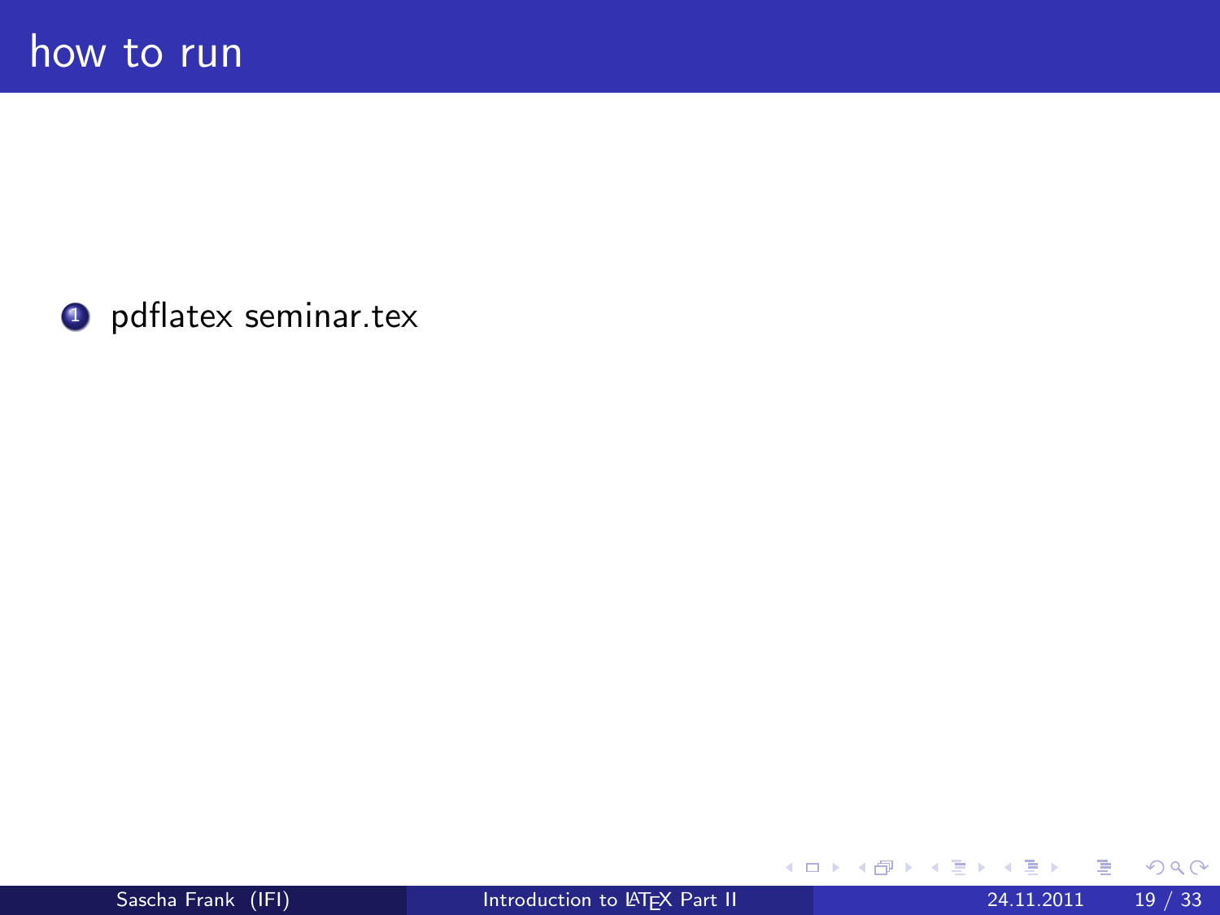# how to run

1. pdflatex seminar.tex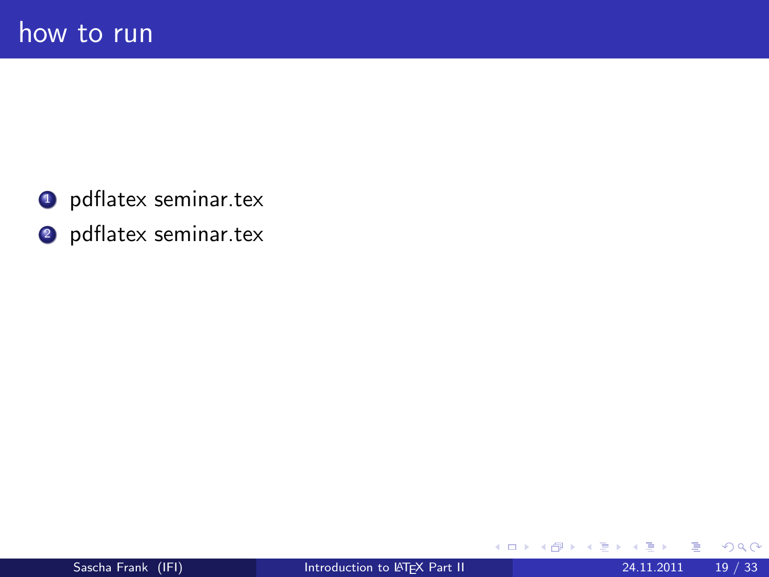# how to run

1. pdflatex seminar.tex
2. pdflatex seminar.tex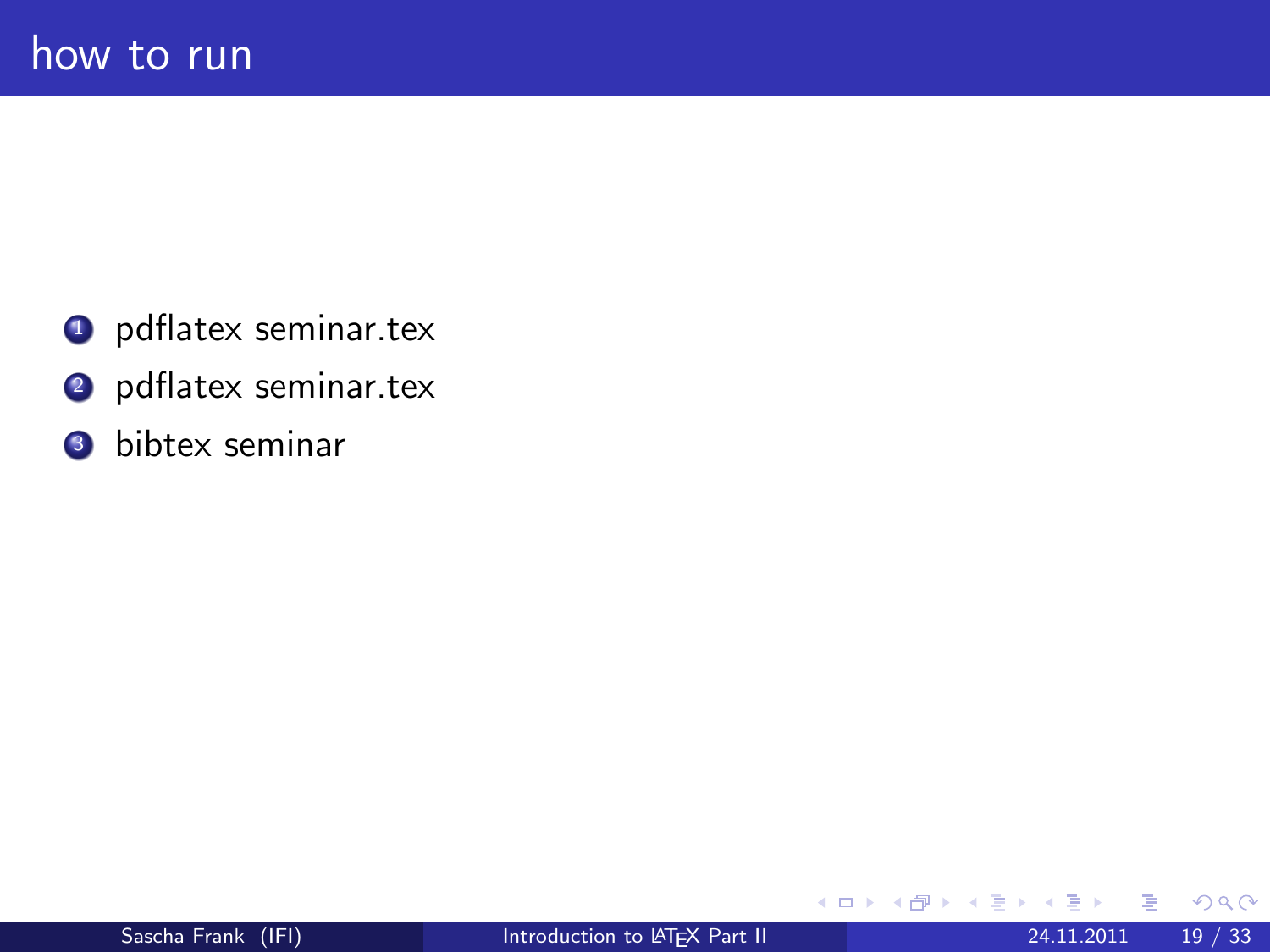# how to run

1. pdflatex seminar.tex
2. pdflatex seminar.tex
3. bibtex seminar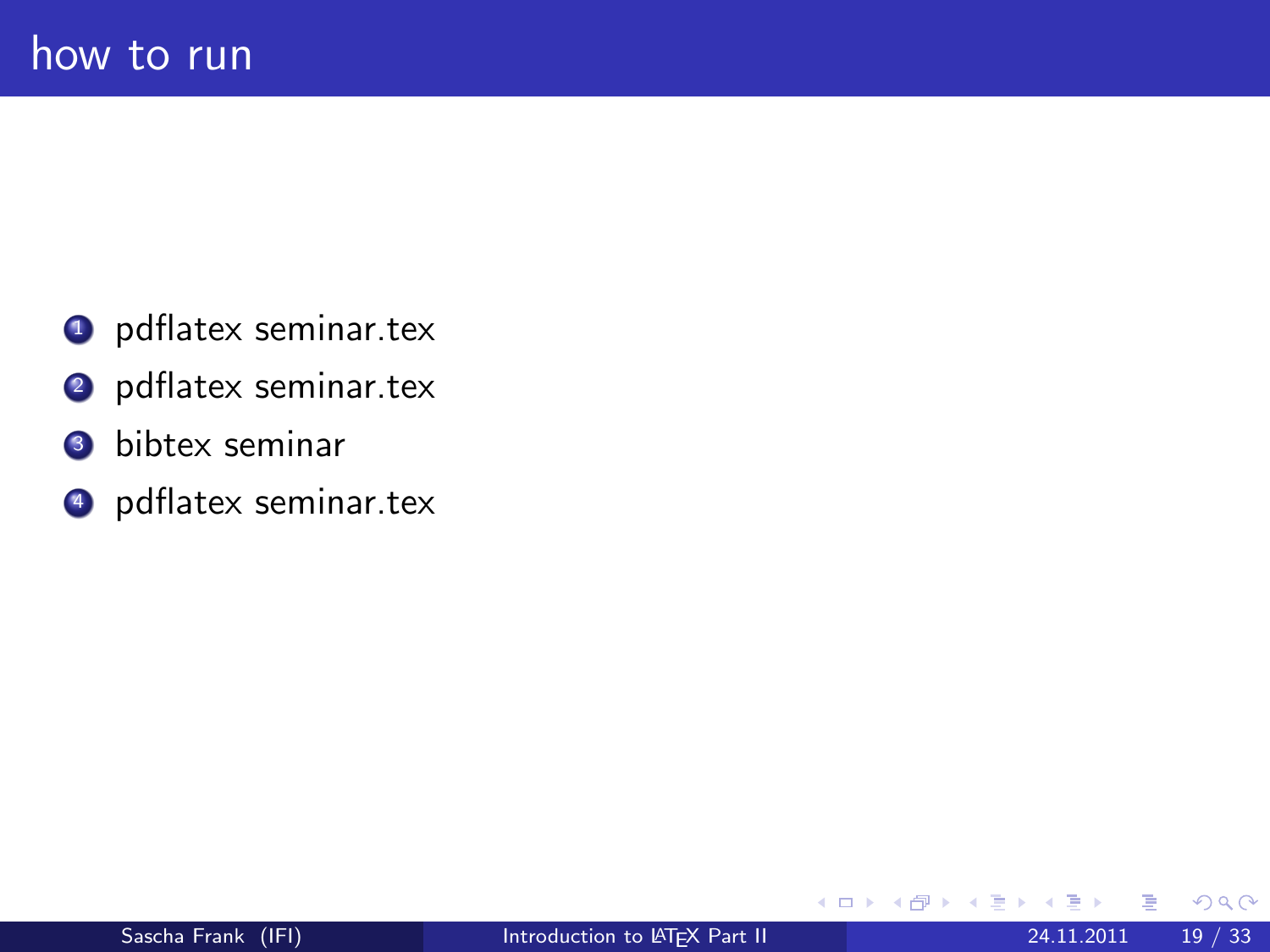# how to run

1. pdflatex seminar.tex
2. pdflatex seminar.tex
3. bibtex seminar
4. pdflatex seminar.tex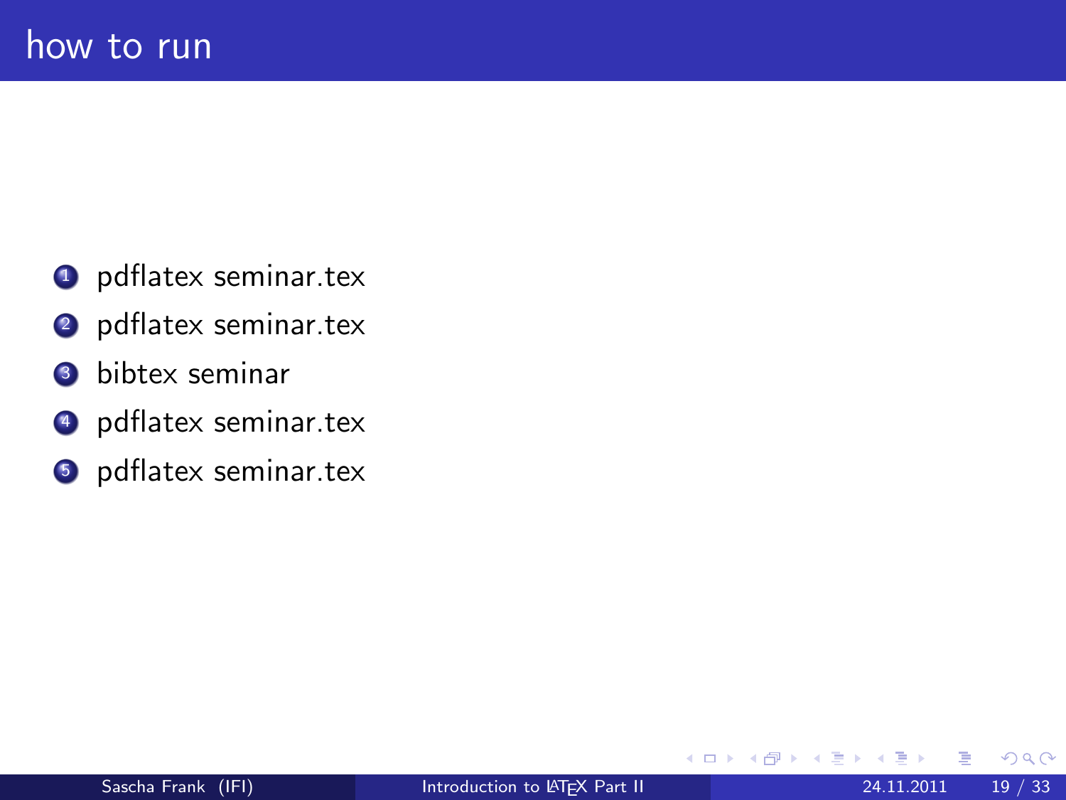# how to run

1. pdflatex seminar.tex
2. pdflatex seminar.tex
3. bibtex seminar
4. pdflatex seminar.tex
5. pdflatex seminar.tex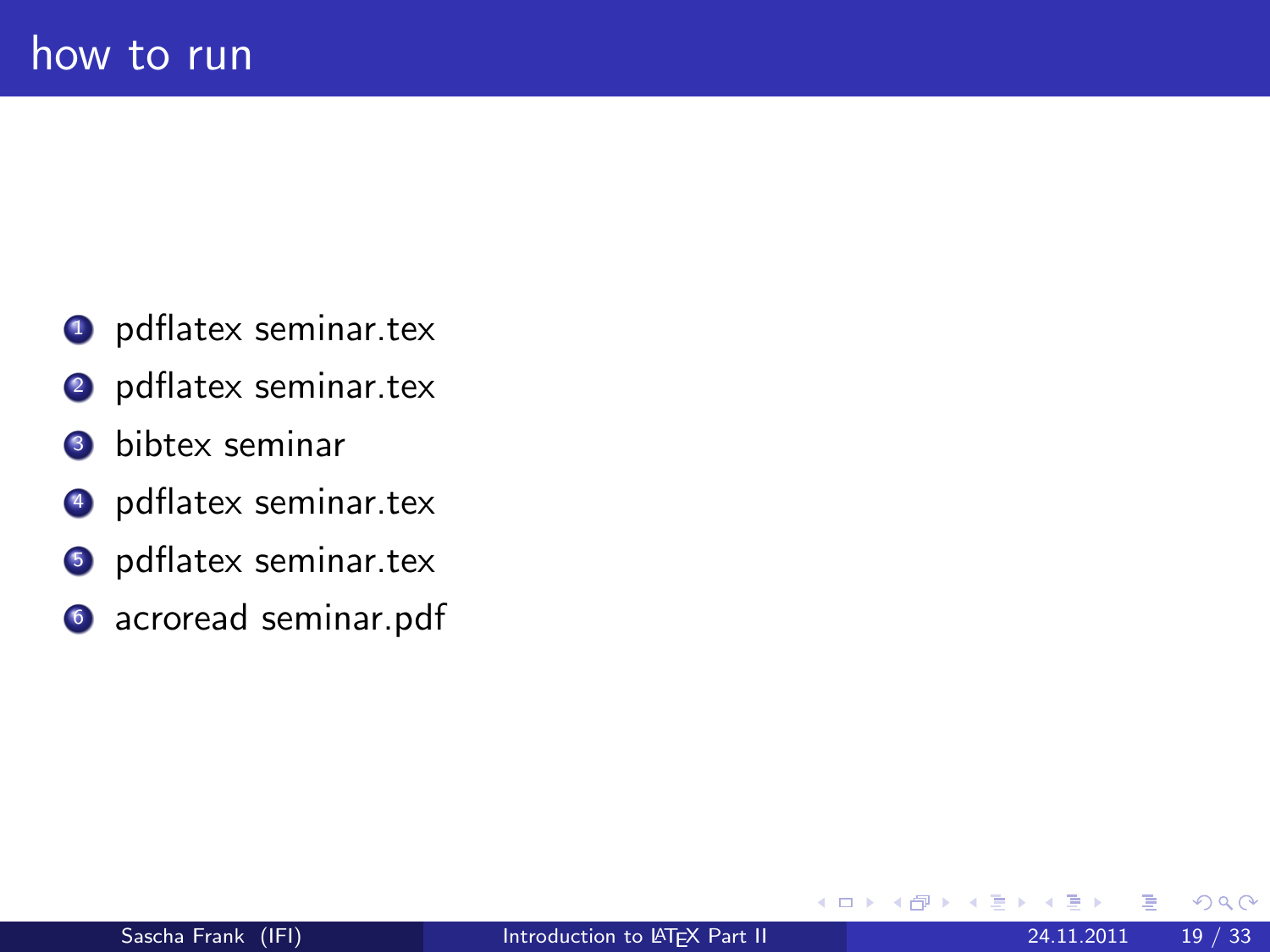# how to run

1. pdflatex seminar.tex
2. pdflatex seminar.tex
3. bibtex seminar
4. pdflatex seminar.tex
5. pdflatex seminar.tex
6. acroread seminar.pdf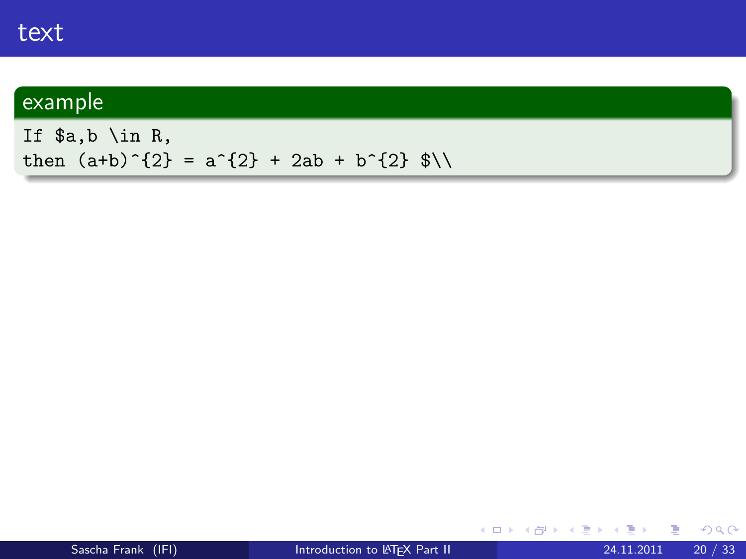# text

## example

```
If $a,b \in R,
then (a+b)^{2} = a^{2} + 2ab + b^{2} $\\
```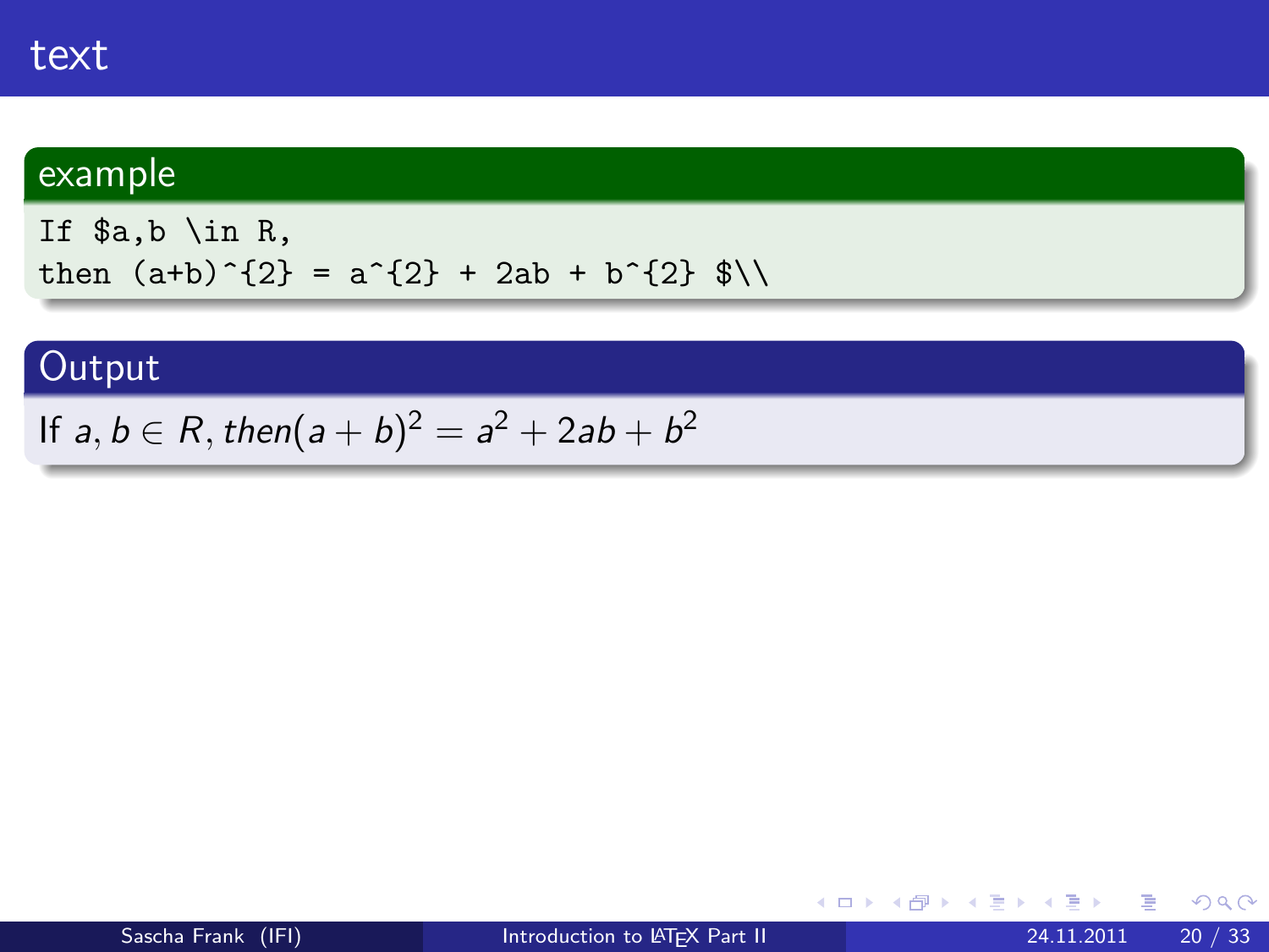# text

## example

```
If $a,b \in R,
then (a+b)^{2} = a^{2} + 2ab + b^{2} $\\
```

## Output

If $a, b \in R, then (a+b)^{2} = a^{2} + 2ab + b^{2}$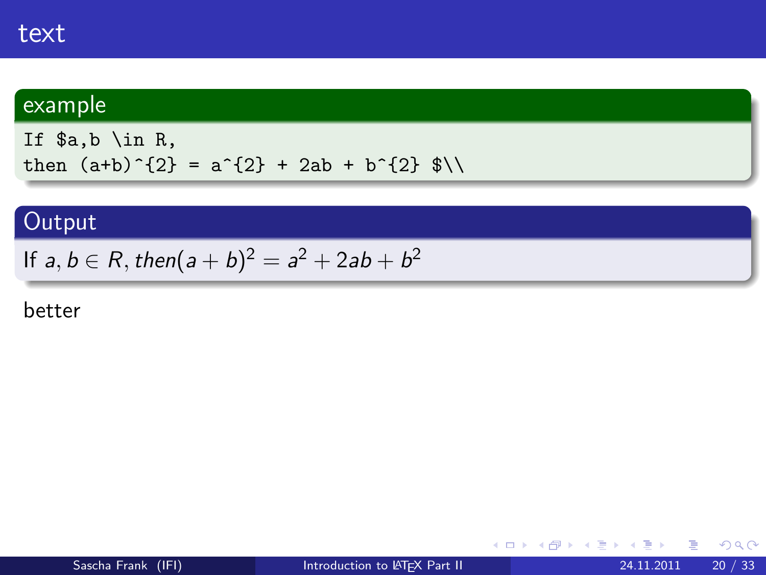# text

## example

```
If $a,b \in R,
then (a+b)^{2} = a^{2} + 2ab + b^{2} $\\
```

## Output

If $a, b \in R, then(a+b)^{2} = a^{2} + 2ab + b^{2}$

better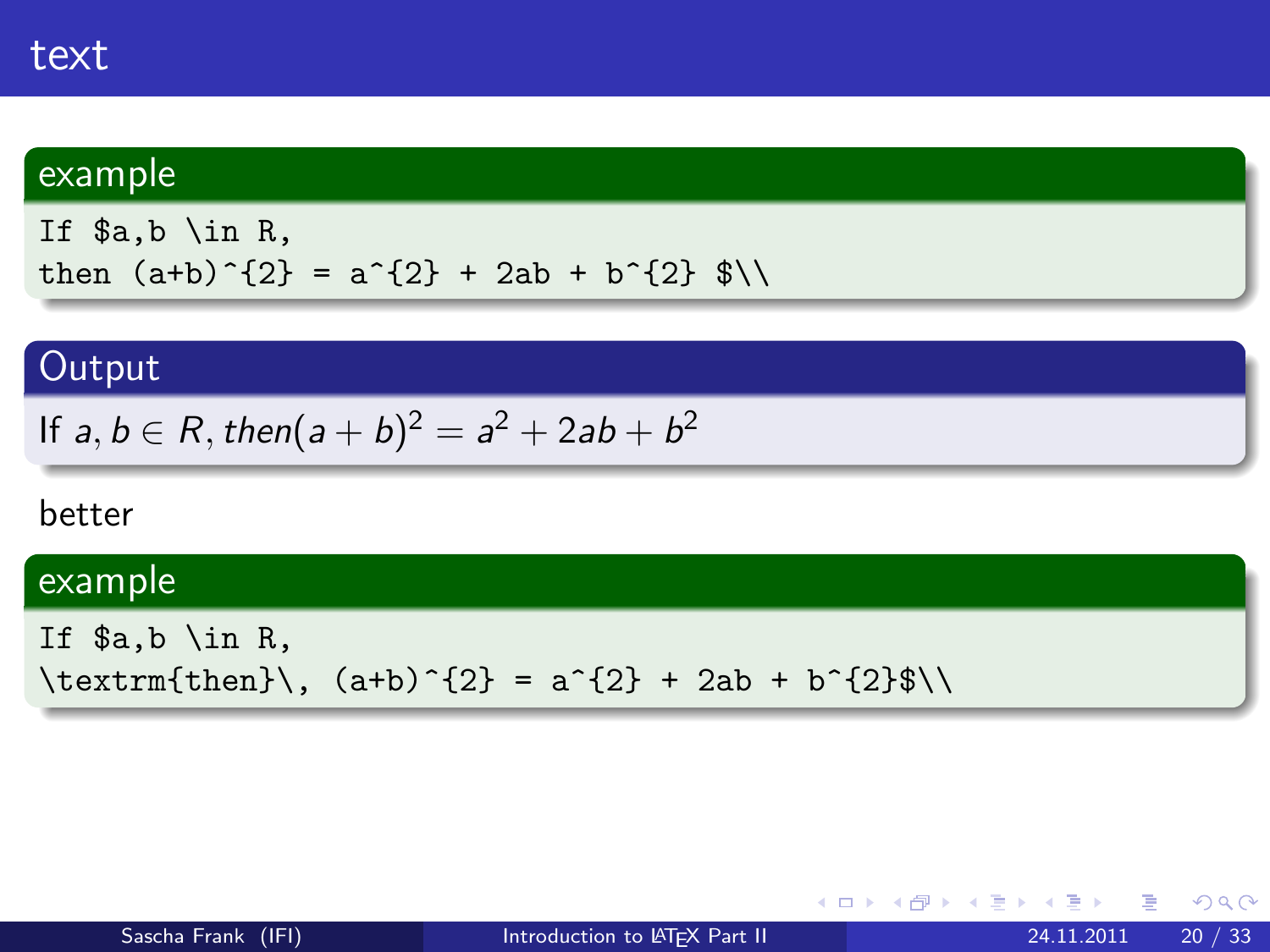# text

**example**

```
If $a,b \in R,
then (a+b)^{2} = a^{2} + 2ab + b^{2} $\\
```

**Output**

If $a, b \in R, then (a+b)^{2} = a^{2} + 2ab + b^{2}$

better

**example**

```
If $a,b \in R,
\textrm{then}\, (a+b)^{2} = a^{2} + 2ab + b^{2}$\\
```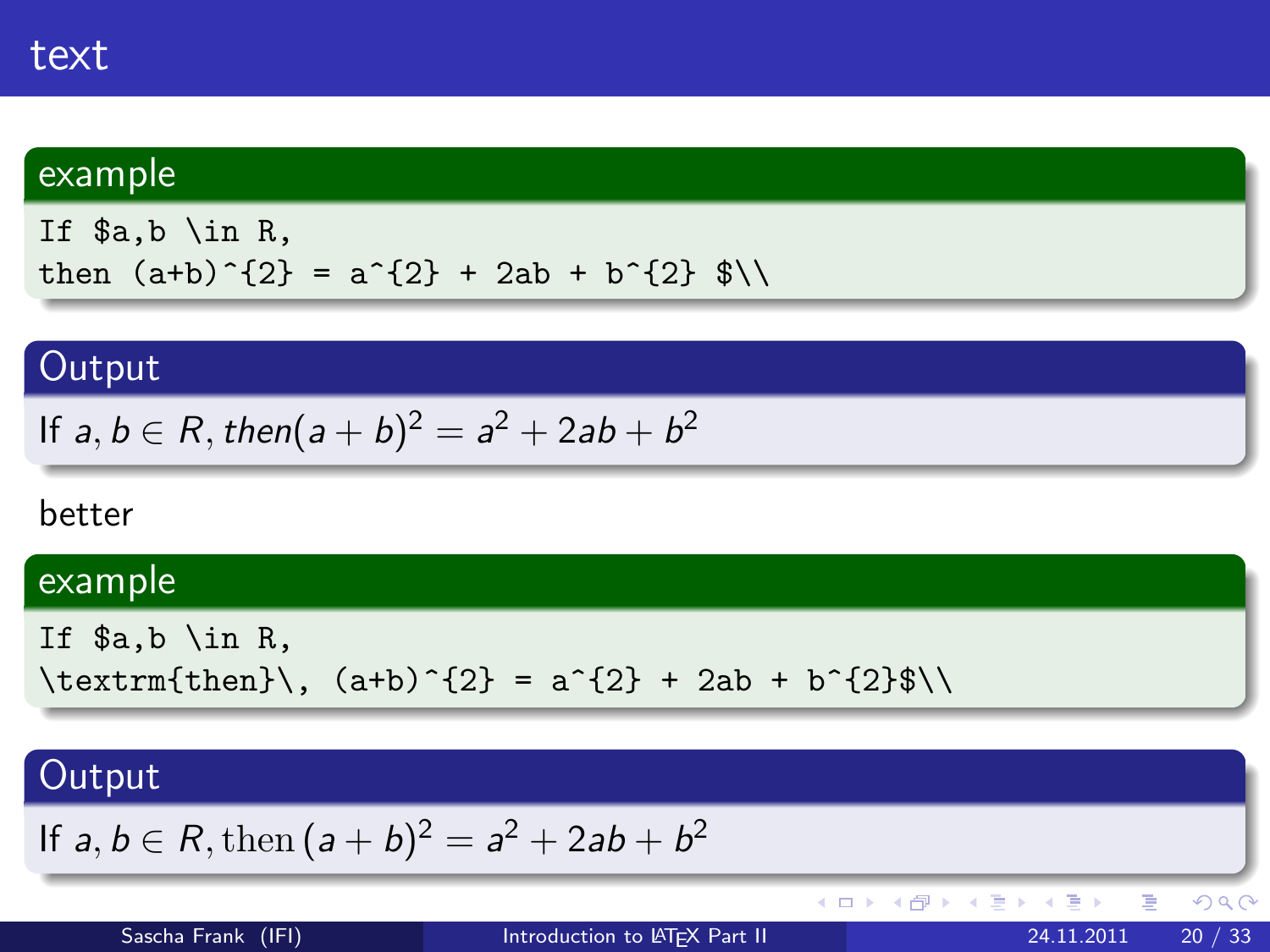# text

**example**

```
If $a,b \in R,
then (a+b)^{2} = a^{2} + 2ab + b^{2} $\\
```

**Output**

If $a, b \in R, then (a+b)^{2} = a^{2} + 2ab + b^{2}$

better

**example**

```
If $a,b \in R,
\textrm{then}\, (a+b)^{2} = a^{2} + 2ab + b^{2}$\\
```

**Output**

If $a, b \in R, \textrm{then}\, (a+b)^{2} = a^{2} + 2ab + b^{2}$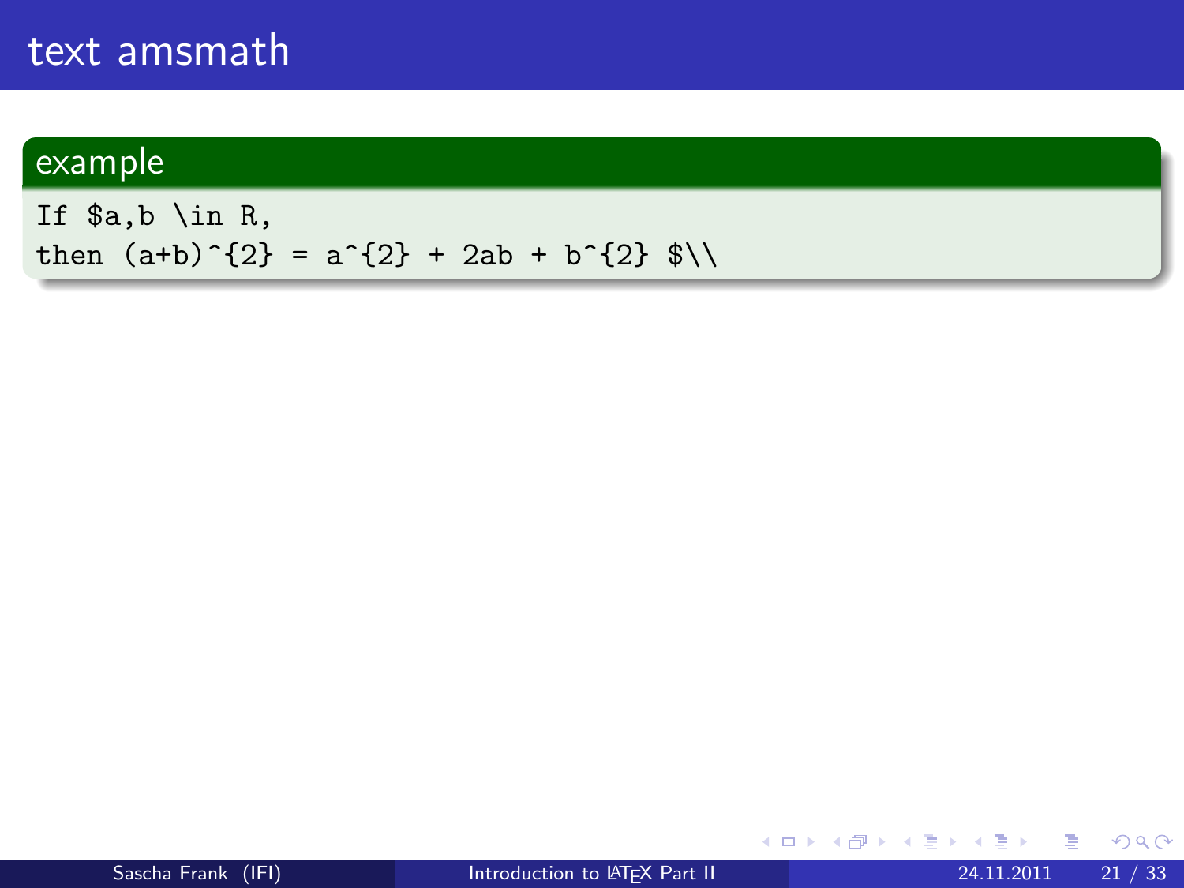# text amsmath

## example

```
If $a,b \in R,
then (a+b)^{2} = a^{2} + 2ab + b^{2} $\\
```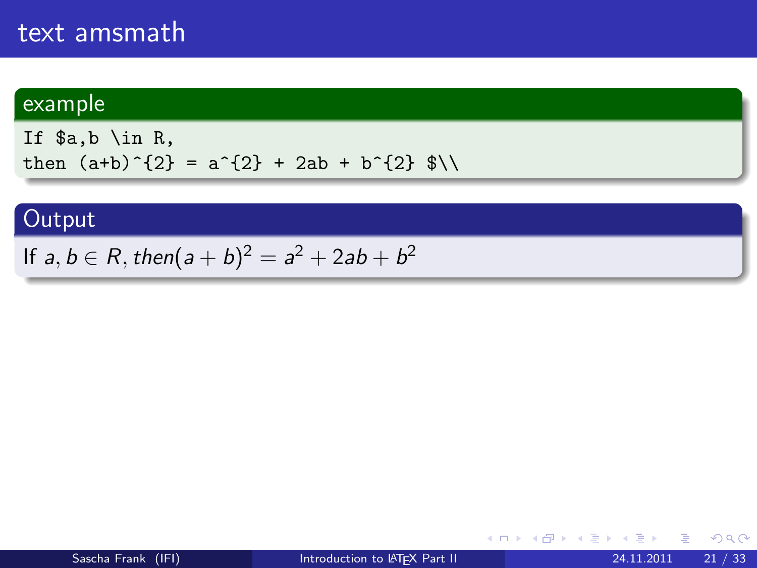# text amsmath

## example

```
If $a,b \in R,
then (a+b)^{2} = a^{2} + 2ab + b^{2} $\\
```

## Output

If $a, b \in R, then (a + b)^2 = a^2 + 2ab + b^2$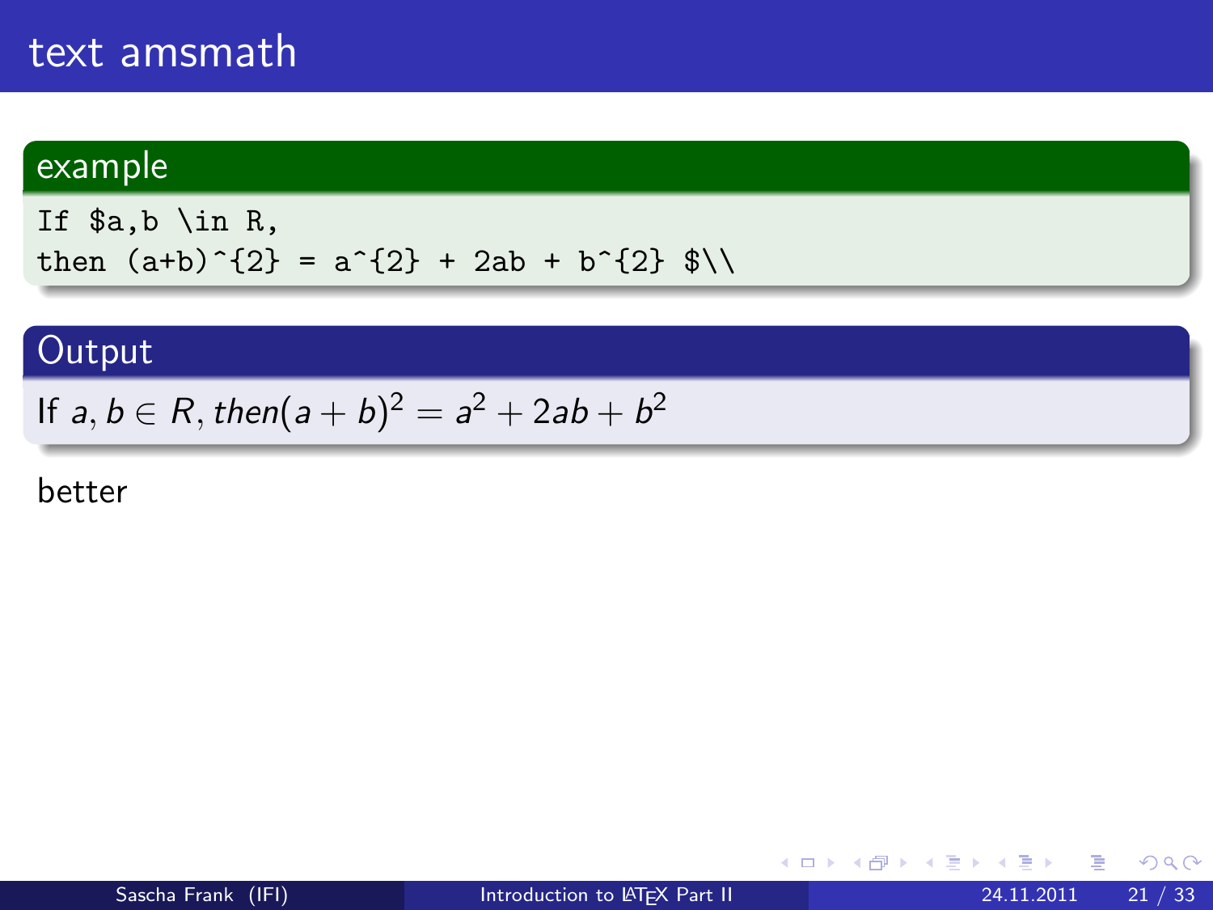# text amsmath

## example

```
If $a,b \in R,
then (a+b)^{2} = a^{2} + 2ab + b^{2} $\\
```

## Output

If $a, b \in R, then (a+b)^{2} = a^{2} + 2ab + b^{2}$

better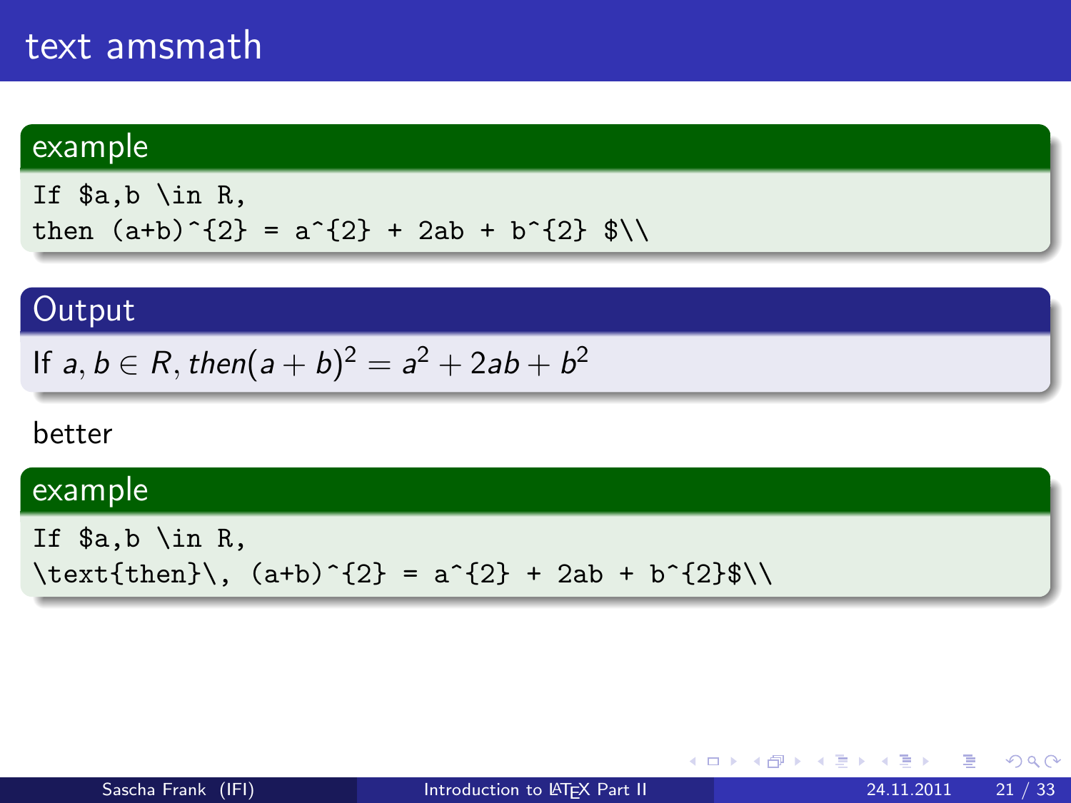# text amsmath

**example**

```
If $a,b \in R,
then (a+b)^{2} = a^{2} + 2ab + b^{2} $\\
```

**Output**

If $a, b \in R, then (a+b)^{2} = a^{2} + 2ab + b^{2}$

better

**example**

```
If $a,b \in R,
\text{then}\, (a+b)^{2} = a^{2} + 2ab + b^{2}$\\
```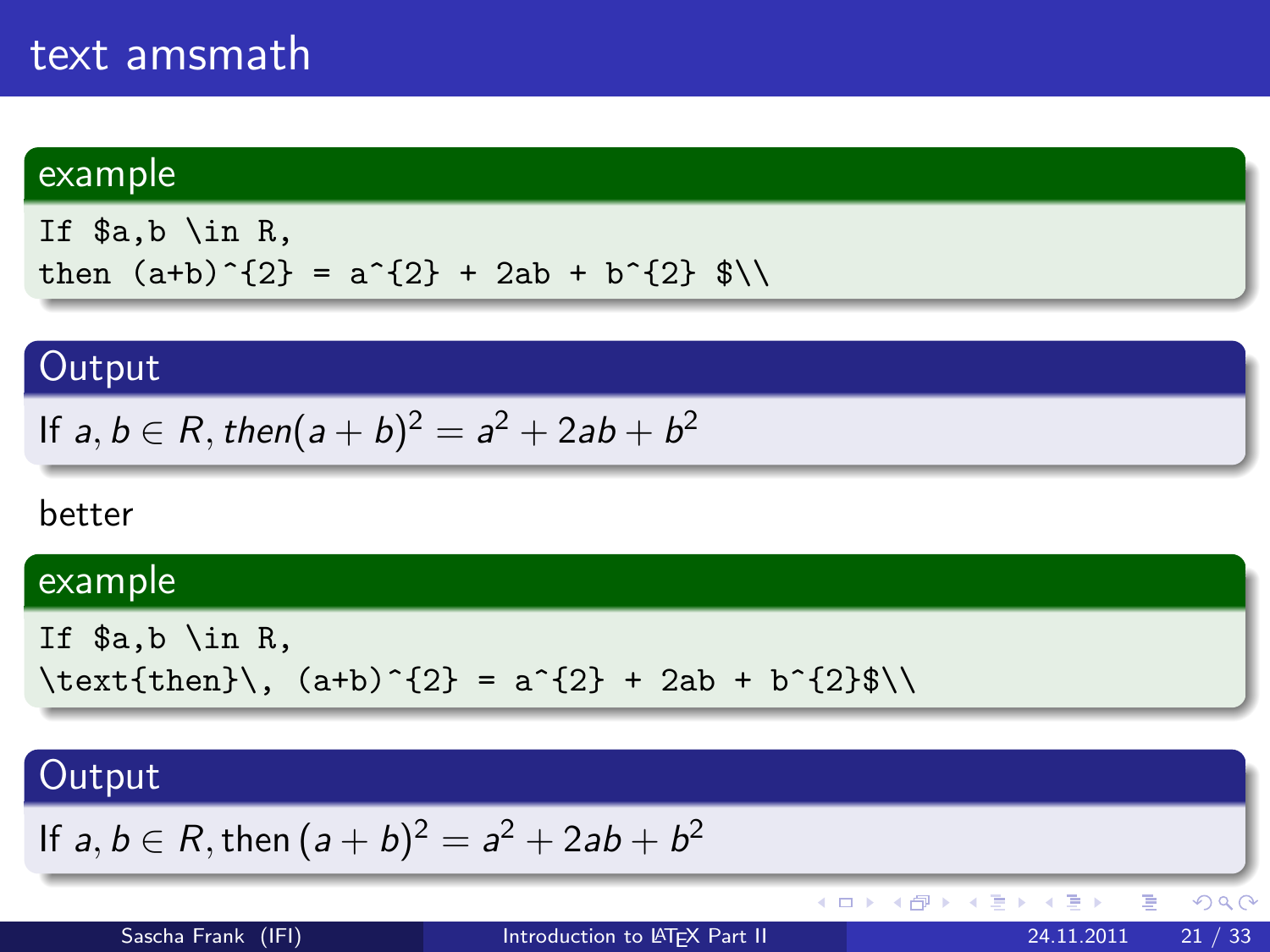# text amsmath

**example**

```
If $a,b \in R,
then (a+b)^{2} = a^{2} + 2ab + b^{2} $\\
```

**Output**

If $a, b \in R, then (a+b)^{2} = a^{2} + 2ab + b^{2}$

better

**example**

```
If $a,b \in R,
\text{then}\, (a+b)^{2} = a^{2} + 2ab + b^{2}$\\
```

**Output**

If $a, b \in R, \text{then}\, (a+b)^{2} = a^{2} + 2ab + b^{2}$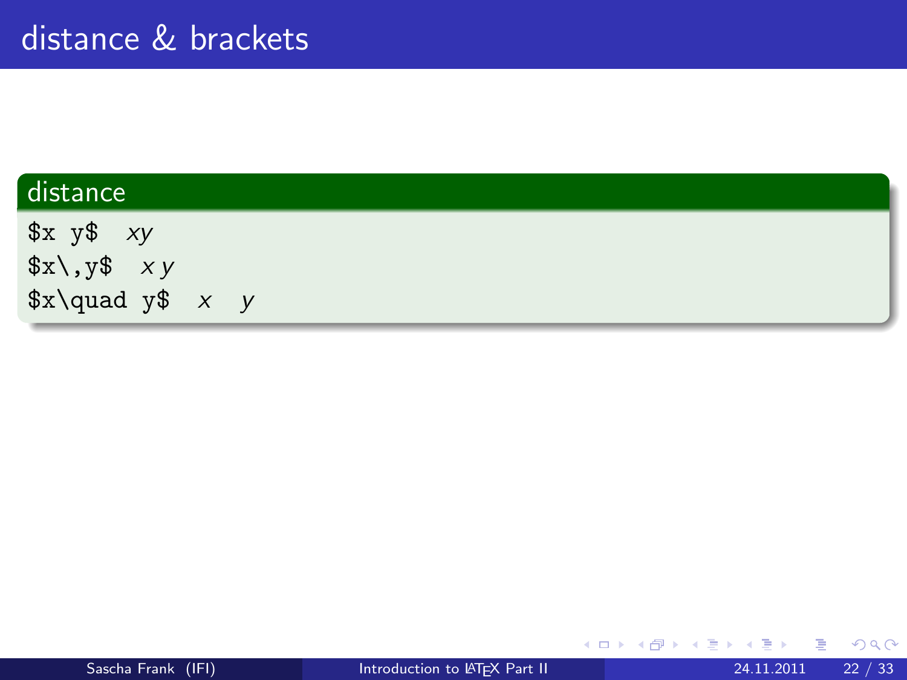# distance & brackets

## distance

`$x y$` $xy$

`$x\,y$` $x\,y$

`$x\quad y$` $x\quad y$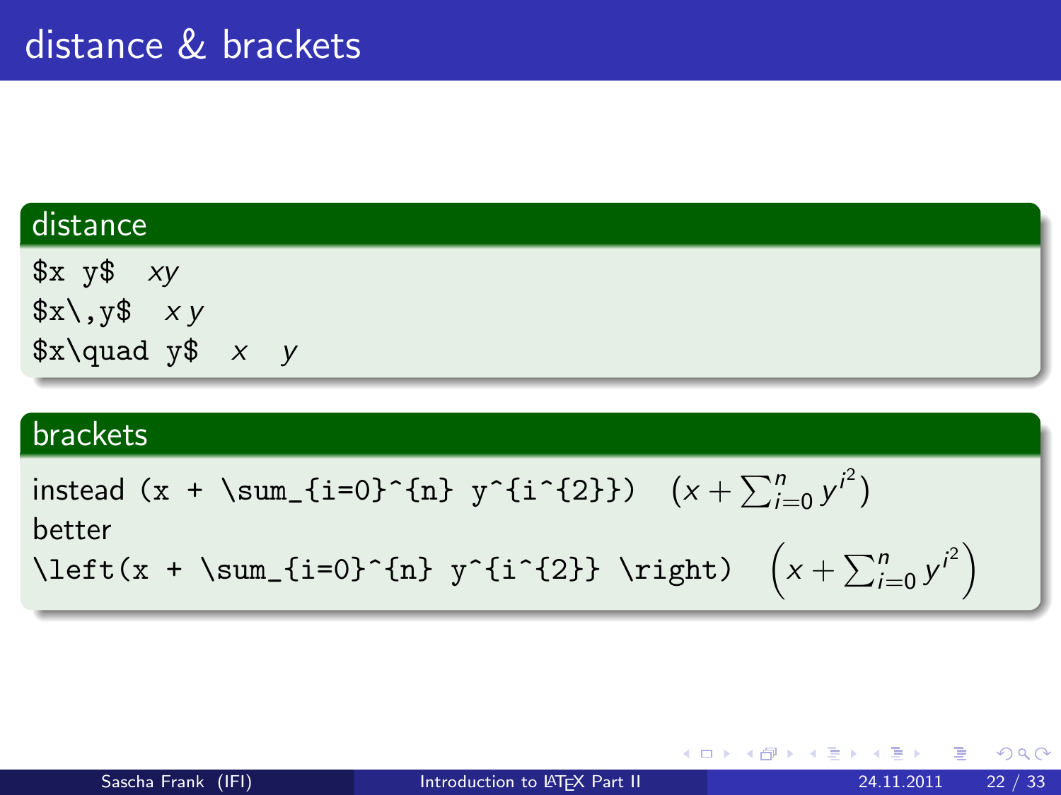# distance & brackets

## distance

`$x y$` $xy$

`$x\,y$` $x\,y$

`$x\quad y$` $x\quad y$

## brackets

instead `(x + \sum_{i=0}^{n} y^{i^{2}})` $(x + \sum_{i=0}^{n} y^{i^{2}})$

better

`\left(x + \sum_{i=0}^{n} y^{i^{2}} \right)` $\left(x + \sum_{i=0}^{n} y^{i^{2}} \right)$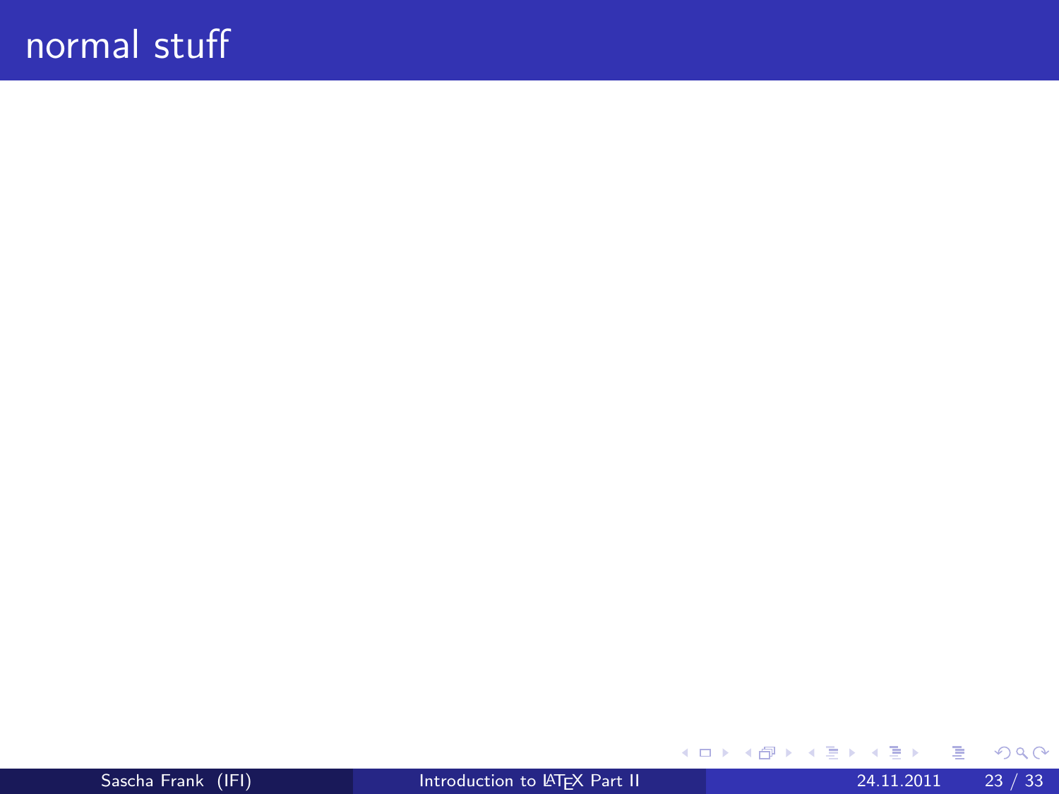# normal stuff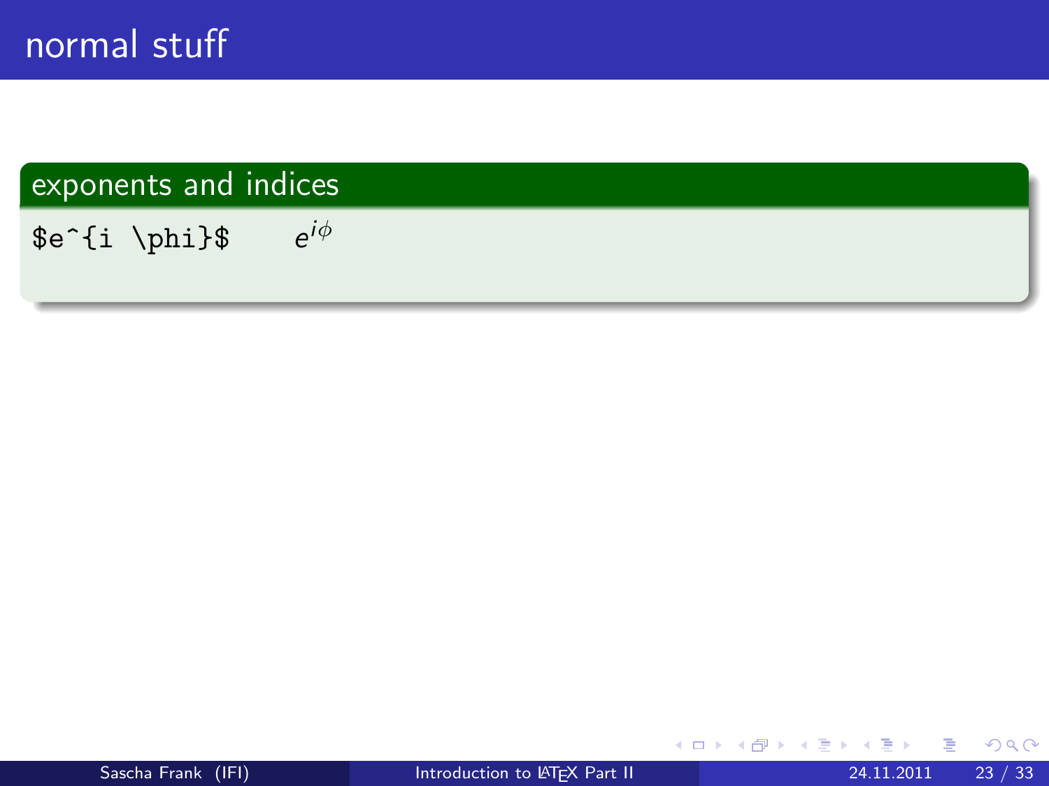# normal stuff

## exponents and indices

`$e^{i \phi}$` $e^{i\phi}$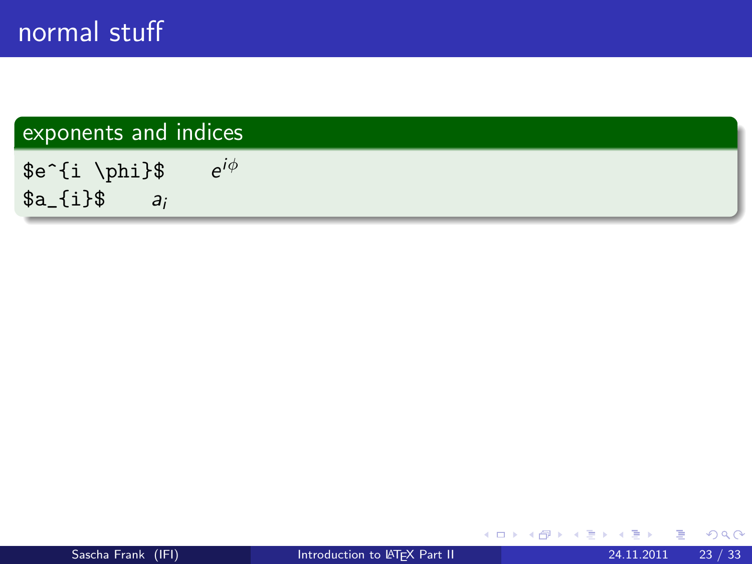# normal stuff

## exponents and indices

`$e^{i \phi}$` $e^{i\phi}$

`$a_{i}$` $a_i$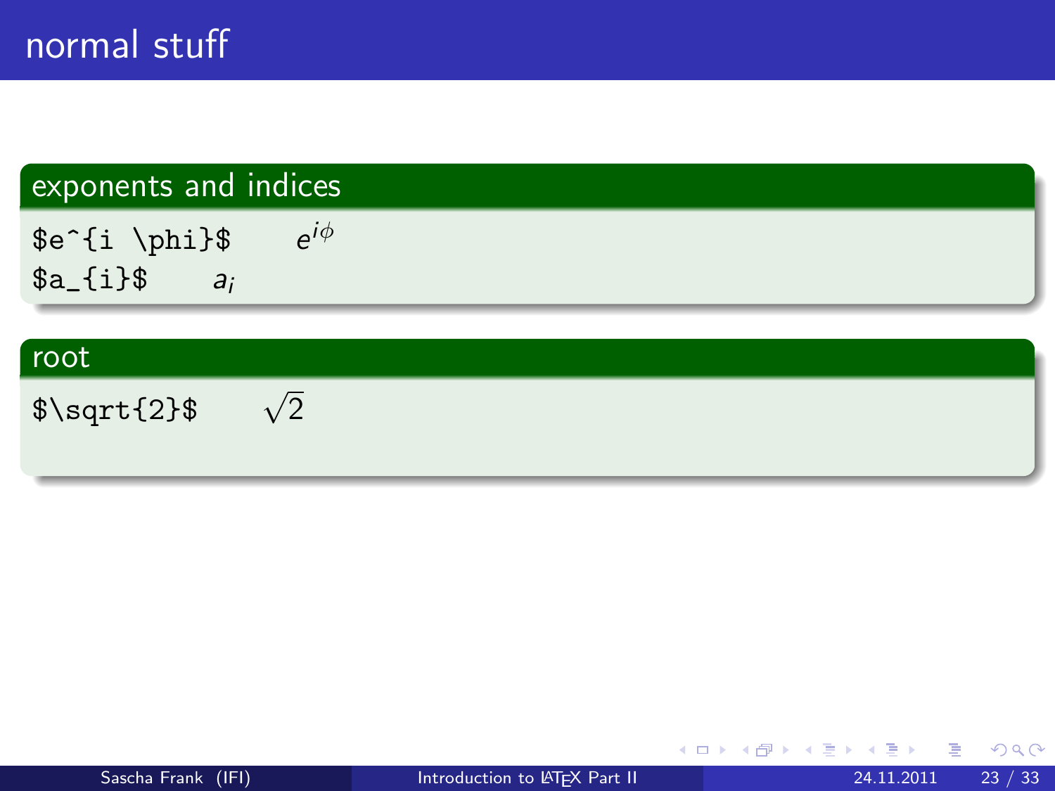# normal stuff

## exponents and indices

`$e^{i \phi}$` $e^{i\phi}$

`$a_{i}$` $a_i$

## root

`$\sqrt{2}$` $\sqrt{2}$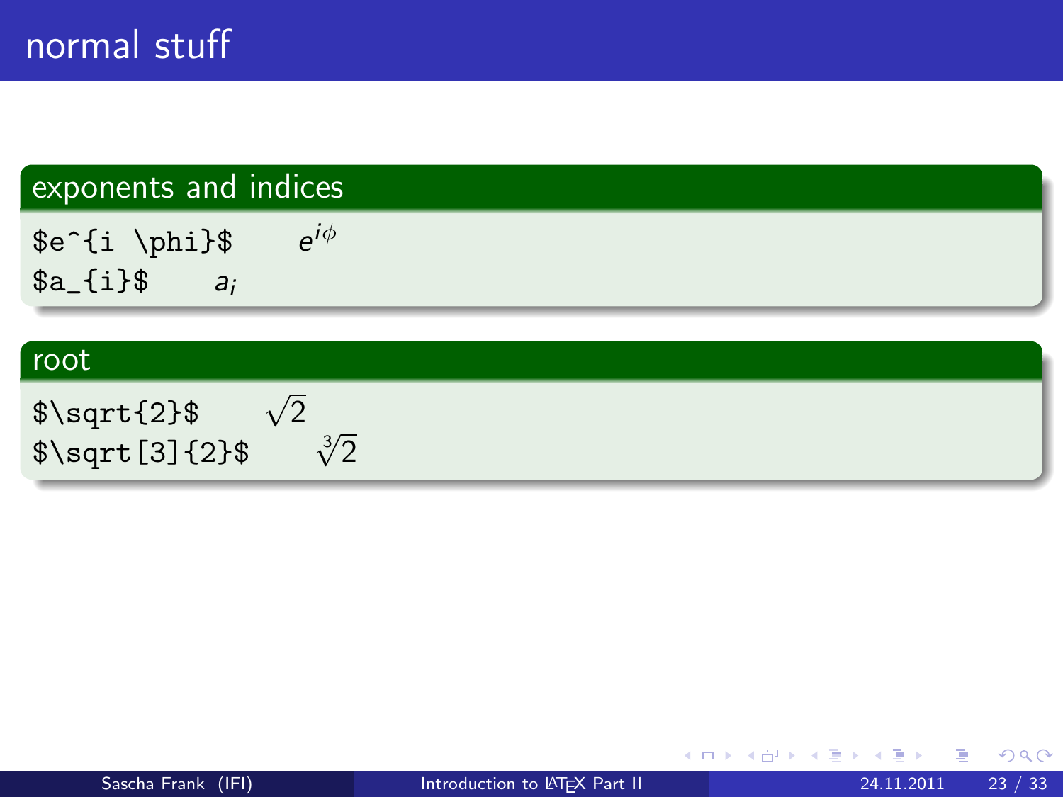# normal stuff

## exponents and indices

`$e^{i \phi}$` $e^{i\phi}$

`$a_{i}$` $a_i$

## root

`$\sqrt{2}$` $\sqrt{2}$

`$\sqrt[3]{2}$` $\sqrt[3]{2}$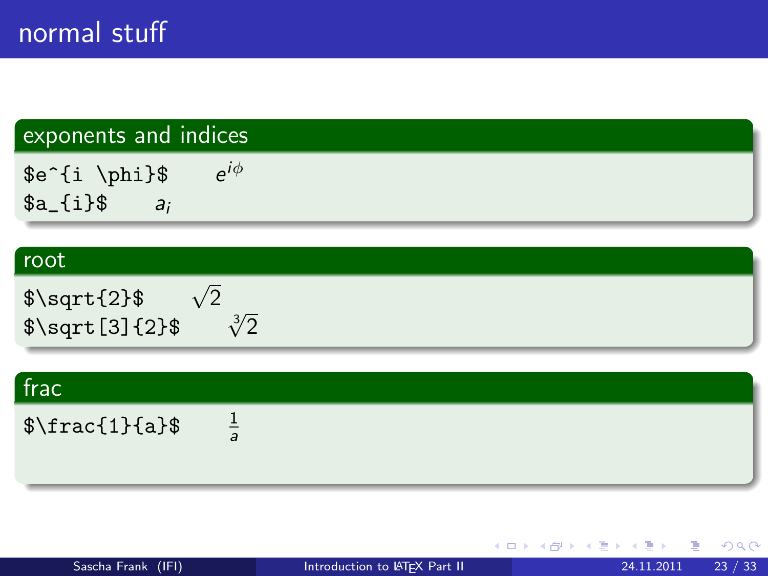# normal stuff

## exponents and indices

`$e^{i \phi}$` $e^{i\phi}$

`$a_{i}$` $a_i$

## root

`$\sqrt{2}$` $\sqrt{2}$

`$\sqrt[3]{2}$` $\sqrt[3]{2}$

## frac

`$\frac{1}{a}$` $\frac{1}{a}$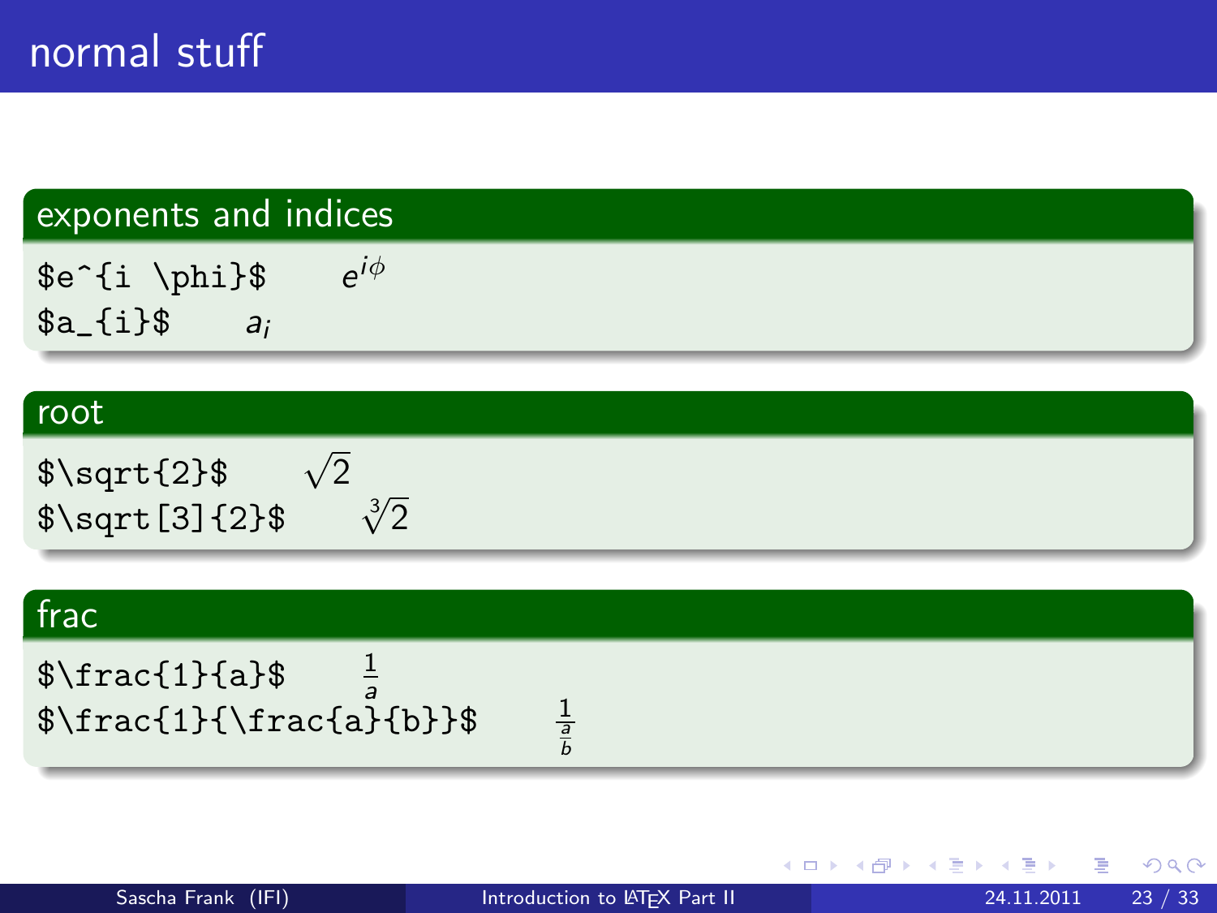# normal stuff

## exponents and indices

`$e^{i \phi}$` $e^{i\phi}$

`$a_{i}$` $a_i$

## root

`$\sqrt{2}$` $\sqrt{2}$

`$\sqrt[3]{2}$` $\sqrt[3]{2}$

## frac

`$\frac{1}{a}$` $\frac{1}{a}$

`$\frac{1}{\frac{a}{b}}$` $\frac{1}{\frac{a}{b}}$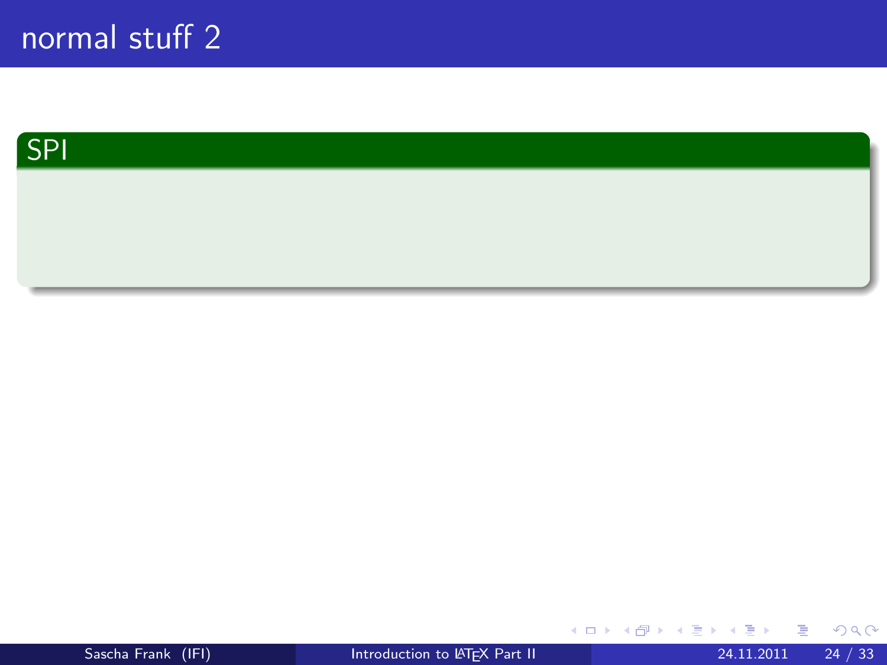# normal stuff 2

## SPI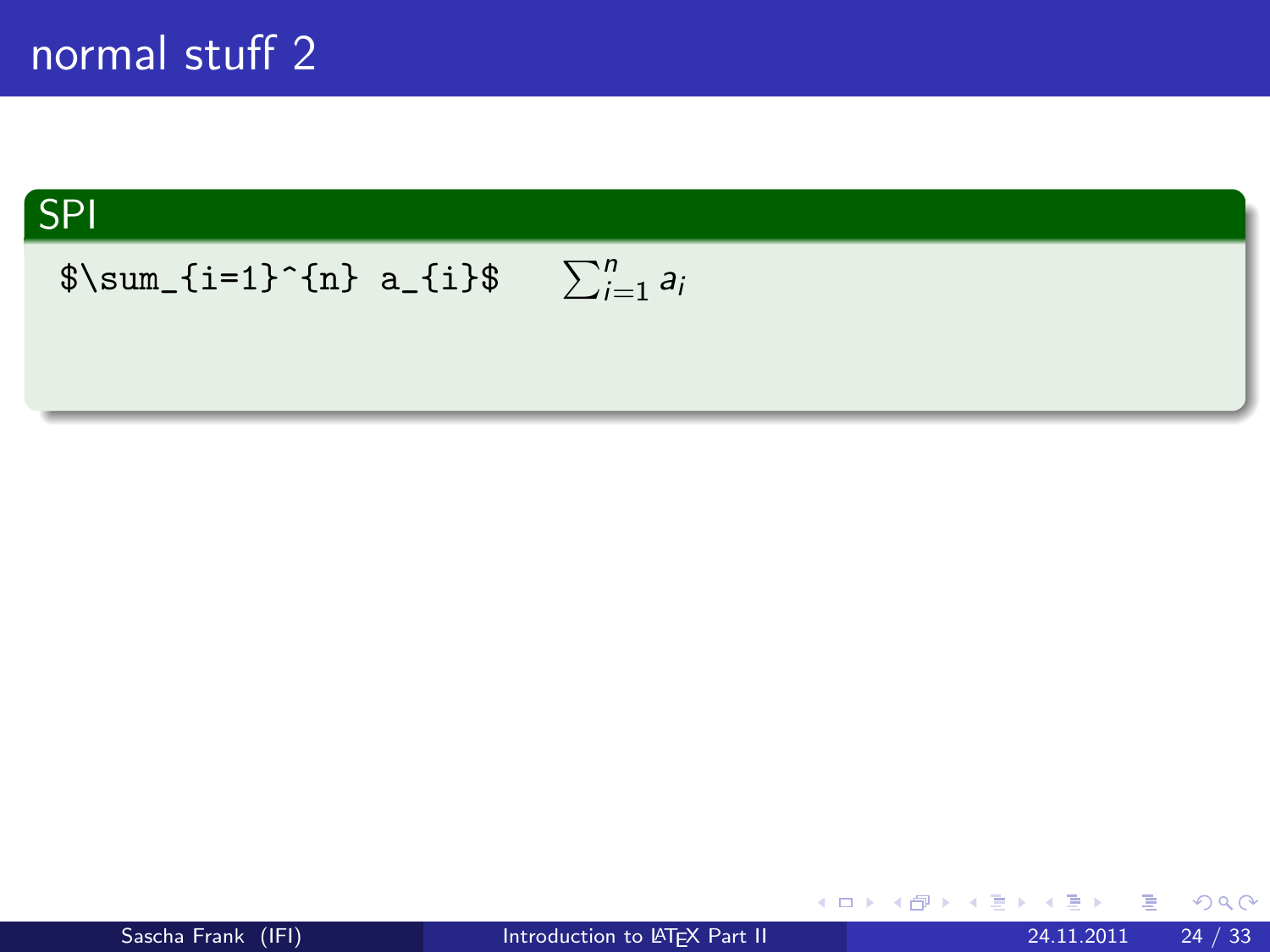# normal stuff 2

## SPI

`$\sum_{i=1}^{n} a_{i}$` $\sum_{i=1}^{n} a_{i}$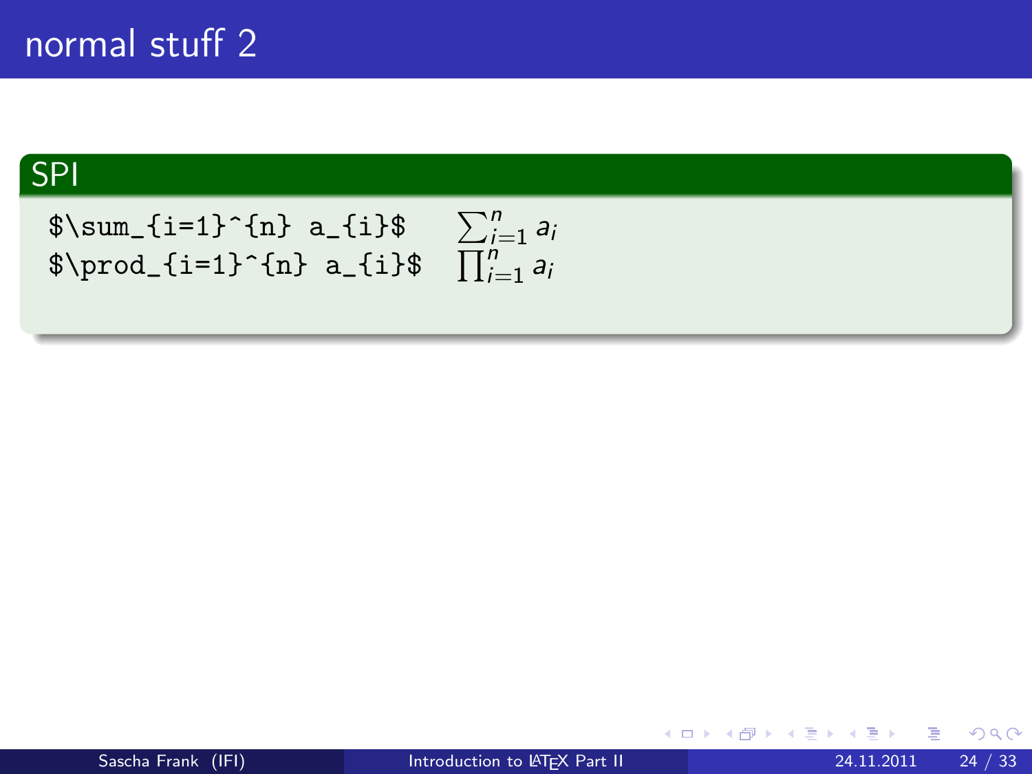# normal stuff 2

## SPI

| | |
|---|---|
| `$\sum_{i=1}^{n} a_{i}$` | $\sum_{i=1}^{n} a_{i}$ |
| `$\prod_{i=1}^{n} a_{i}$` | $\prod_{i=1}^{n} a_{i}$ |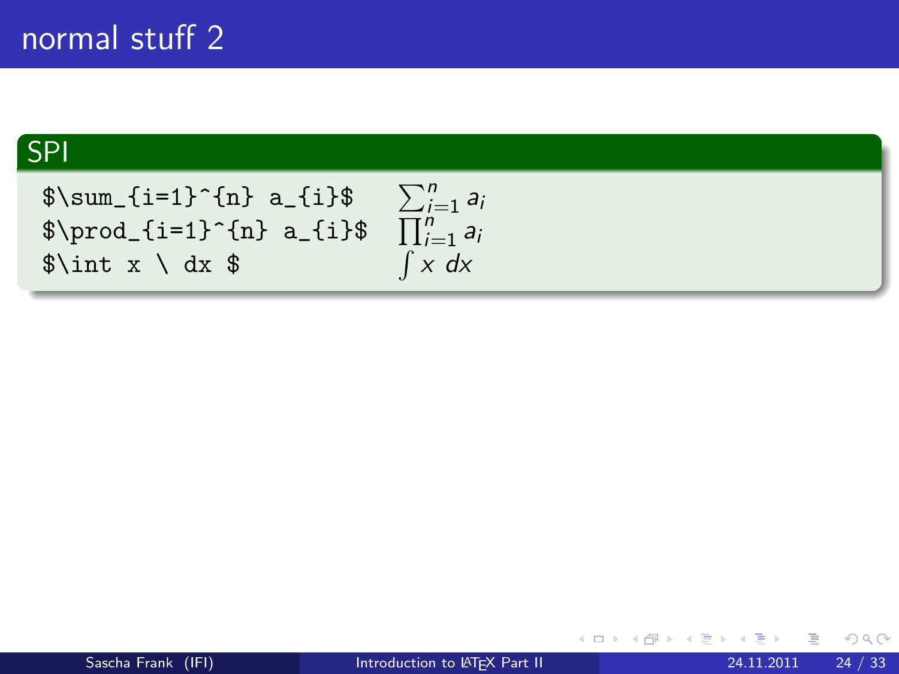# normal stuff 2

## SPI

| | |
|---|---|
| `$\sum_{i=1}^{n} a_{i}$` | $\sum_{i=1}^{n} a_{i}$ |
| `$\prod_{i=1}^{n} a_{i}$` | $\prod_{i=1}^{n} a_{i}$ |
| `$\int x \ dx $` | $\int x \ dx$ |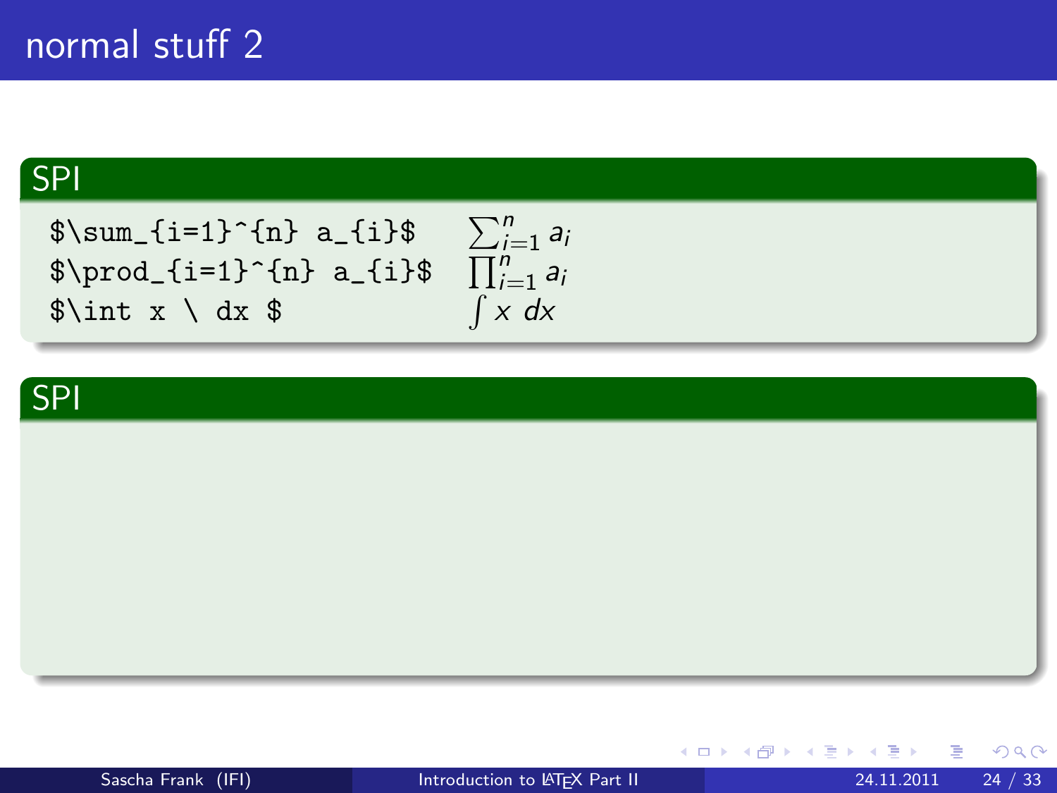# normal stuff 2

## SPI

| | |
|---|---|
| `$\sum_{i=1}^{n} a_{i}$` | $\sum_{i=1}^{n} a_{i}$ |
| `$\prod_{i=1}^{n} a_{i}$` | $\prod_{i=1}^{n} a_{i}$ |
| `$\int x \ dx $` | $\int x \ dx$ |

## SPI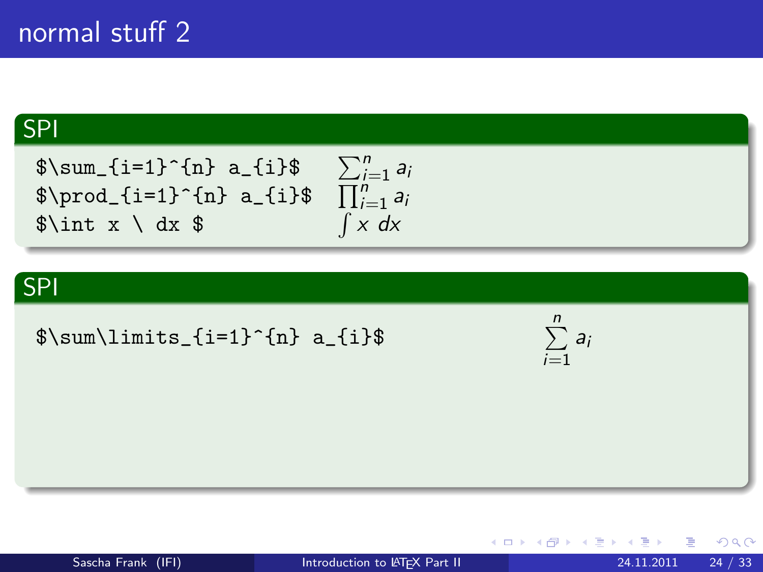# normal stuff 2

## SPI

| | |
|---|---|
| `$\sum_{i=1}^{n} a_{i}$` | $\sum_{i=1}^{n} a_{i}$ |
| `$\prod_{i=1}^{n} a_{i}$` | $\prod_{i=1}^{n} a_{i}$ |
| `$\int x \ dx $` | $\int x \ dx$ |

## SPI

| | |
|---|---|
| `$\sum\limits_{i=1}^{n} a_{i}$` | $\sum\limits_{i=1}^{n} a_{i}$ |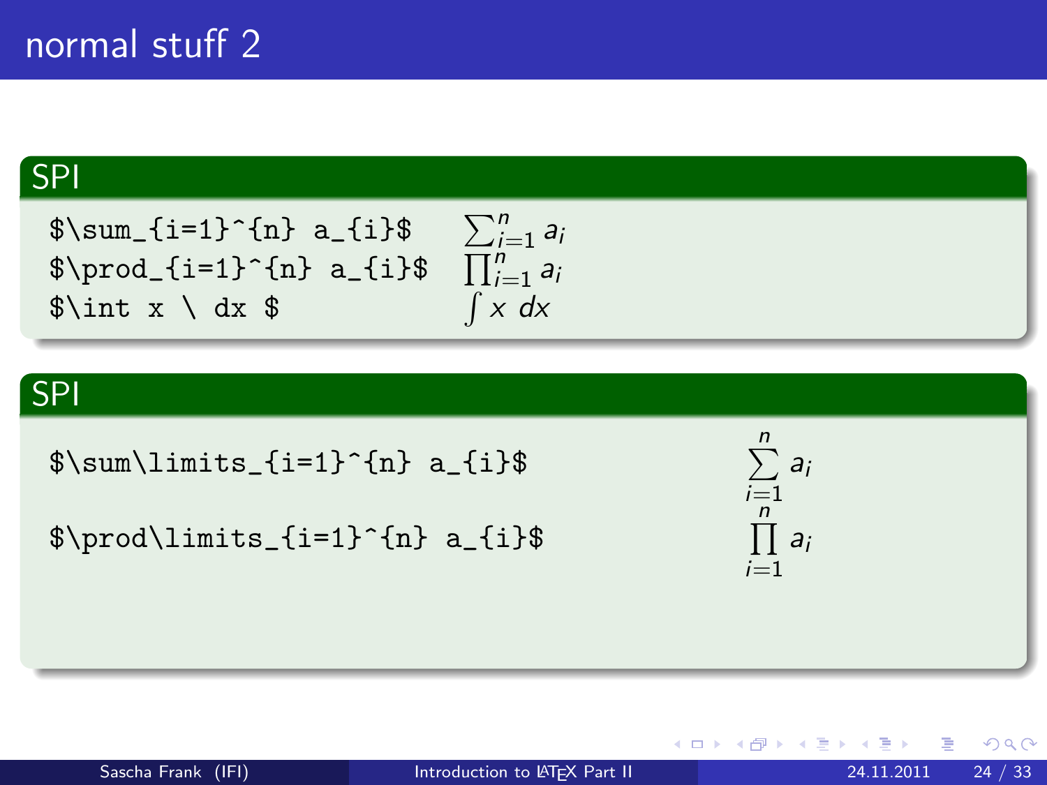# normal stuff 2

## SPI

| | |
|---|---|
| `$\sum_{i=1}^{n} a_{i}$` | $\sum_{i=1}^{n} a_{i}$ |
| `$\prod_{i=1}^{n} a_{i}$` | $\prod_{i=1}^{n} a_{i}$ |
| `$\int x \ dx $` | $\int x \ dx$ |

## SPI

| | |
|---|---|
| `$\sum\limits_{i=1}^{n} a_{i}$` | $\sum\limits_{i=1}^{n} a_{i}$ |
| `$\prod\limits_{i=1}^{n} a_{i}$` | $\prod\limits_{i=1}^{n} a_{i}$ |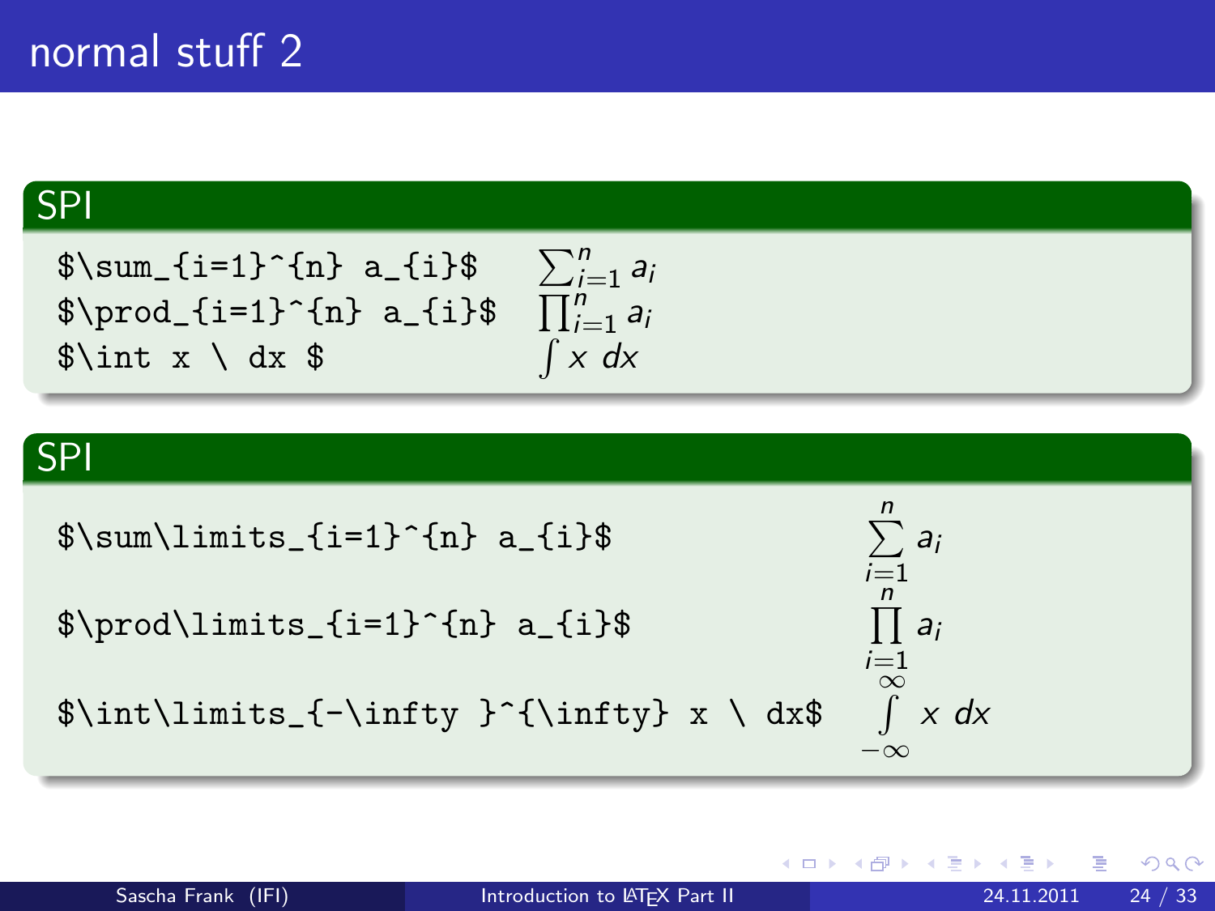# normal stuff 2

## SPI

| | |
|---|---|
| `$\sum_{i=1}^{n} a_{i}$` | $\sum_{i=1}^{n} a_{i}$ |
| `$\prod_{i=1}^{n} a_{i}$` | $\prod_{i=1}^{n} a_{i}$ |
| `$\int x \ dx $` | $\int x \ dx$ |

## SPI

| | |
|---|---|
| `$\sum\limits_{i=1}^{n} a_{i}$` | $\sum\limits_{i=1}^{n} a_{i}$ |
| `$\prod\limits_{i=1}^{n} a_{i}$` | $\prod\limits_{i=1}^{n} a_{i}$ |
| `$\int\limits_{-\infty }^{\infty} x \ dx$` | $\int\limits_{-\infty }^{\infty} x \ dx$ |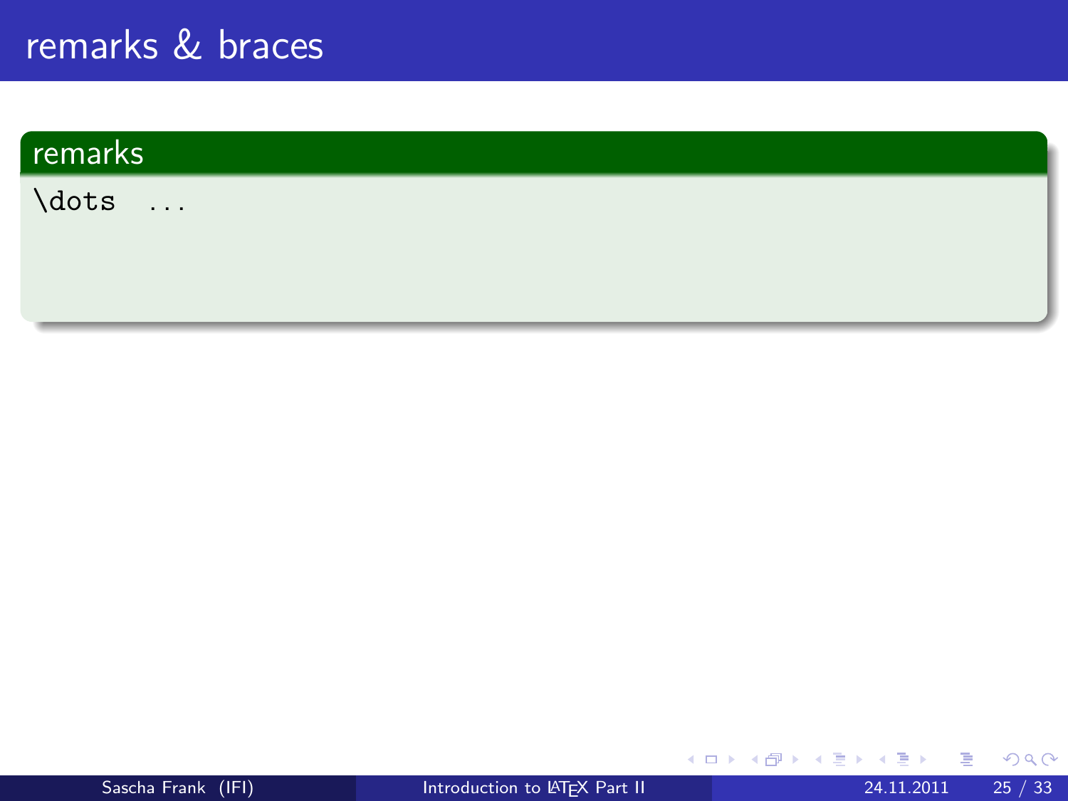# remarks & braces

## remarks

`\dots` ...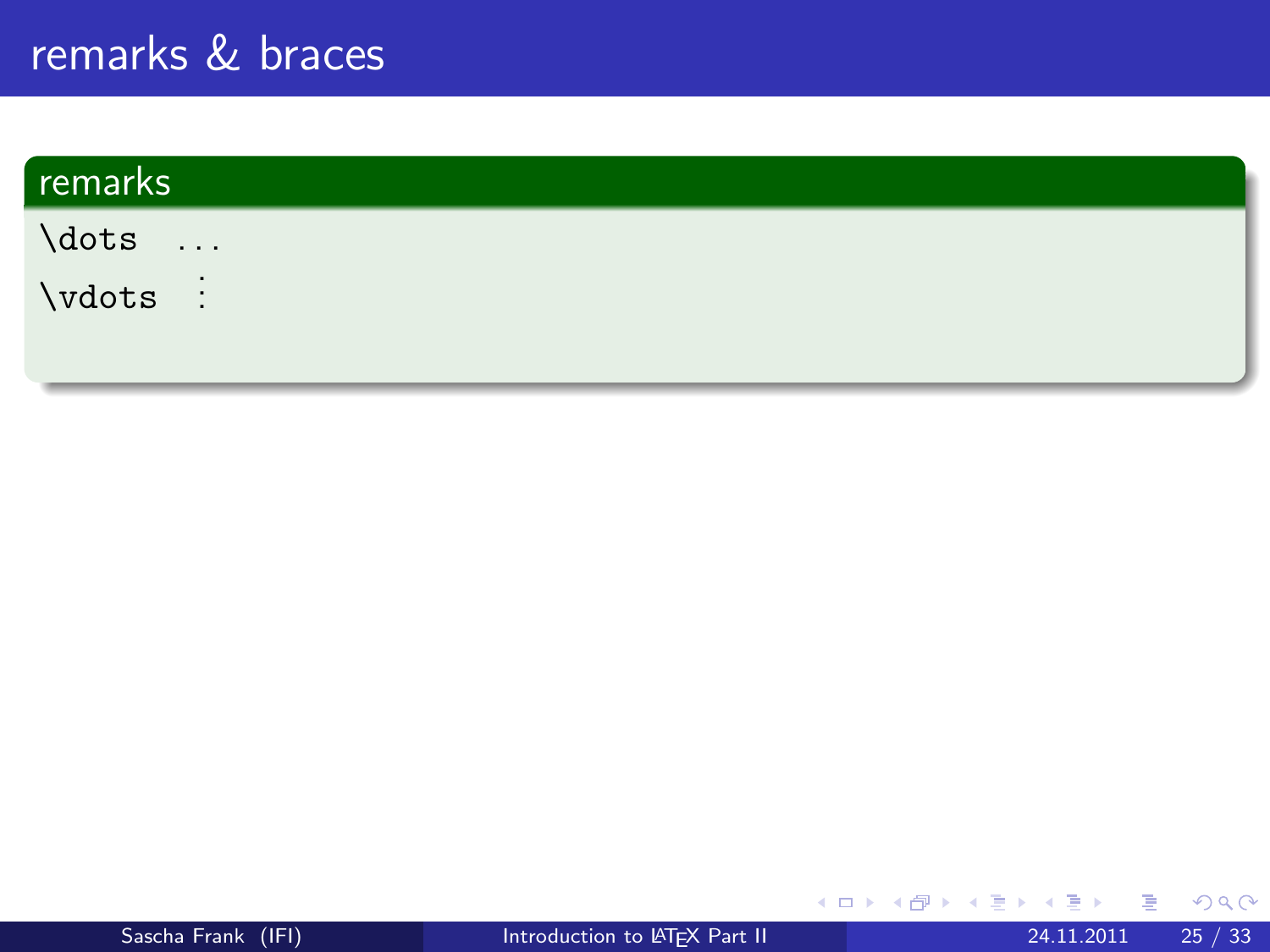# remarks & braces

## remarks

`\dots` $\dots$

`\vdots` $\vdots$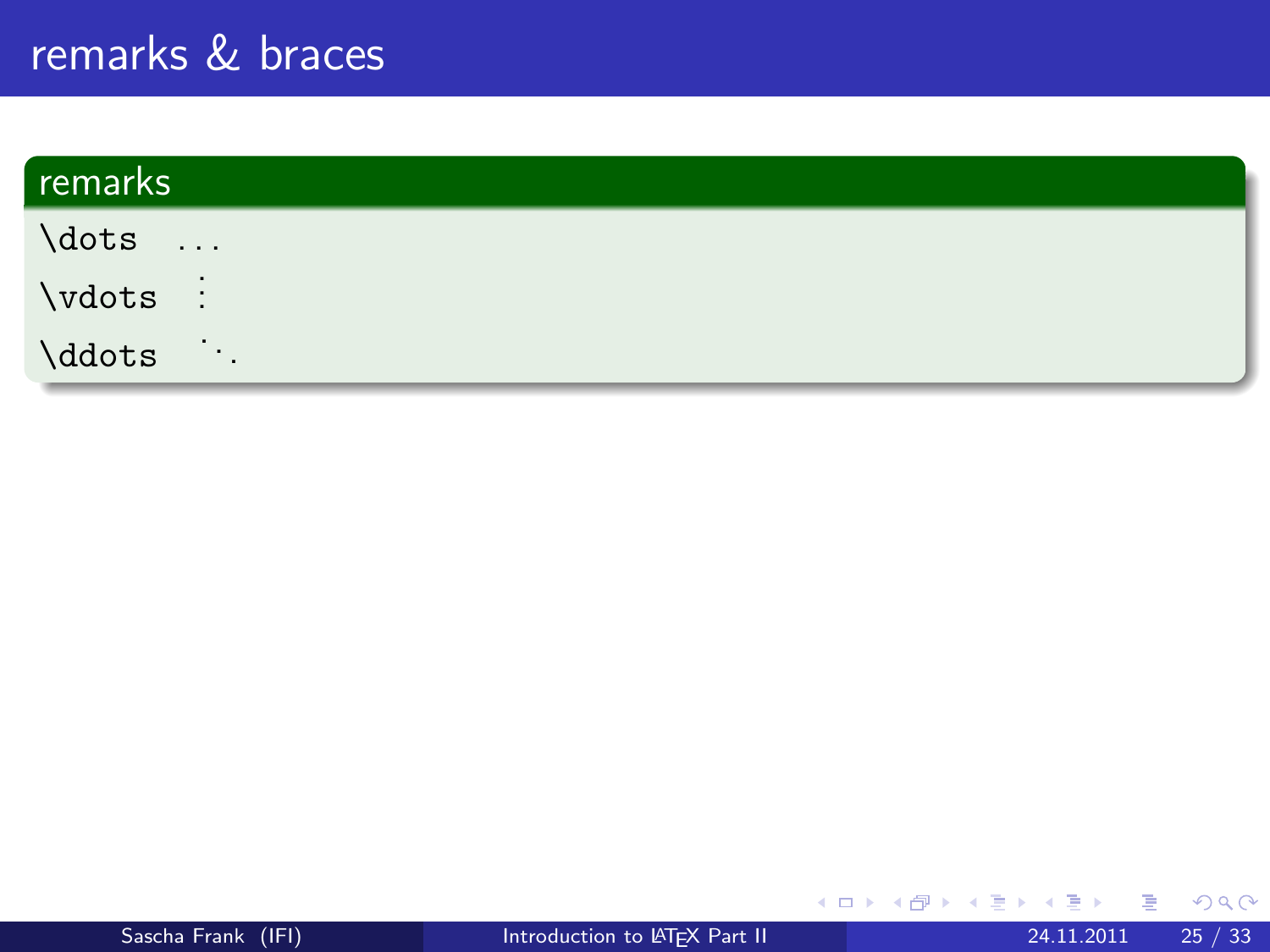# remarks & braces

## remarks

`\dots` $\dots$

`\vdots` $\vdots$

`\ddots` $\ddots$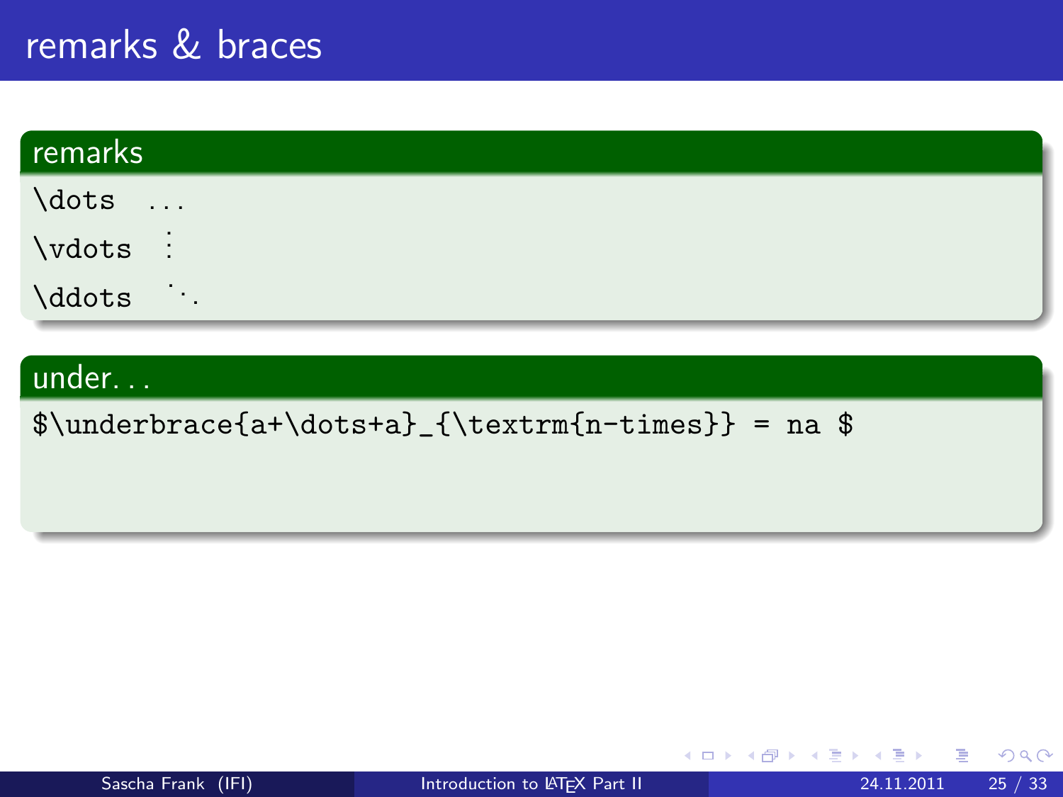# remarks & braces

## remarks

`\dots` $\dots$

`\vdots` $\vdots$

`\ddots` $\ddots$

## under...

```
$\underbrace{a+\dots+a}_{\textrm{n-times}} = na $
```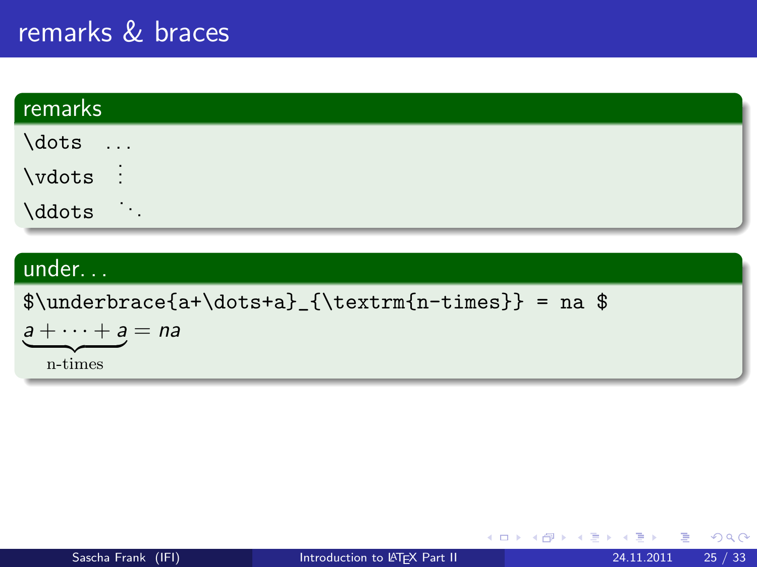# remarks & braces

## remarks

`\dots` $\dots$

`\vdots` $\vdots$

`\ddots` $\ddots$

## under...

```
$\underbrace{a+\dots+a}_{\textrm{n-times}} = na $
```

$\underbrace{a+\dots+a}_{\textrm{n-times}} = na$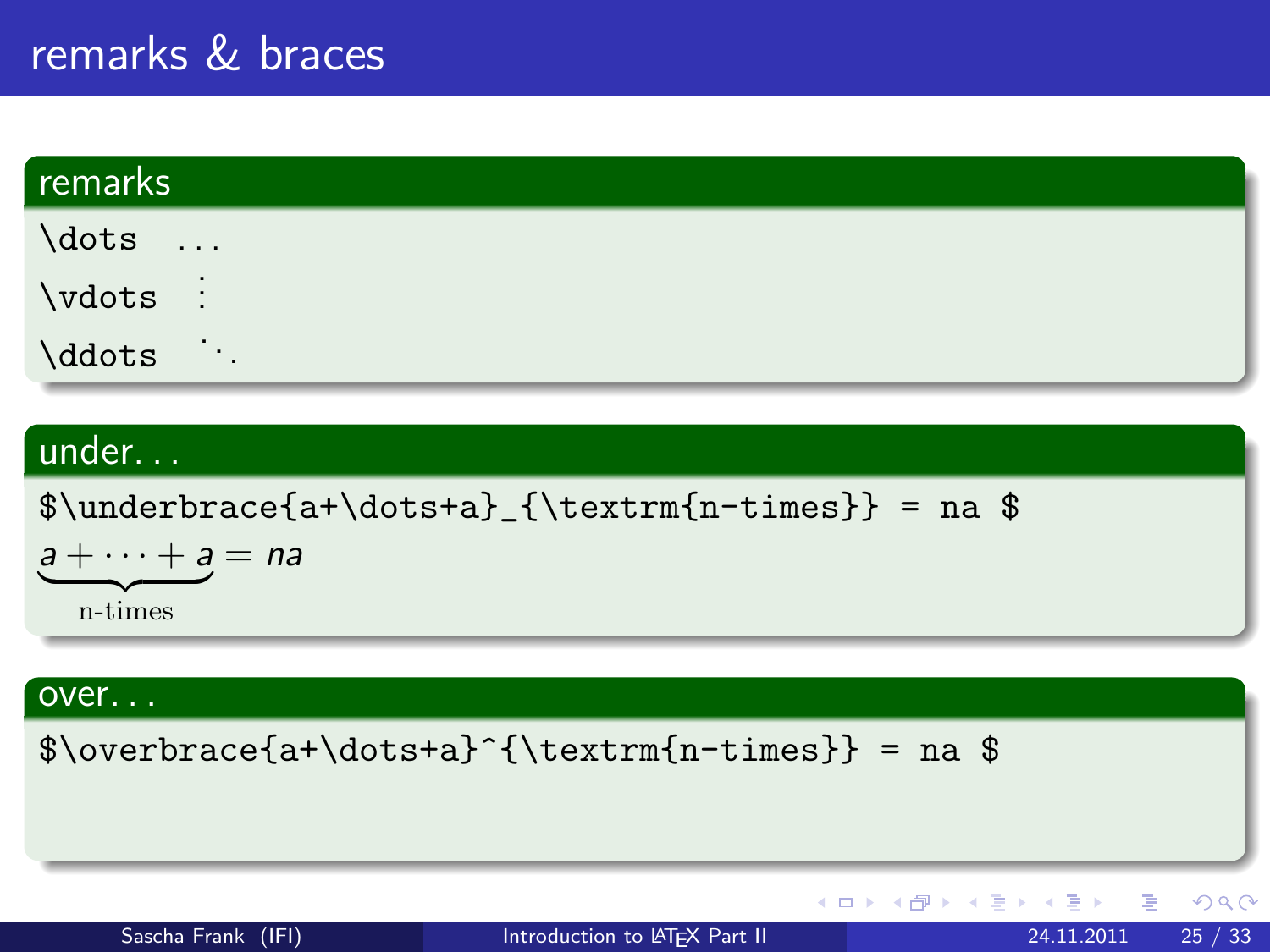# remarks & braces

## remarks

`\dots` $\dots$

`\vdots` $\vdots$

`\ddots` $\ddots$

## under...

```
$\underbrace{a+\dots+a}_{\textrm{n-times}} = na $
```

$\underbrace{a+\dots+a}_{\textrm{n-times}} = na$

## over...

```
$\overbrace{a+\dots+a}^{\textrm{n-times}} = na $
```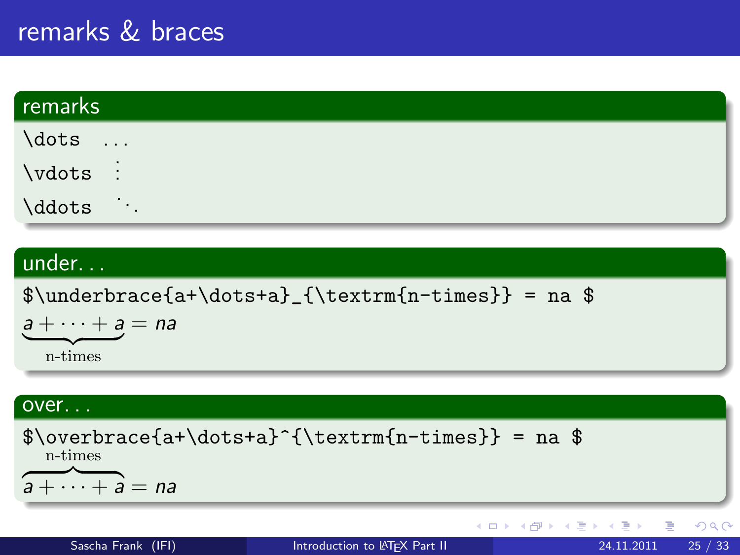# remarks & braces

## remarks

`\dots` $\dots$

`\vdots` $\vdots$

`\ddots` $\ddots$

## under...

```
$\underbrace{a+\dots+a}_{\textrm{n-times}} = na $
```

$\underbrace{a+\dots+a}_{\textrm{n-times}} = na$

## over...

```
$\overbrace{a+\dots+a}^{\textrm{n-times}} = na $
```

$\overbrace{a+\dots+a}^{\textrm{n-times}} = na$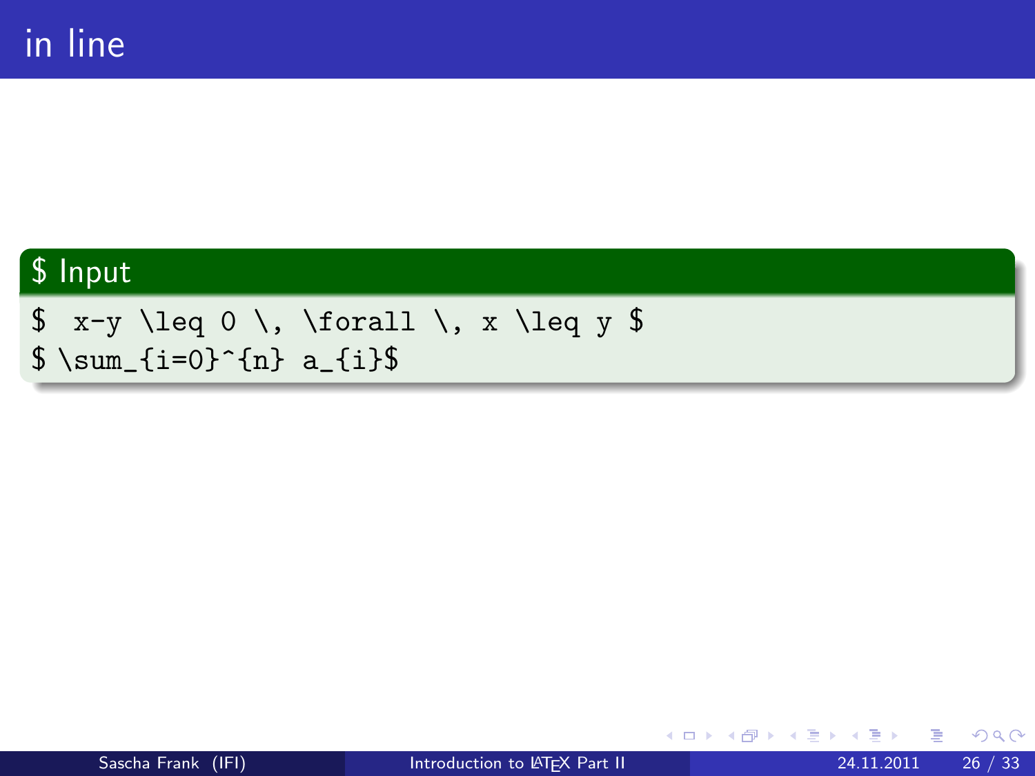# in line

**$ Input**

```
$  x-y \leq 0 \, \forall \, x \leq y $
$ \sum_{i=0}^{n} a_{i}$
```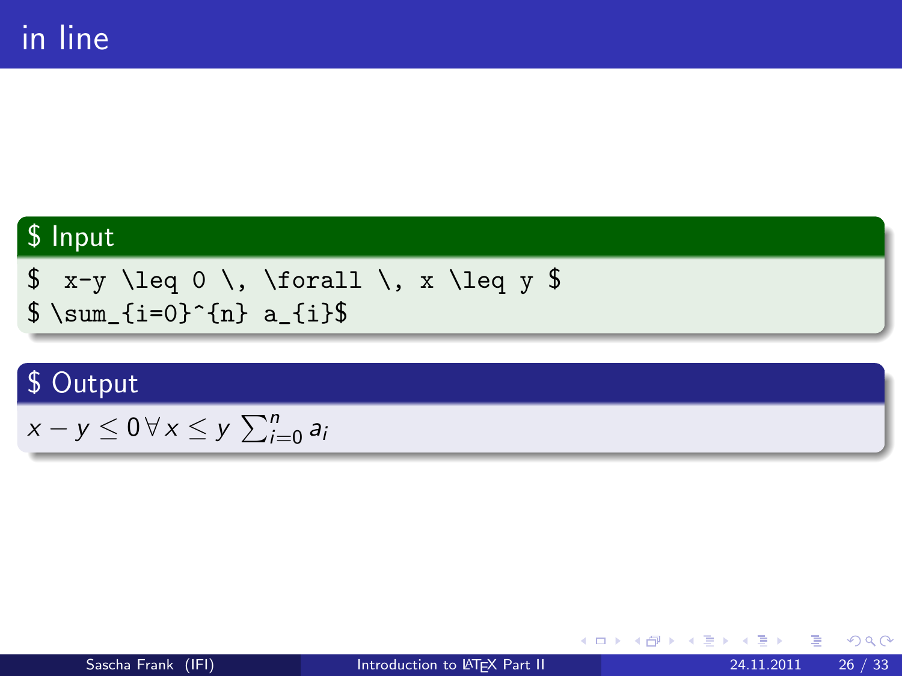# in line

## $ Input

```
$  x-y \leq 0 \, \forall \, x \leq y $
$ \sum_{i=0}^{n} a_{i}$
```

## $ Output

$x-y \leq 0 \, \forall \, x \leq y$ $\sum_{i=0}^{n} a_{i}$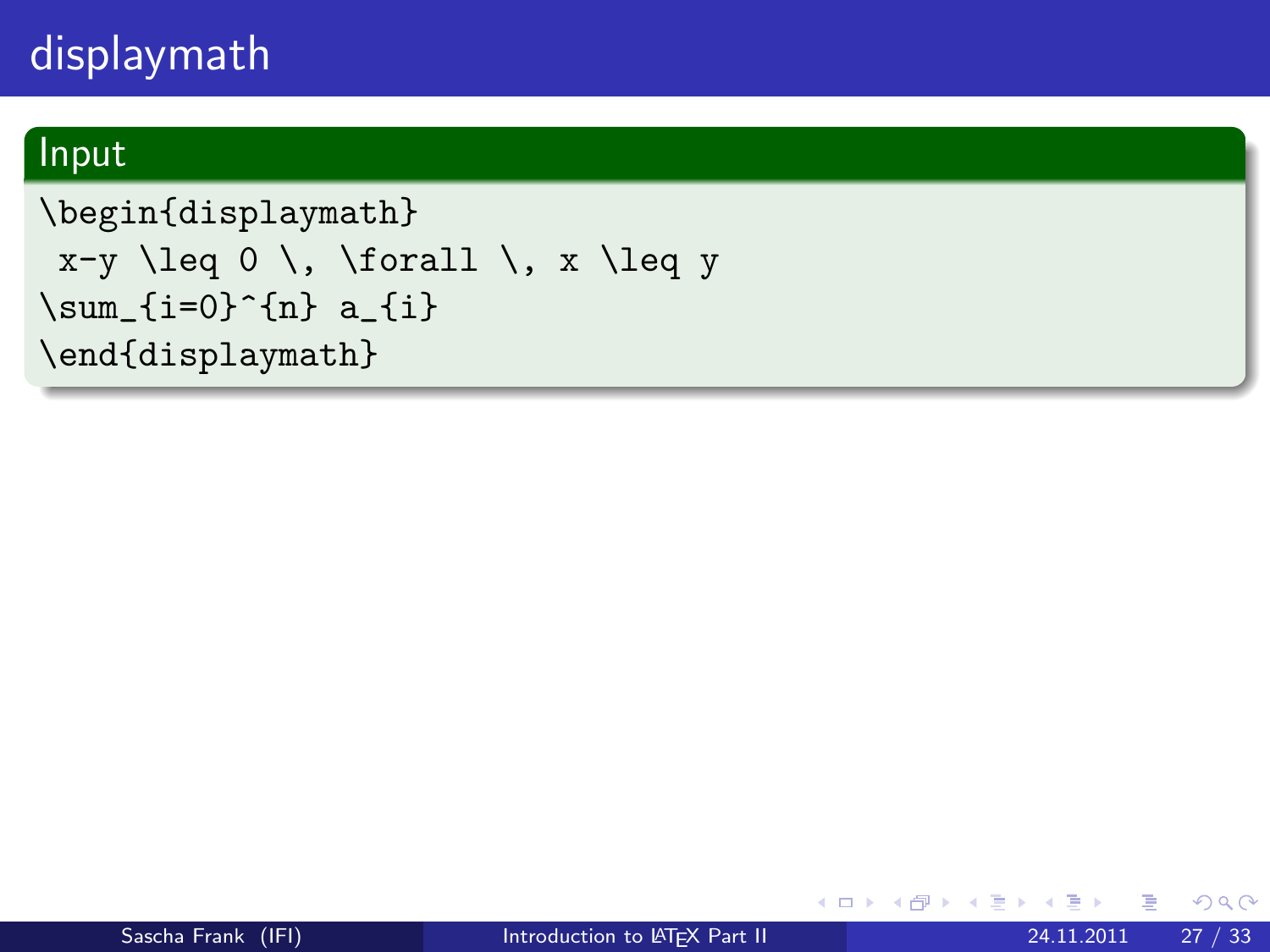# displaymath

**Input**

```
\begin{displaymath}
 x-y \leq 0 \, \forall \, x \leq y
\sum_{i=0}^{n} a_{i}
\end{displaymath}
```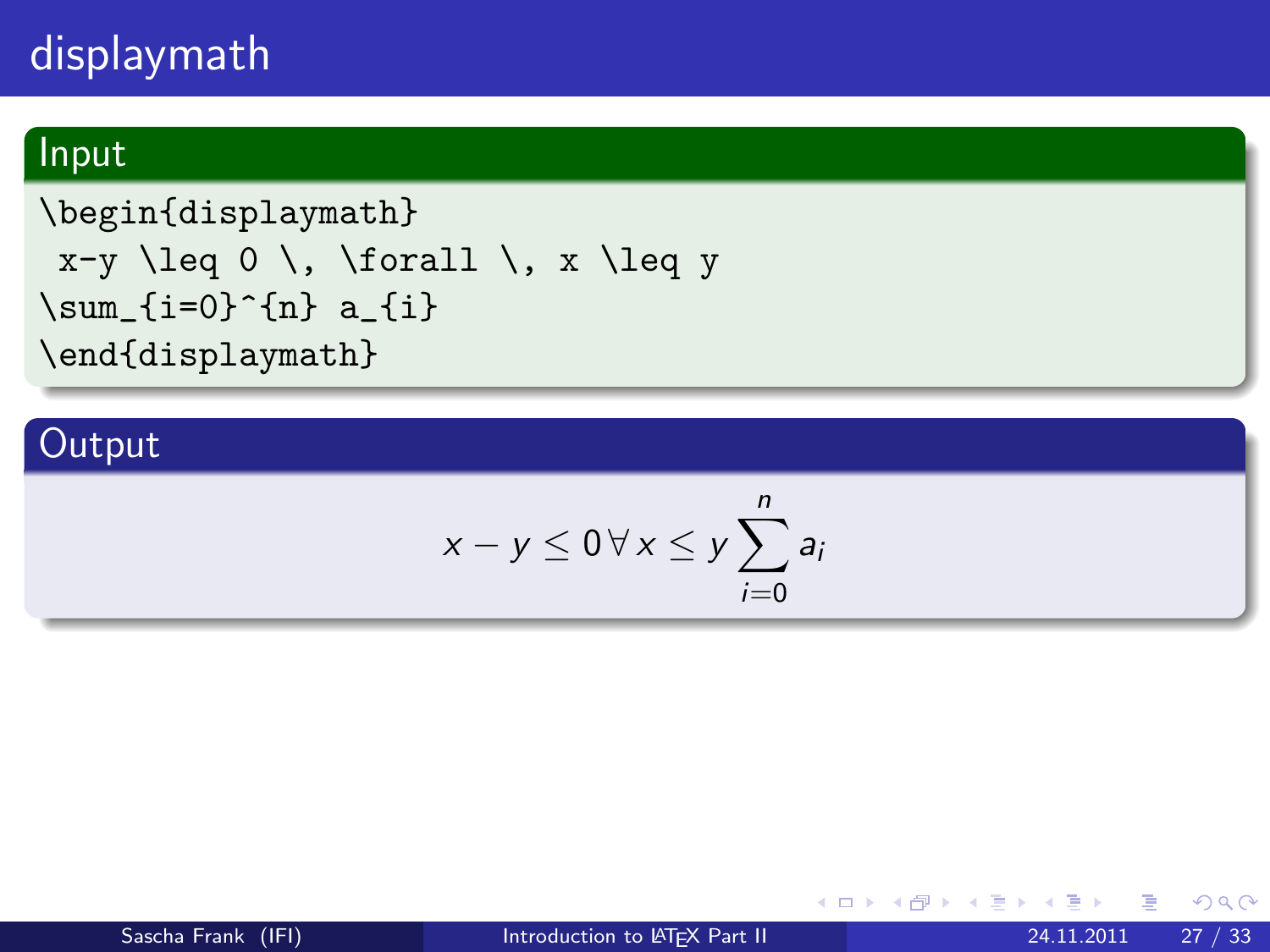# displaymath

## Input

```
\begin{displaymath}
 x-y \leq 0 \, \forall \, x \leq y
\sum_{i=0}^{n} a_{i}
\end{displaymath}
```

## Output

$$x - y \leq 0 \, \forall \, x \leq y \sum_{i=0}^{n} a_{i}$$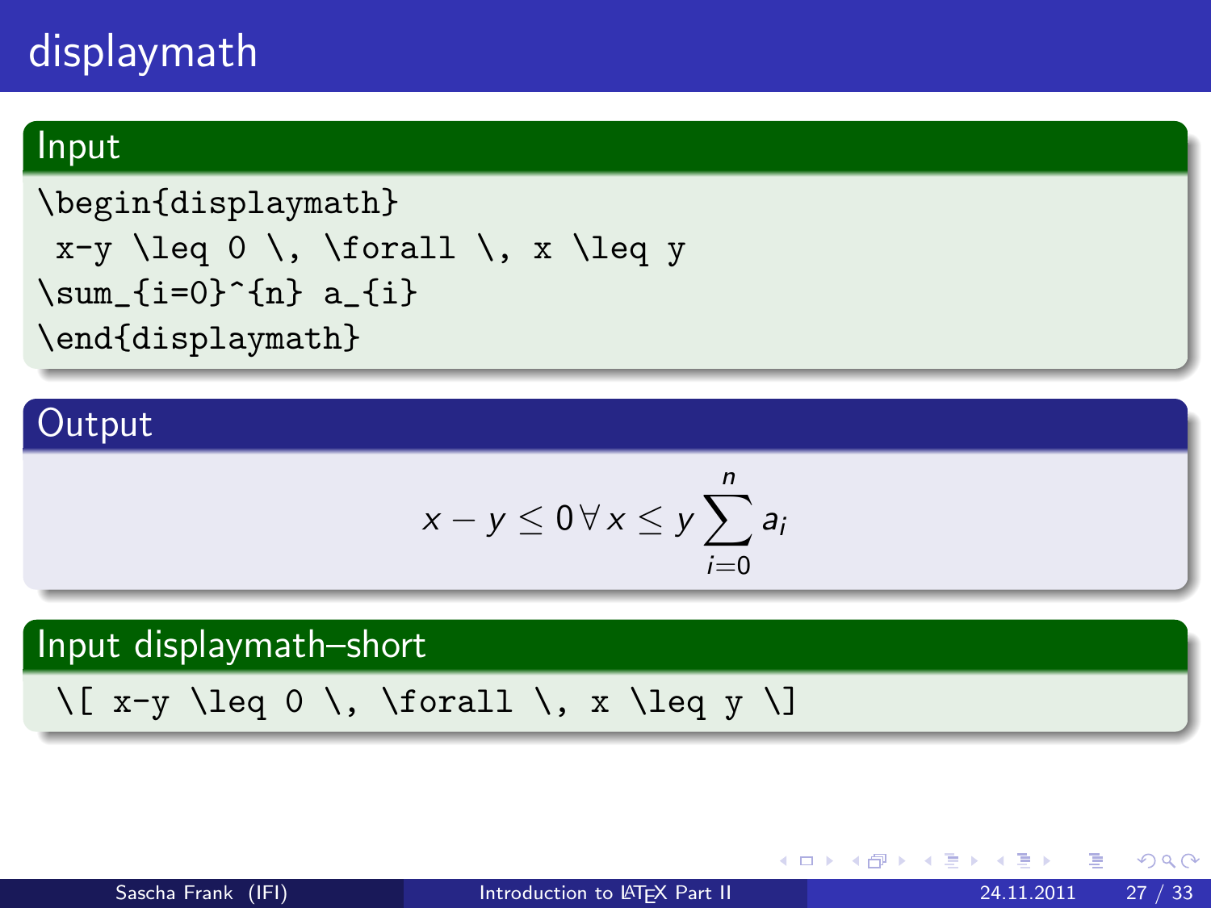# displaymath

## Input

```
\begin{displaymath}
 x-y \leq 0 \, \forall \, x \leq y
\sum_{i=0}^{n} a_{i}
\end{displaymath}
```

## Output

$$x - y \leq 0 \, \forall \, x \leq y \sum_{i=0}^{n} a_{i}$$

## Input displaymath–short

```
 \[ x-y \leq 0 \, \forall \, x \leq y \]
```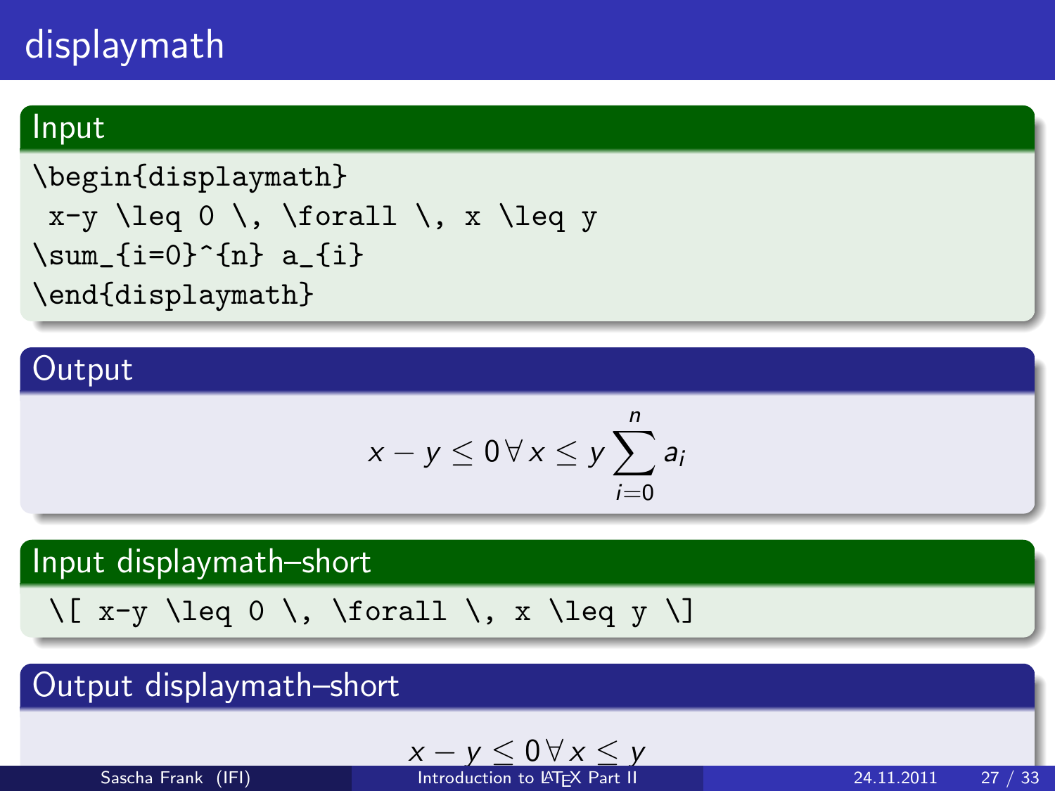# displaymath

## Input

```
\begin{displaymath}
 x-y \leq 0 \, \forall \, x \leq y
\sum_{i=0}^{n} a_{i}
\end{displaymath}
```

## Output

$$x-y \leq 0 \, \forall \, x \leq y \sum_{i=0}^{n} a_{i}$$

## Input displaymath–short

```
\[ x-y \leq 0 \, \forall \, x \leq y \]
```

## Output displaymath–short

$$x-y \leq 0 \, \forall \, x \leq y$$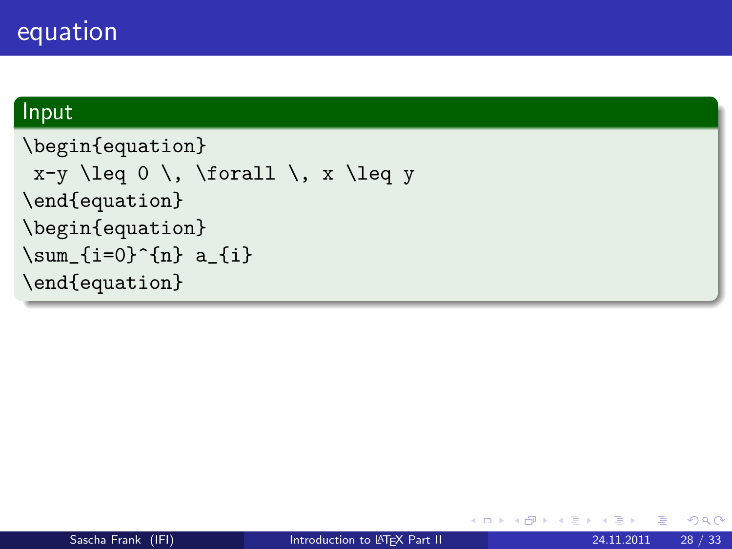# equation

**Input**

```
\begin{equation}
 x-y \leq 0 \, \forall \, x \leq y
\end{equation}
\begin{equation}
\sum_{i=0}^{n} a_{i}
\end{equation}
```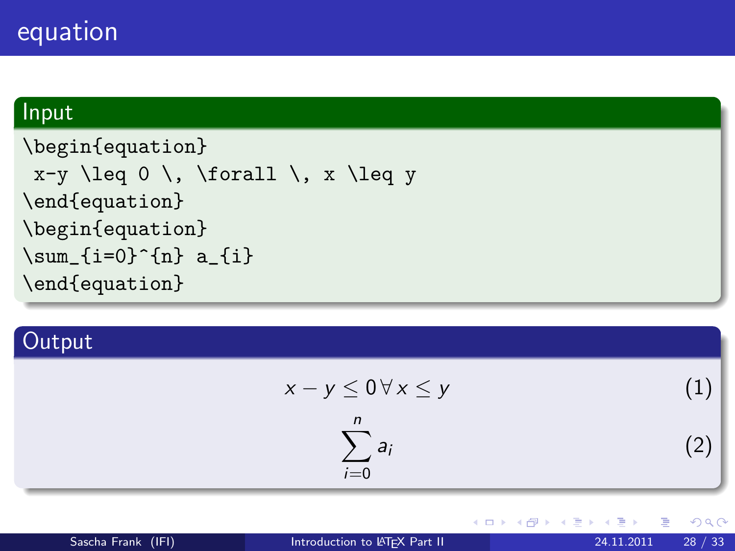# equation

## Input

```
\begin{equation}
 x-y \leq 0 \, \forall \, x \leq y
\end{equation}
\begin{equation}
\sum_{i=0}^{n} a_{i}
\end{equation}
```

## Output

$$x - y \leq 0 \, \forall \, x \leq y \tag{1}$$

$$\sum_{i=0}^{n} a_{i} \tag{2}$$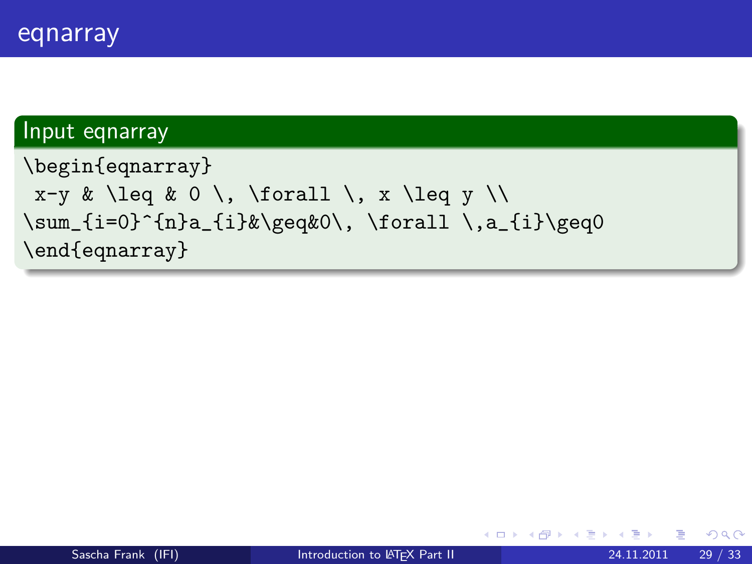# eqnarray

**Input eqnarray**

```
\begin{eqnarray}
 x-y & \leq & 0 \, \forall \, x \leq y \\
\sum_{i=0}^{n}a_{i}&\geq&0\, \forall \,a_{i}\geq0
\end{eqnarray}
```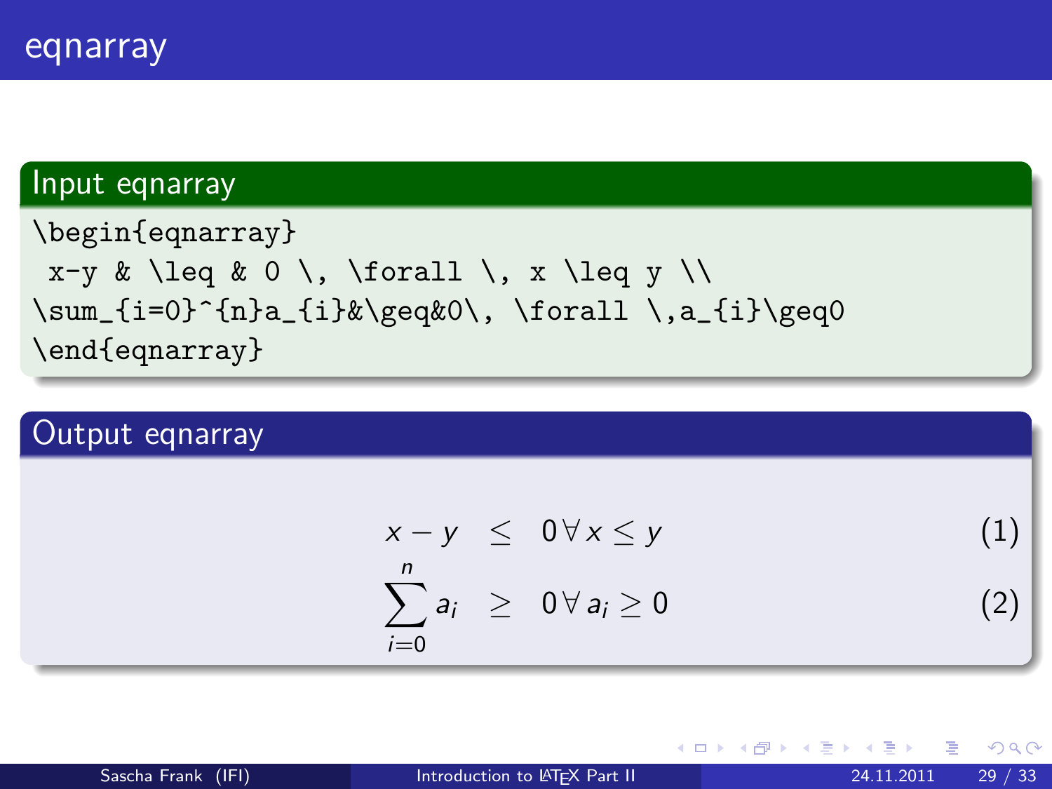# eqnarray

## Input eqnarray

```
\begin{eqnarray}
 x-y & \leq & 0 \, \forall \, x \leq y \\
\sum_{i=0}^{n}a_{i}&\geq&0\, \forall \,a_{i}\geq0
\end{eqnarray}
```

## Output eqnarray

$$
\begin{aligned}
x-y &\leq 0 \, \forall \, x \leq y & (1) \\
\sum_{i=0}^{n} a_{i} &\geq 0 \, \forall \, a_{i} \geq 0 & (2)
\end{aligned}
$$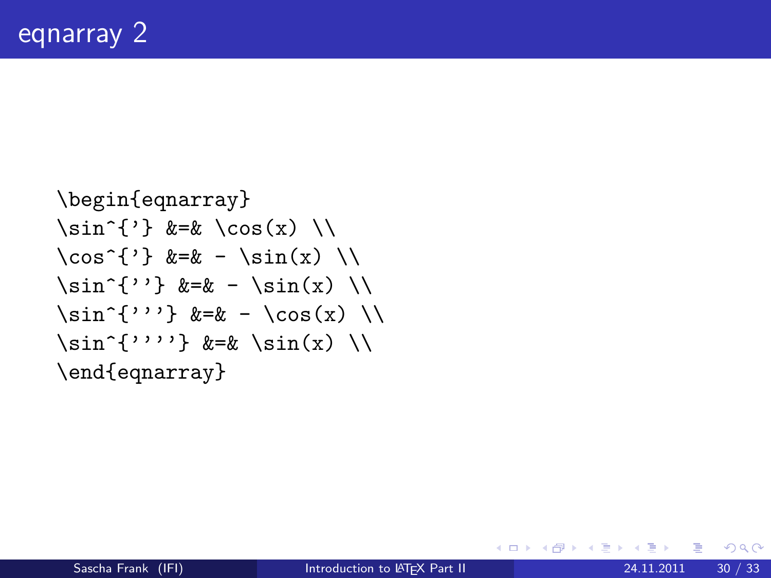# eqnarray 2

```
\begin{eqnarray}
\sin^{'} &=& \cos(x) \\
\cos^{'} &=& - \sin(x) \\
\sin^{''} &=& - \sin(x) \\
\sin^{'''} &=& - \cos(x) \\
\sin^{''''} &=& \sin(x) \\
\end{eqnarray}
```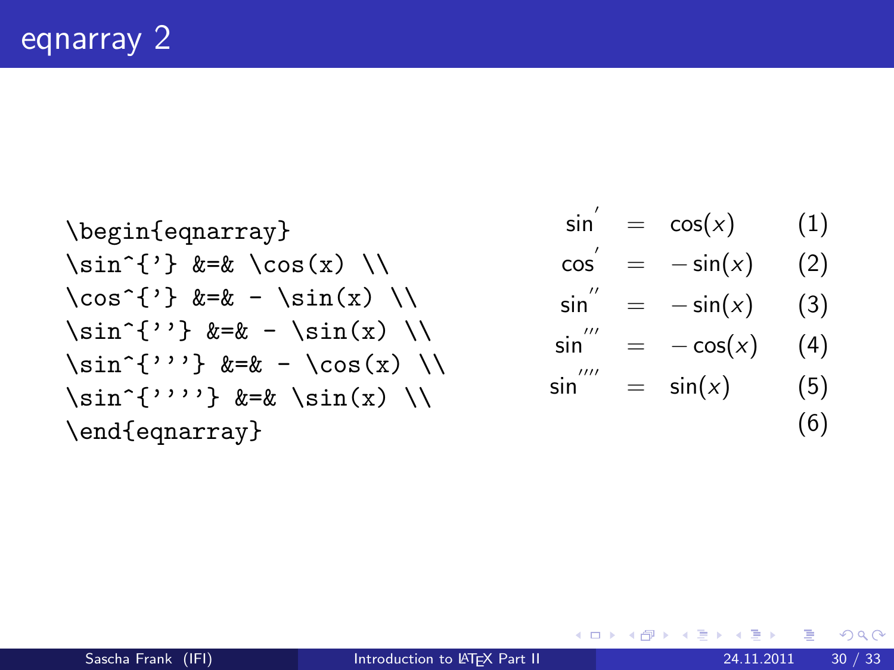# eqnarray 2

```
\begin{eqnarray}
\sin^{'} &=& \cos(x) \\
\cos^{'} &=& - \sin(x) \\
\sin^{''} &=& - \sin(x) \\
\sin^{'''} &=& - \cos(x) \\
\sin^{''''} &=& \sin(x) \\
\end{eqnarray}
```

$$\sin^{'} = \cos(x) \quad (1)$$

$$\cos^{'} = -\sin(x) \quad (2)$$

$$\sin^{''} = -\sin(x) \quad (3)$$

$$\sin^{'''} = -\cos(x) \quad (4)$$

$$\sin^{''''} = \sin(x) \quad (5)$$

$$(6)$$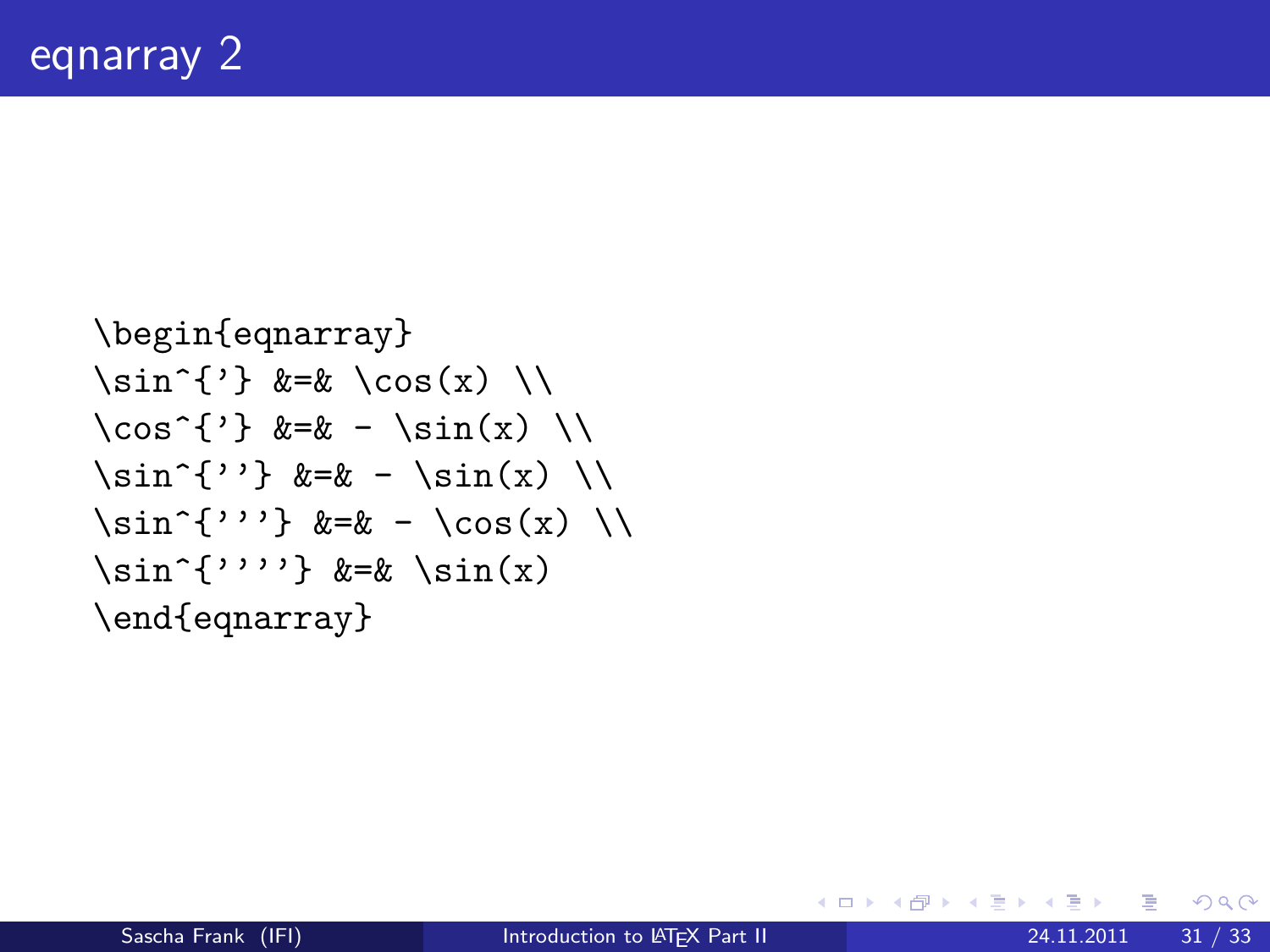# eqnarray 2

```
\begin{eqnarray}
\sin^{'} &=& \cos(x) \\
\cos^{'} &=& - \sin(x) \\
\sin^{''} &=& - \sin(x) \\
\sin^{'''} &=& - \cos(x) \\
\sin^{''''} &=& \sin(x)
\end{eqnarray}
```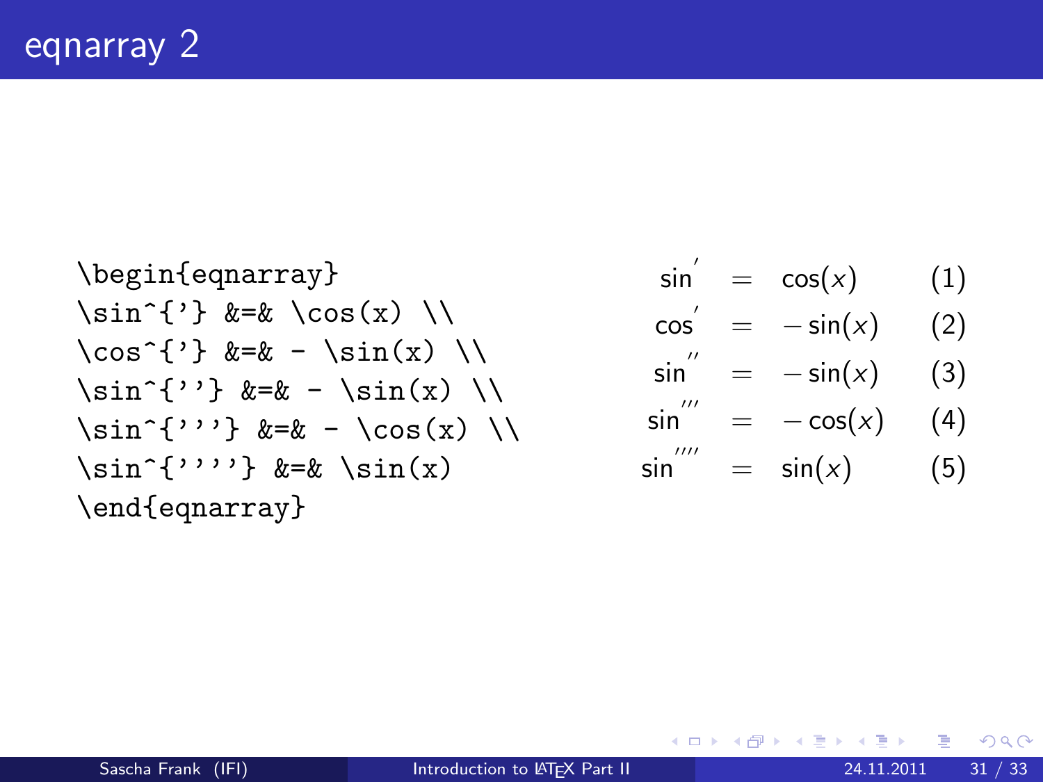# eqnarray 2

```
\begin{eqnarray}
\sin^{'} &=& \cos(x) \\
\cos^{'} &=& - \sin(x) \\
\sin^{''} &=& - \sin(x) \\
\sin^{'''} &=& - \cos(x) \\
\sin^{''''} &=& \sin(x)
\end{eqnarray}
```

$$
\begin{aligned}
\sin^{'} &= \cos(x) && (1)\\
\cos^{'} &= -\sin(x) && (2)\\
\sin^{''} &= -\sin(x) && (3)\\
\sin^{'''} &= -\cos(x) && (4)\\
\sin^{''''} &= \sin(x) && (5)
\end{aligned}
$$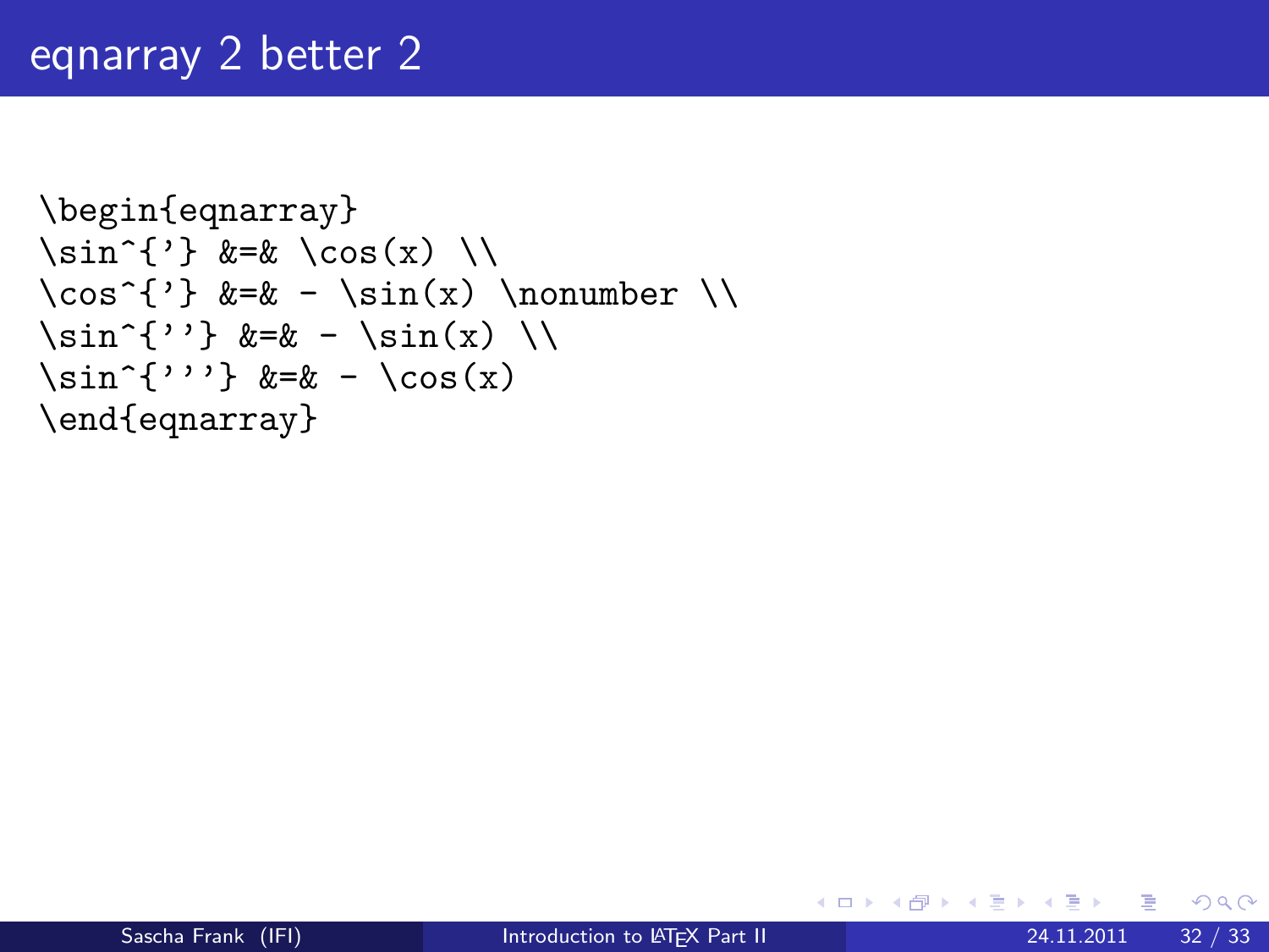# eqnarray 2 better 2

```
\begin{eqnarray}
\sin^{'} &=& \cos(x) \\
\cos^{'} &=& - \sin(x) \nonumber \\
\sin^{''} &=& - \sin(x) \\
\sin^{'''} &=& - \cos(x)
\end{eqnarray}
```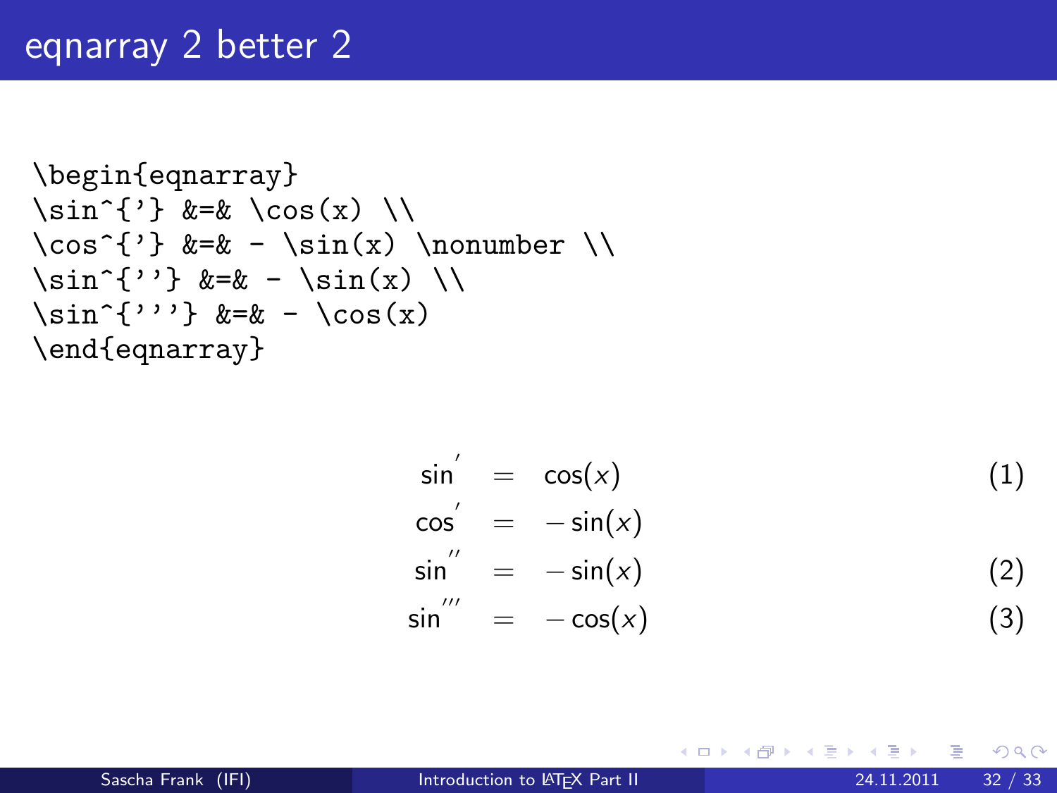# eqnarray 2 better 2

```
\begin{eqnarray}
\sin^{'} &=& \cos(x) \\
\cos^{'} &=& - \sin(x) \nonumber \\
\sin^{''} &=& - \sin(x) \\
\sin^{'''} &=& - \cos(x)
\end{eqnarray}
```

$$
\begin{aligned}
\sin^{'} &= \cos(x) && (1) \\
\cos^{'} &= -\sin(x) \\
\sin^{''} &= -\sin(x) && (2) \\
\sin^{'''} &= -\cos(x) && (3)
\end{aligned}
$$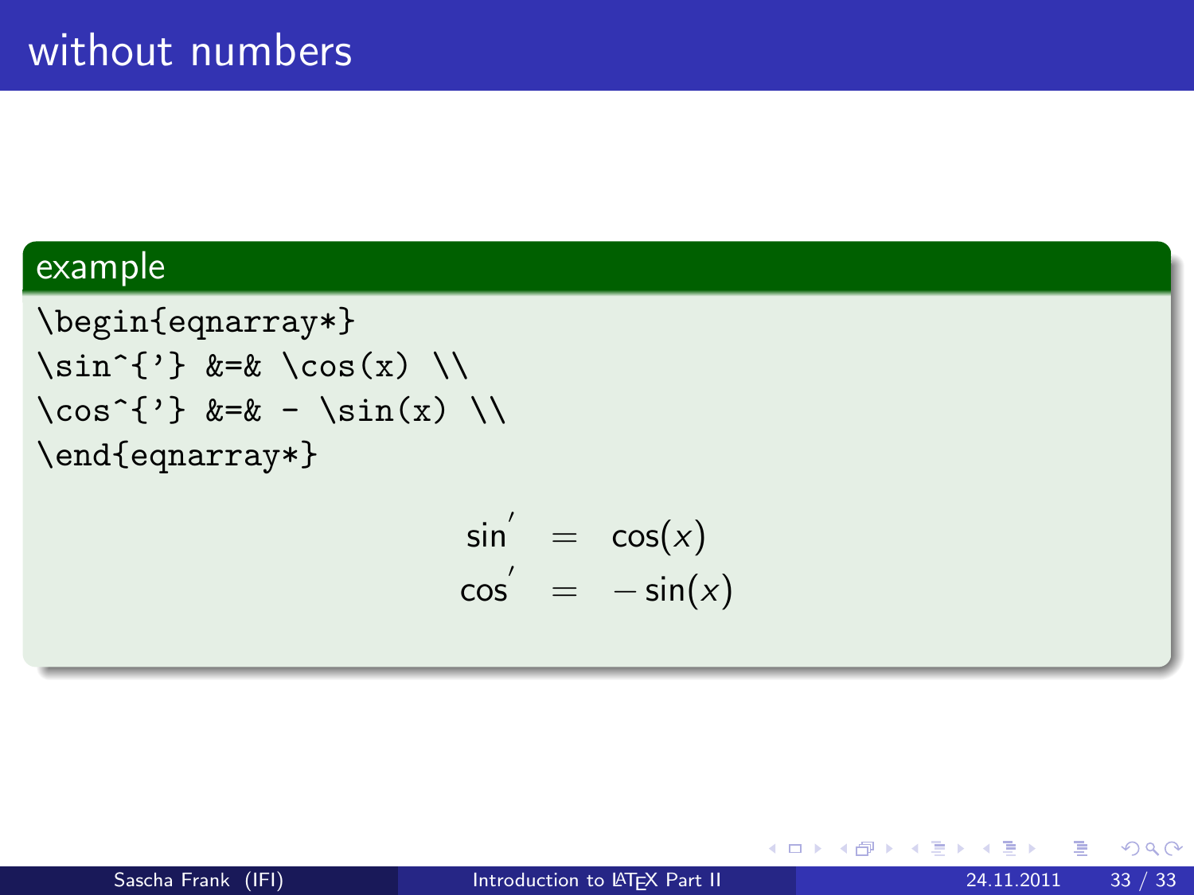# without numbers

**example**

```
\begin{eqnarray*}
\sin^{'} &=& \cos(x) \\
\cos^{'} &=& - \sin(x) \\
\end{eqnarray*}
```

$$\begin{aligned} \sin^{'} &= \cos(x) \\ \cos^{'} &= -\sin(x) \end{aligned}$$